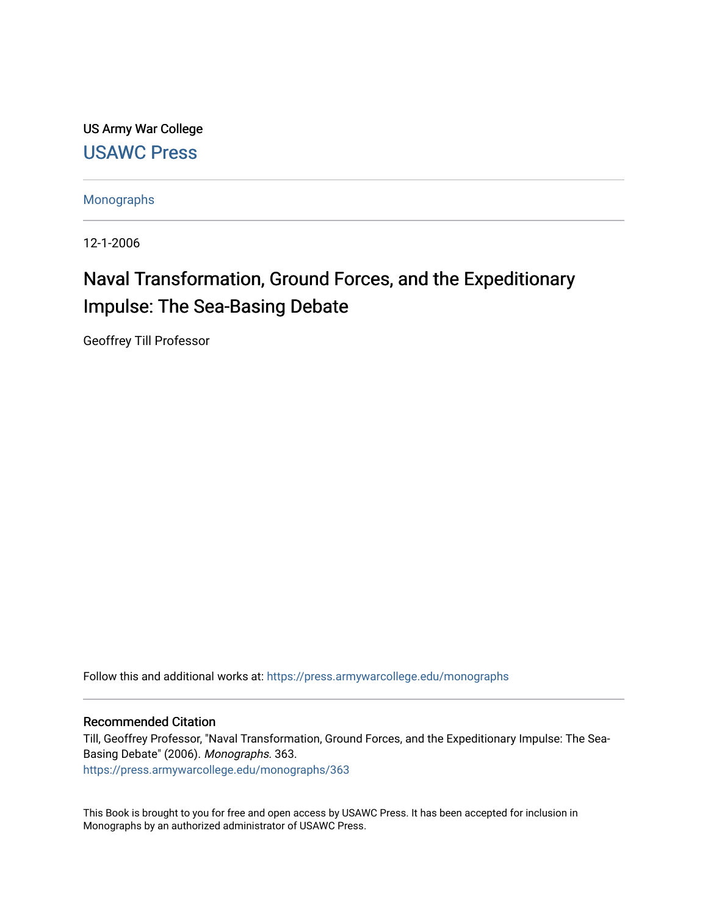US Army War College

USAWC Press

Monographs

12-1-2006

# Naval Transformation, Ground Forces, and the Expeditionary Impulse: The Sea-Basing Debate

Geoffrey Till Professor

Follow this and additional works at: https://press.armywarcollege.edu/monographs

## Recommended Citation

Till, Geoffrey Professor, "Naval Transformation, Ground Forces, and the Expeditionary Impulse: The Sea-Basing Debate" (2006). *Monographs*. 363.
https://press.armywarcollege.edu/monographs/363

This Book is brought to you for free and open access by USAWC Press. It has been accepted for inclusion in Monographs by an authorized administrator of USAWC Press.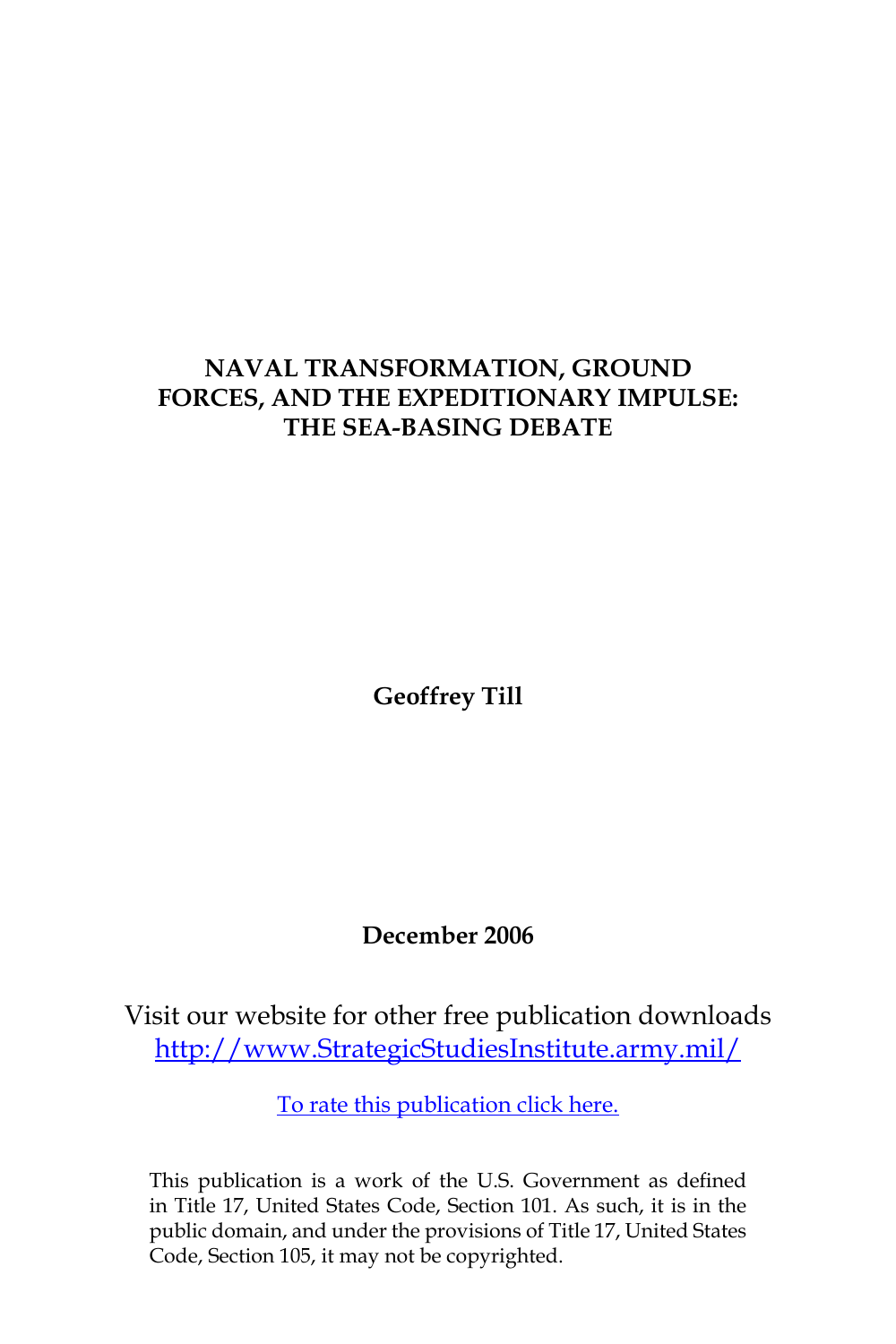# NAVAL TRANSFORMATION, GROUND FORCES, AND THE EXPEDITIONARY IMPULSE: THE SEA-BASING DEBATE

**Geoffrey Till**

**December 2006**

Visit our website for other free publication downloads
http://www.StrategicStudiesInstitute.army.mil/

To rate this publication click here.

This publication is a work of the U.S. Government as defined in Title 17, United States Code, Section 101. As such, it is in the public domain, and under the provisions of Title 17, United States Code, Section 105, it may not be copyrighted.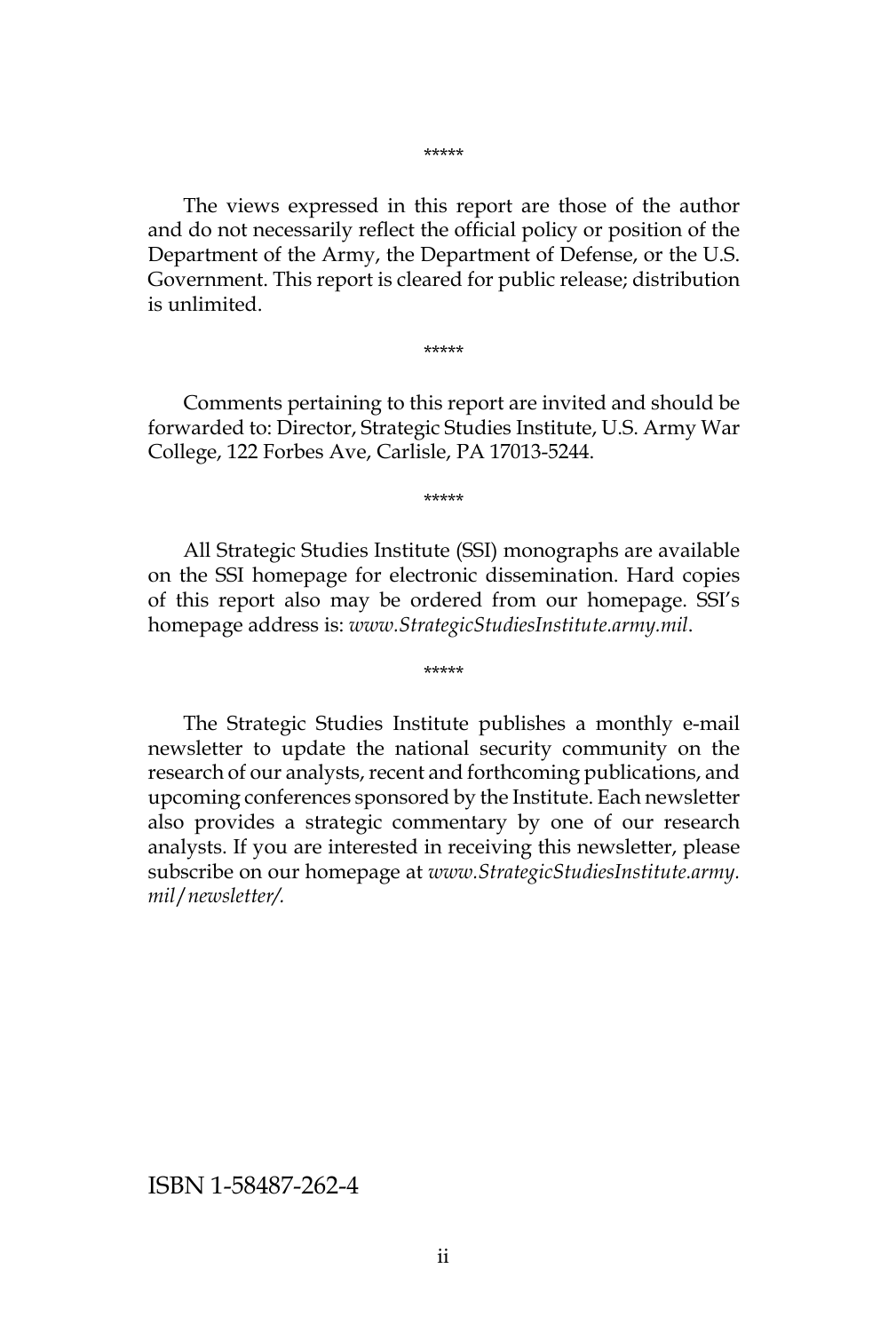*****

The views expressed in this report are those of the author and do not necessarily reflect the official policy or position of the Department of the Army, the Department of Defense, or the U.S. Government. This report is cleared for public release; distribution is unlimited.

*****

Comments pertaining to this report are invited and should be forwarded to: Director, Strategic Studies Institute, U.S. Army War College, 122 Forbes Ave, Carlisle, PA 17013-5244.

*****

All Strategic Studies Institute (SSI) monographs are available on the SSI homepage for electronic dissemination. Hard copies of this report also may be ordered from our homepage. SSI's homepage address is: *www.StrategicStudiesInstitute.army.mil*.

*****

The Strategic Studies Institute publishes a monthly e-mail newsletter to update the national security community on the research of our analysts, recent and forthcoming publications, and upcoming conferences sponsored by the Institute. Each newsletter also provides a strategic commentary by one of our research analysts. If you are interested in receiving this newsletter, please subscribe on our homepage at *www.StrategicStudiesInstitute.army.mil/newsletter/.*

ISBN 1-58487-262-4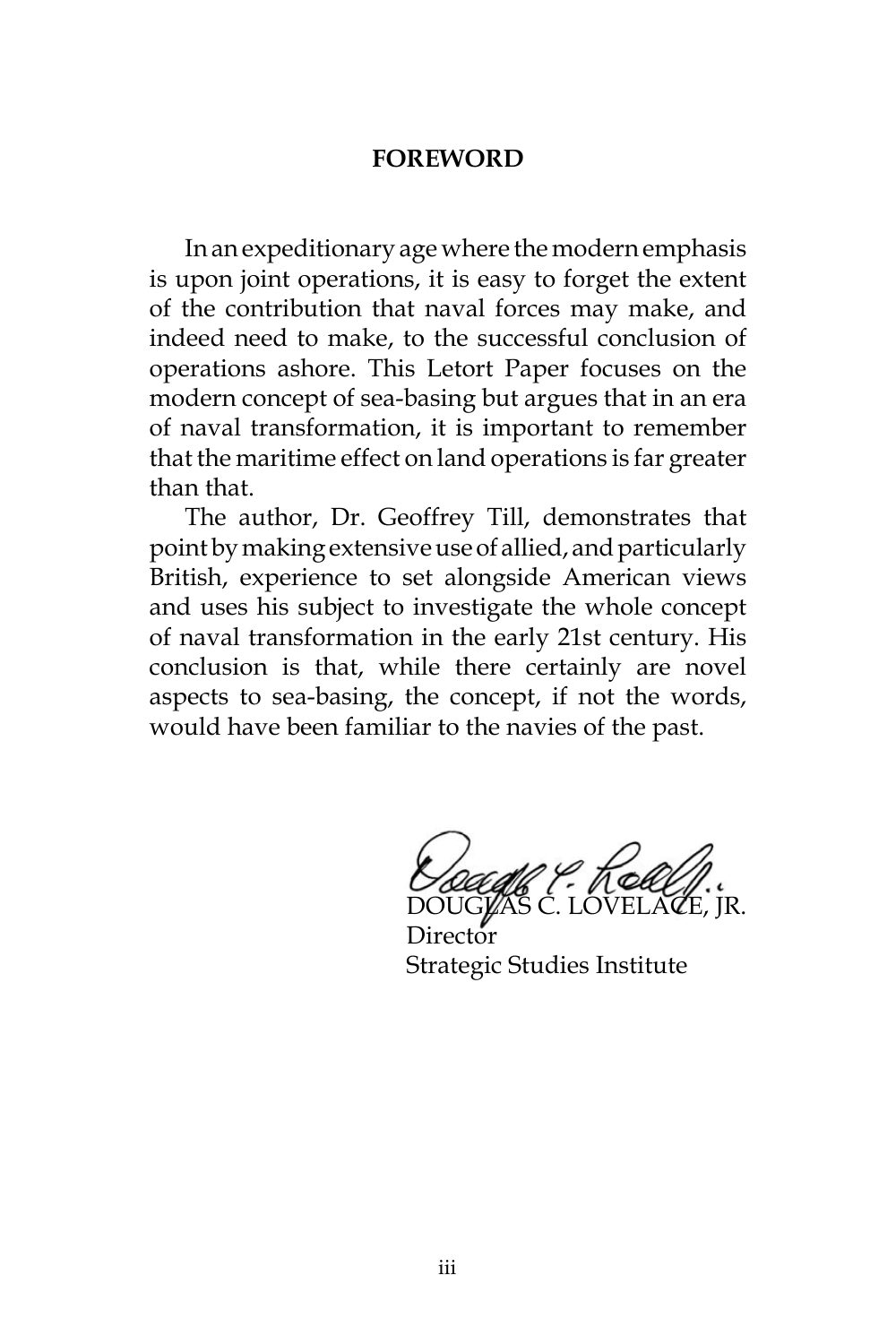## FOREWORD

In an expeditionary age where the modern emphasis is upon joint operations, it is easy to forget the extent of the contribution that naval forces may make, and indeed need to make, to the successful conclusion of operations ashore. This Letort Paper focuses on the modern concept of sea-basing but argues that in an era of naval transformation, it is important to remember that the maritime effect on land operations is far greater than that.

The author, Dr. Geoffrey Till, demonstrates that point by making extensive use of allied, and particularly British, experience to set alongside American views and uses his subject to investigate the whole concept of naval transformation in the early 21st century. His conclusion is that, while there certainly are novel aspects to sea-basing, the concept, if not the words, would have been familiar to the navies of the past.

DOUGLAS C. LOVELACE, JR.
Director
Strategic Studies Institute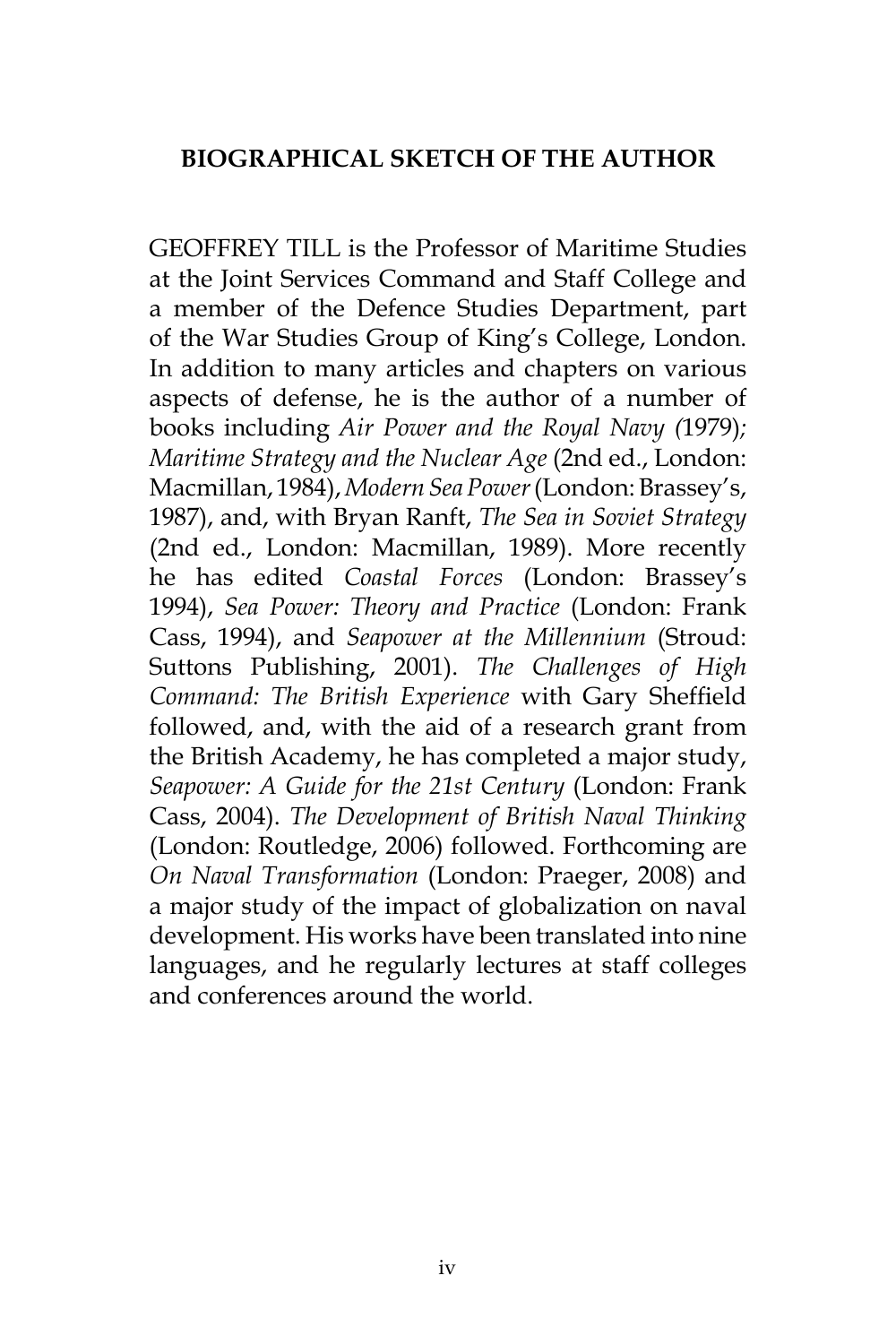## BIOGRAPHICAL SKETCH OF THE AUTHOR

GEOFFREY TILL is the Professor of Maritime Studies at the Joint Services Command and Staff College and a member of the Defence Studies Department, part of the War Studies Group of King's College, London. In addition to many articles and chapters on various aspects of defense, he is the author of a number of books including *Air Power and the Royal Navy (*1979)*; Maritime Strategy and the Nuclear Age* (2nd ed., London: Macmillan, 1984), *Modern Sea Power* (London: Brassey's, 1987), and, with Bryan Ranft, *The Sea in Soviet Strategy* (2nd ed., London: Macmillan, 1989). More recently he has edited *Coastal Forces* (London: Brassey's 1994), *Sea Power: Theory and Practice* (London: Frank Cass, 1994), and *Seapower at the Millennium* (Stroud: Suttons Publishing, 2001). *The Challenges of High Command: The British Experience* with Gary Sheffield followed, and, with the aid of a research grant from the British Academy, he has completed a major study, *Seapower: A Guide for the 21st Century* (London: Frank Cass, 2004). *The Development of British Naval Thinking* (London: Routledge, 2006) followed. Forthcoming are *On Naval Transformation* (London: Praeger, 2008) and a major study of the impact of globalization on naval development. His works have been translated into nine languages, and he regularly lectures at staff colleges and conferences around the world.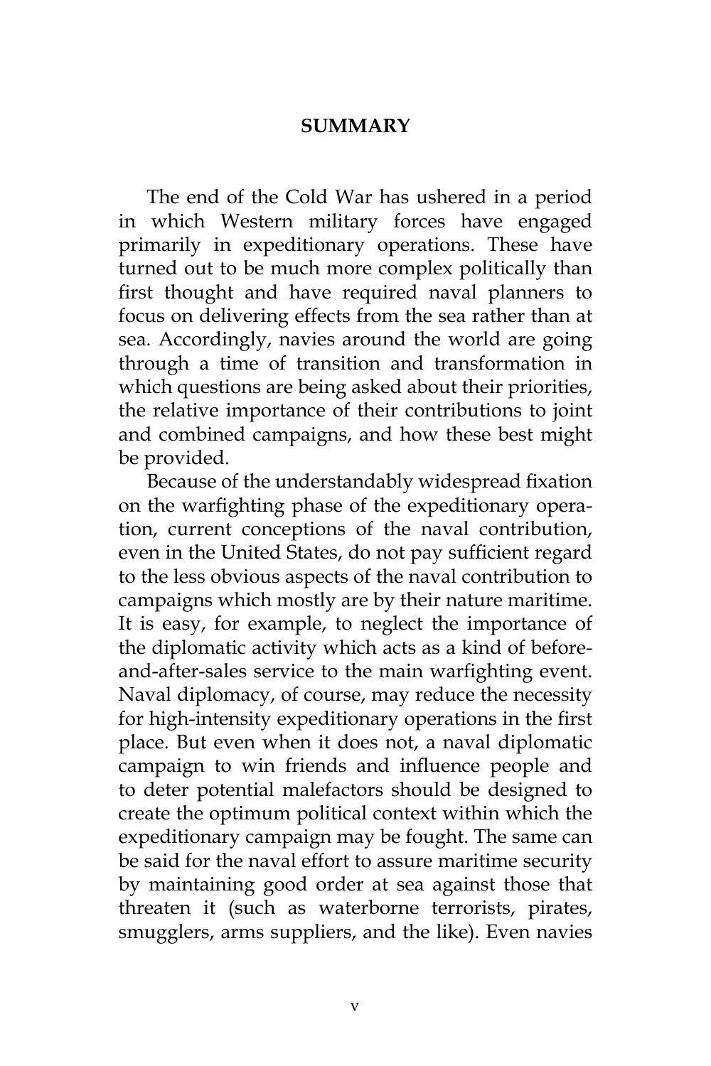## SUMMARY

The end of the Cold War has ushered in a period in which Western military forces have engaged primarily in expeditionary operations. These have turned out to be much more complex politically than first thought and have required naval planners to focus on delivering effects from the sea rather than at sea. Accordingly, navies around the world are going through a time of transition and transformation in which questions are being asked about their priorities, the relative importance of their contributions to joint and combined campaigns, and how these best might be provided.

Because of the understandably widespread fixation on the warfighting phase of the expeditionary operation, current conceptions of the naval contribution, even in the United States, do not pay sufficient regard to the less obvious aspects of the naval contribution to campaigns which mostly are by their nature maritime. It is easy, for example, to neglect the importance of the diplomatic activity which acts as a kind of before-and-after-sales service to the main warfighting event. Naval diplomacy, of course, may reduce the necessity for high-intensity expeditionary operations in the first place. But even when it does not, a naval diplomatic campaign to win friends and influence people and to deter potential malefactors should be designed to create the optimum political context within which the expeditionary campaign may be fought. The same can be said for the naval effort to assure maritime security by maintaining good order at sea against those that threaten it (such as waterborne terrorists, pirates, smugglers, arms suppliers, and the like). Even navies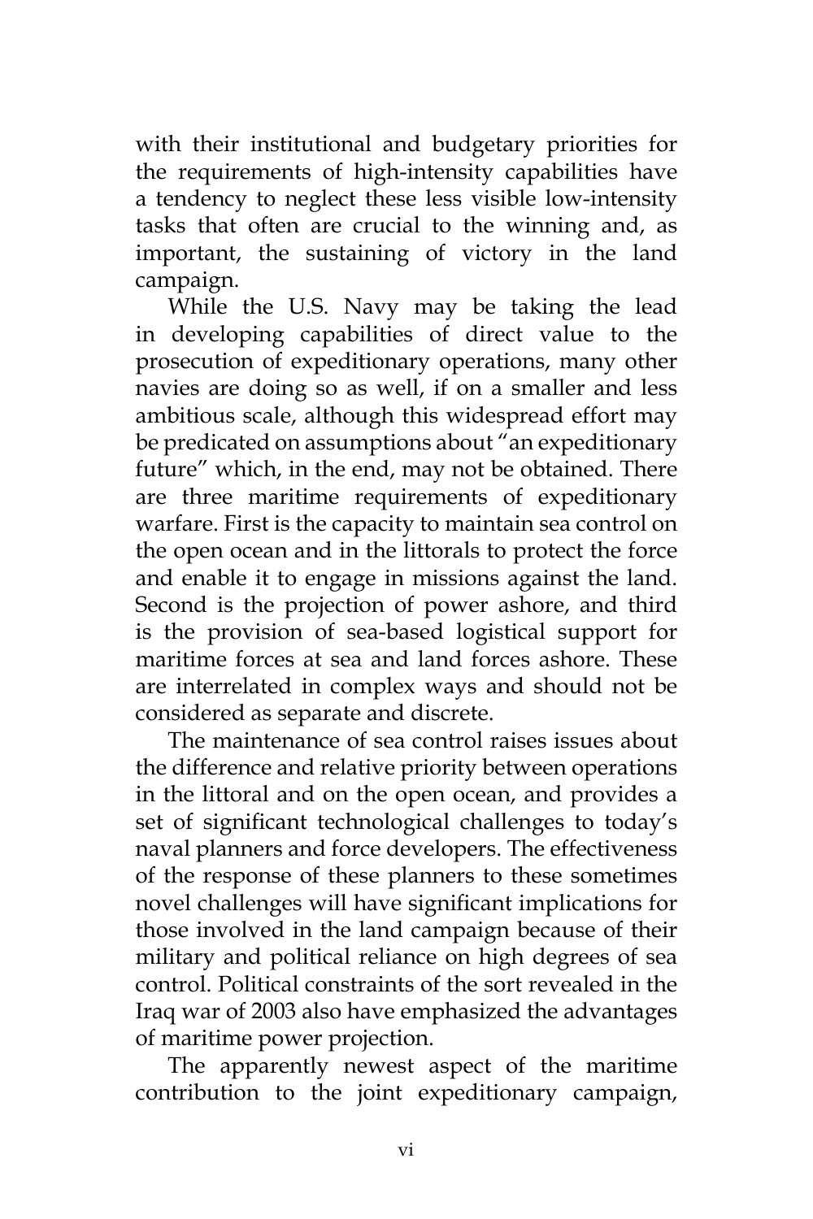with their institutional and budgetary priorities for the requirements of high-intensity capabilities have a tendency to neglect these less visible low-intensity tasks that often are crucial to the winning and, as important, the sustaining of victory in the land campaign.

While the U.S. Navy may be taking the lead in developing capabilities of direct value to the prosecution of expeditionary operations, many other navies are doing so as well, if on a smaller and less ambitious scale, although this widespread effort may be predicated on assumptions about "an expeditionary future" which, in the end, may not be obtained. There are three maritime requirements of expeditionary warfare. First is the capacity to maintain sea control on the open ocean and in the littorals to protect the force and enable it to engage in missions against the land. Second is the projection of power ashore, and third is the provision of sea-based logistical support for maritime forces at sea and land forces ashore. These are interrelated in complex ways and should not be considered as separate and discrete.

The maintenance of sea control raises issues about the difference and relative priority between operations in the littoral and on the open ocean, and provides a set of significant technological challenges to today's naval planners and force developers. The effectiveness of the response of these planners to these sometimes novel challenges will have significant implications for those involved in the land campaign because of their military and political reliance on high degrees of sea control. Political constraints of the sort revealed in the Iraq war of 2003 also have emphasized the advantages of maritime power projection.

The apparently newest aspect of the maritime contribution to the joint expeditionary campaign,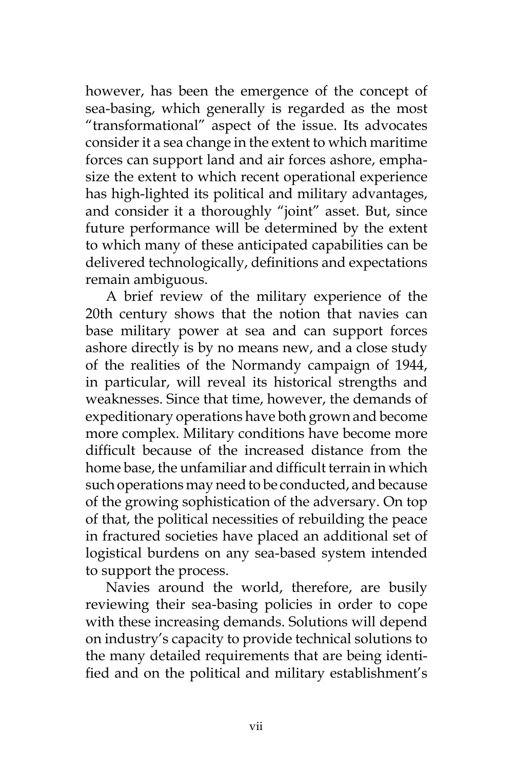however, has been the emergence of the concept of sea-basing, which generally is regarded as the most "transformational" aspect of the issue. Its advocates consider it a sea change in the extent to which maritime forces can support land and air forces ashore, emphasize the extent to which recent operational experience has high-lighted its political and military advantages, and consider it a thoroughly "joint" asset. But, since future performance will be determined by the extent to which many of these anticipated capabilities can be delivered technologically, definitions and expectations remain ambiguous.

A brief review of the military experience of the 20th century shows that the notion that navies can base military power at sea and can support forces ashore directly is by no means new, and a close study of the realities of the Normandy campaign of 1944, in particular, will reveal its historical strengths and weaknesses. Since that time, however, the demands of expeditionary operations have both grown and become more complex. Military conditions have become more difficult because of the increased distance from the home base, the unfamiliar and difficult terrain in which such operations may need to be conducted, and because of the growing sophistication of the adversary. On top of that, the political necessities of rebuilding the peace in fractured societies have placed an additional set of logistical burdens on any sea-based system intended to support the process.

Navies around the world, therefore, are busily reviewing their sea-basing policies in order to cope with these increasing demands. Solutions will depend on industry's capacity to provide technical solutions to the many detailed requirements that are being identified and on the political and military establishment's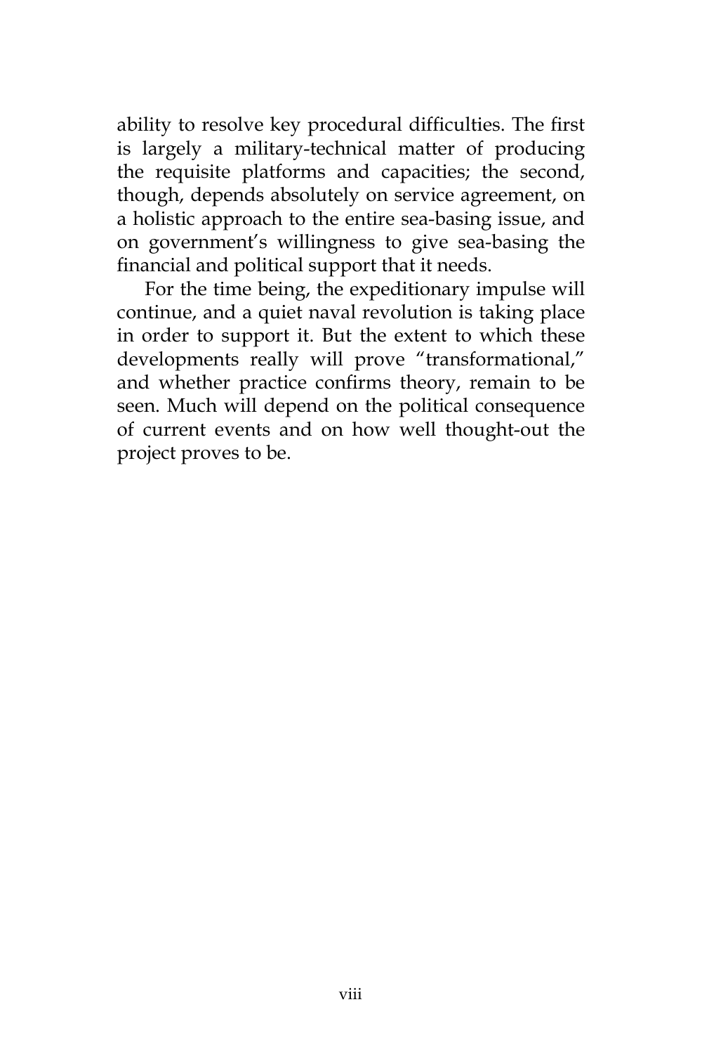ability to resolve key procedural difficulties. The first is largely a military-technical matter of producing the requisite platforms and capacities; the second, though, depends absolutely on service agreement, on a holistic approach to the entire sea-basing issue, and on government's willingness to give sea-basing the financial and political support that it needs.

For the time being, the expeditionary impulse will continue, and a quiet naval revolution is taking place in order to support it. But the extent to which these developments really will prove "transformational," and whether practice confirms theory, remain to be seen. Much will depend on the political consequence of current events and on how well thought-out the project proves to be.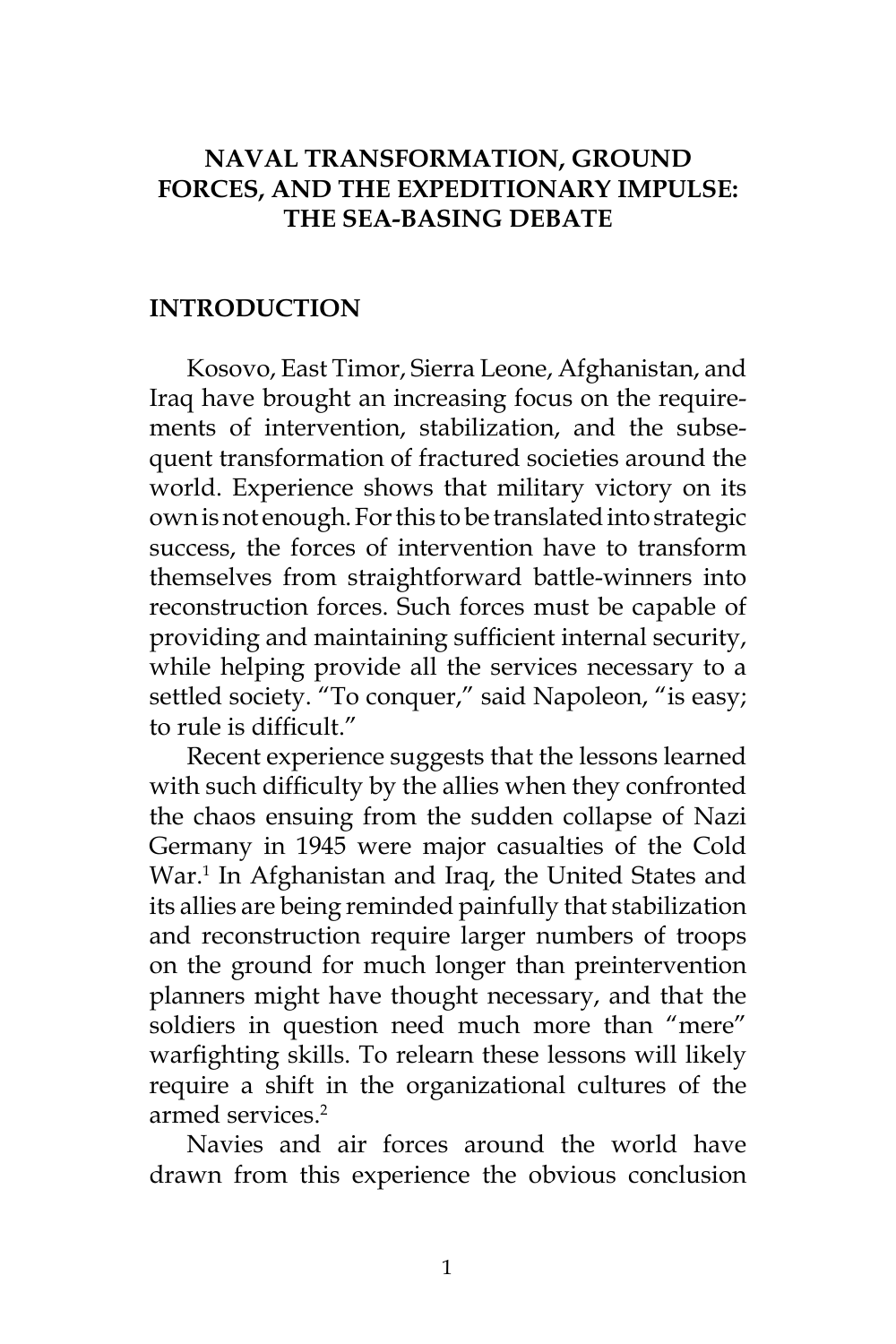# NAVAL TRANSFORMATION, GROUND FORCES, AND THE EXPEDITIONARY IMPULSE: THE SEA-BASING DEBATE

## INTRODUCTION

Kosovo, East Timor, Sierra Leone, Afghanistan, and Iraq have brought an increasing focus on the requirements of intervention, stabilization, and the subsequent transformation of fractured societies around the world. Experience shows that military victory on its own is not enough. For this to be translated into strategic success, the forces of intervention have to transform themselves from straightforward battle-winners into reconstruction forces. Such forces must be capable of providing and maintaining sufficient internal security, while helping provide all the services necessary to a settled society. "To conquer," said Napoleon, "is easy; to rule is difficult."

Recent experience suggests that the lessons learned with such difficulty by the allies when they confronted the chaos ensuing from the sudden collapse of Nazi Germany in 1945 were major casualties of the Cold War.[1] In Afghanistan and Iraq, the United States and its allies are being reminded painfully that stabilization and reconstruction require larger numbers of troops on the ground for much longer than preintervention planners might have thought necessary, and that the soldiers in question need much more than "mere" warfighting skills. To relearn these lessons will likely require a shift in the organizational cultures of the armed services.[2]

Navies and air forces around the world have drawn from this experience the obvious conclusion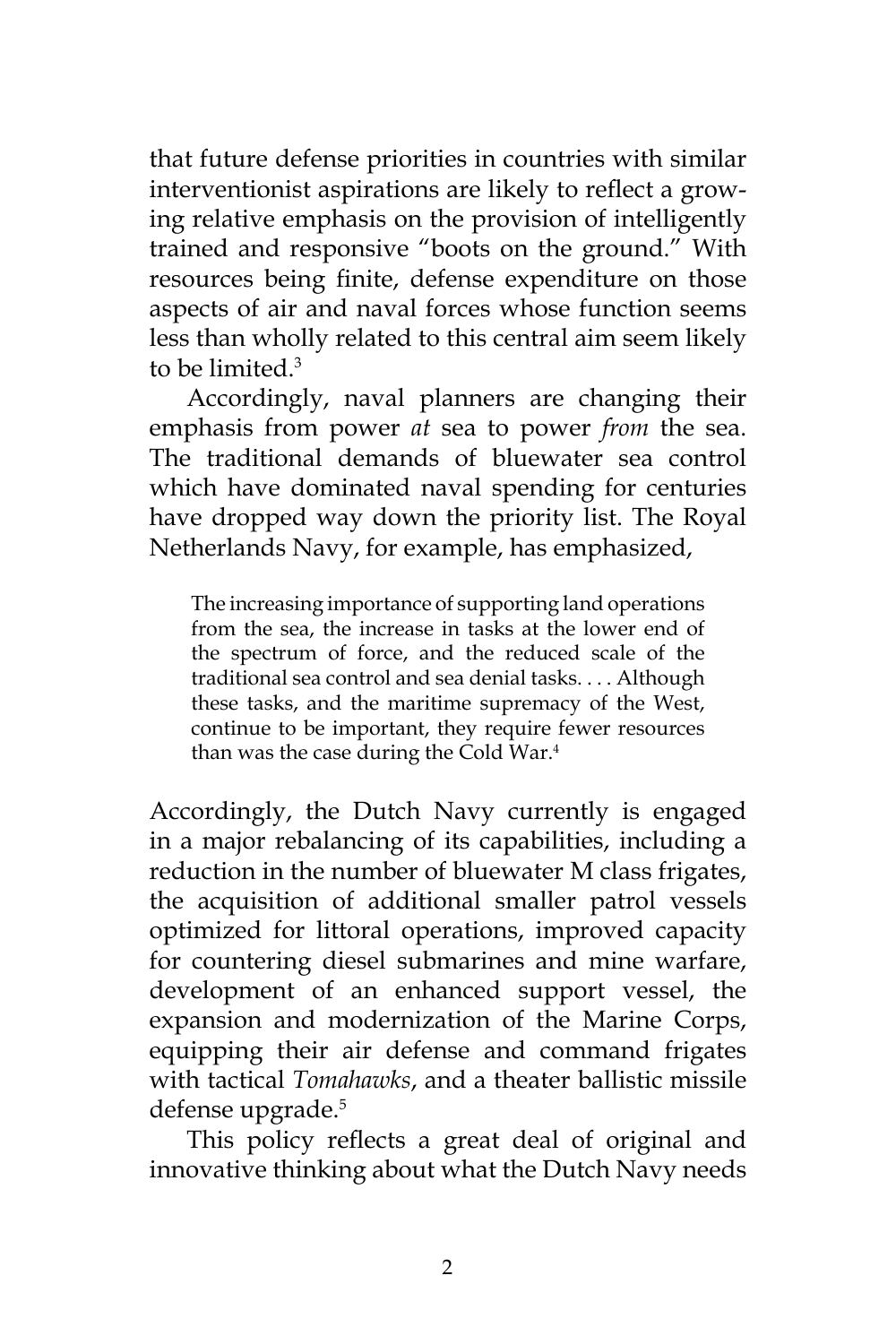that future defense priorities in countries with similar interventionist aspirations are likely to reflect a growing relative emphasis on the provision of intelligently trained and responsive "boots on the ground." With resources being finite, defense expenditure on those aspects of air and naval forces whose function seems less than wholly related to this central aim seem likely to be limited.[3]

Accordingly, naval planners are changing their emphasis from power *at* sea to power *from* the sea. The traditional demands of bluewater sea control which have dominated naval spending for centuries have dropped way down the priority list. The Royal Netherlands Navy, for example, has emphasized,

> The increasing importance of supporting land operations from the sea, the increase in tasks at the lower end of the spectrum of force, and the reduced scale of the traditional sea control and sea denial tasks. . . . Although these tasks, and the maritime supremacy of the West, continue to be important, they require fewer resources than was the case during the Cold War.[4]

Accordingly, the Dutch Navy currently is engaged in a major rebalancing of its capabilities, including a reduction in the number of bluewater M class frigates, the acquisition of additional smaller patrol vessels optimized for littoral operations, improved capacity for countering diesel submarines and mine warfare, development of an enhanced support vessel, the expansion and modernization of the Marine Corps, equipping their air defense and command frigates with tactical *Tomahawks*, and a theater ballistic missile defense upgrade.[5]

This policy reflects a great deal of original and innovative thinking about what the Dutch Navy needs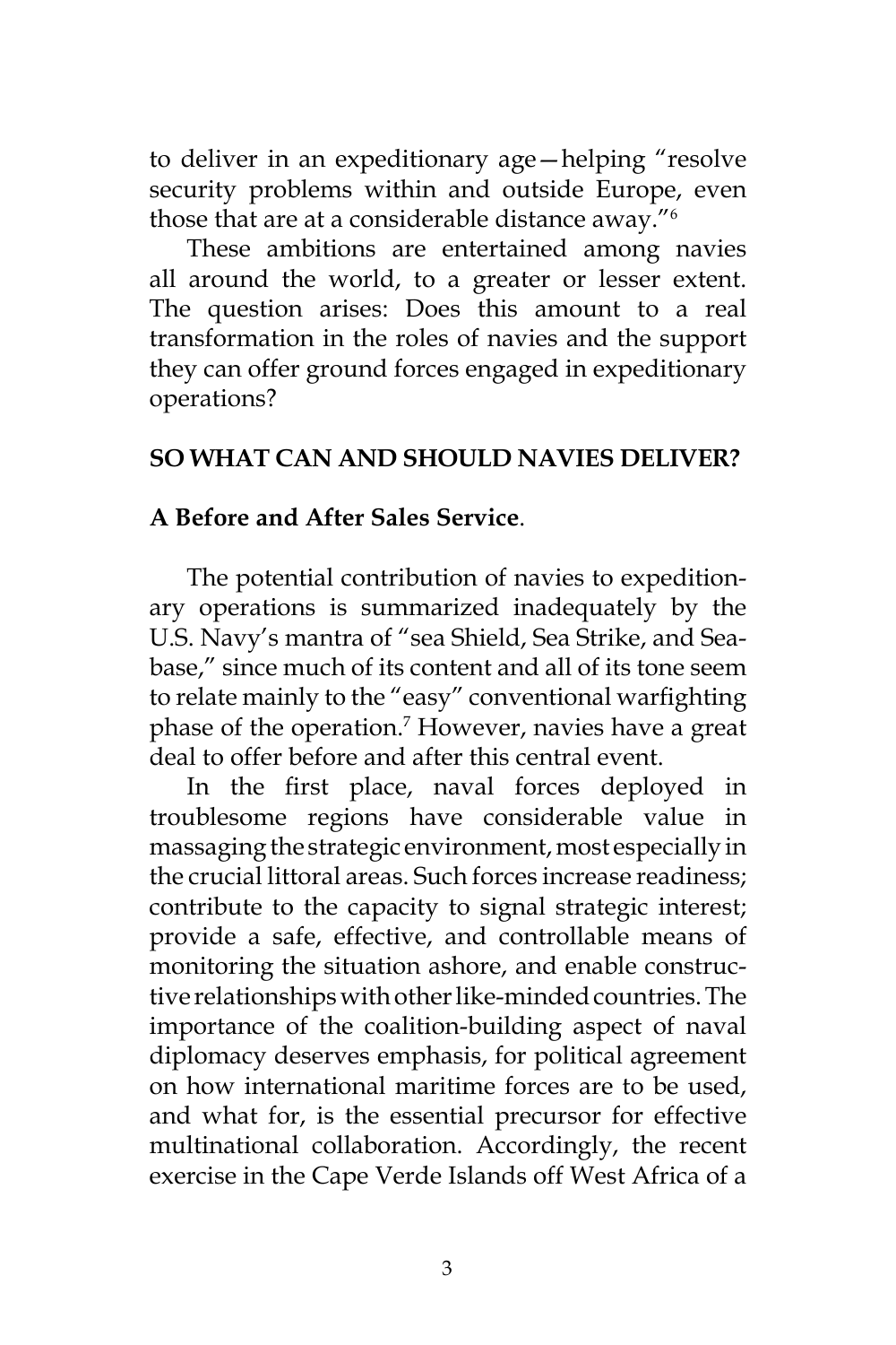to deliver in an expeditionary age—helping "resolve security problems within and outside Europe, even those that are at a considerable distance away."[6]

These ambitions are entertained among navies all around the world, to a greater or lesser extent. The question arises: Does this amount to a real transformation in the roles of navies and the support they can offer ground forces engaged in expeditionary operations?

## SO WHAT CAN AND SHOULD NAVIES DELIVER?

### A Before and After Sales Service.

The potential contribution of navies to expeditionary operations is summarized inadequately by the U.S. Navy's mantra of "sea Shield, Sea Strike, and Seabase," since much of its content and all of its tone seem to relate mainly to the "easy" conventional warfighting phase of the operation.[7] However, navies have a great deal to offer before and after this central event.

In the first place, naval forces deployed in troublesome regions have considerable value in massaging the strategic environment, most especially in the crucial littoral areas. Such forces increase readiness; contribute to the capacity to signal strategic interest; provide a safe, effective, and controllable means of monitoring the situation ashore, and enable constructive relationships with other like-minded countries. The importance of the coalition-building aspect of naval diplomacy deserves emphasis, for political agreement on how international maritime forces are to be used, and what for, is the essential precursor for effective multinational collaboration. Accordingly, the recent exercise in the Cape Verde Islands off West Africa of a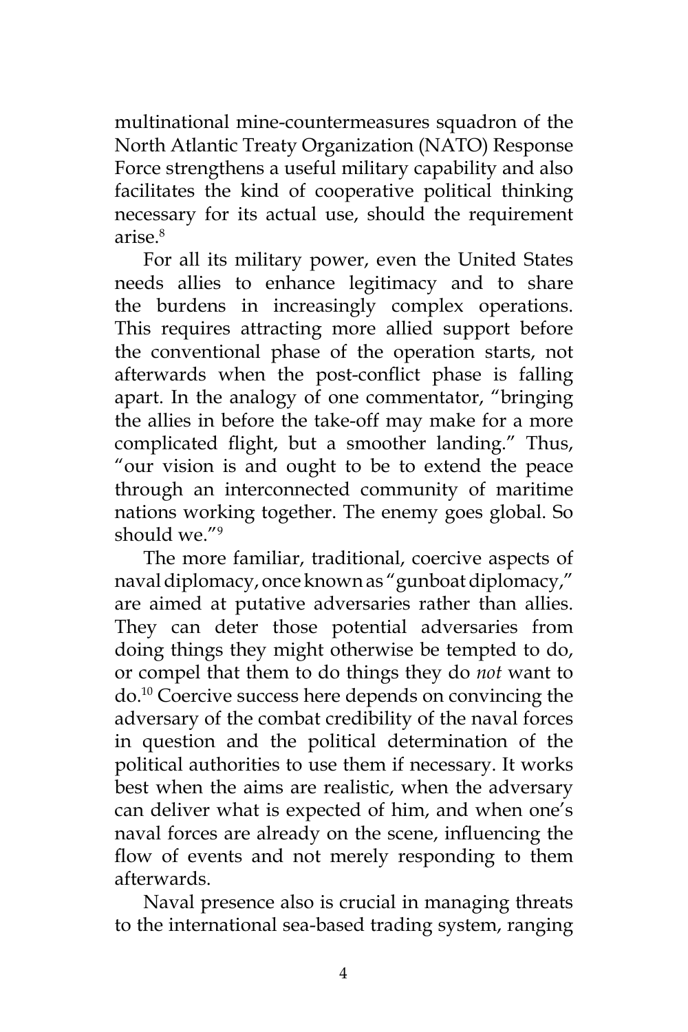multinational mine-countermeasures squadron of the North Atlantic Treaty Organization (NATO) Response Force strengthens a useful military capability and also facilitates the kind of cooperative political thinking necessary for its actual use, should the requirement arise.[8]

For all its military power, even the United States needs allies to enhance legitimacy and to share the burdens in increasingly complex operations. This requires attracting more allied support before the conventional phase of the operation starts, not afterwards when the post-conflict phase is falling apart. In the analogy of one commentator, "bringing the allies in before the take-off may make for a more complicated flight, but a smoother landing." Thus, "our vision is and ought to be to extend the peace through an interconnected community of maritime nations working together. The enemy goes global. So should we."[9]

The more familiar, traditional, coercive aspects of naval diplomacy, once known as "gunboat diplomacy," are aimed at putative adversaries rather than allies. They can deter those potential adversaries from doing things they might otherwise be tempted to do, or compel that them to do things they do *not* want to do.[10] Coercive success here depends on convincing the adversary of the combat credibility of the naval forces in question and the political determination of the political authorities to use them if necessary. It works best when the aims are realistic, when the adversary can deliver what is expected of him, and when one's naval forces are already on the scene, influencing the flow of events and not merely responding to them afterwards.

Naval presence also is crucial in managing threats to the international sea-based trading system, ranging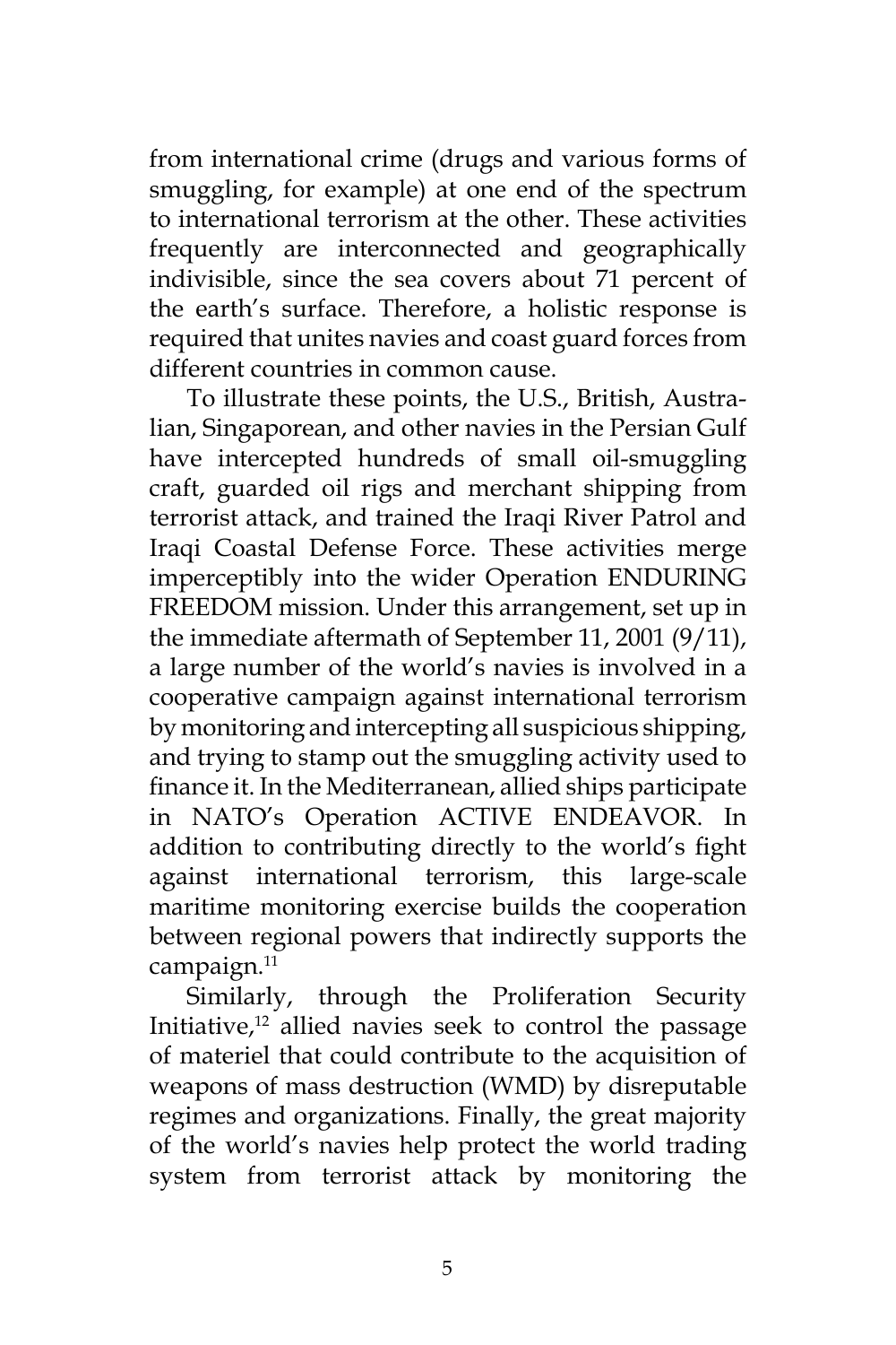from international crime (drugs and various forms of smuggling, for example) at one end of the spectrum to international terrorism at the other. These activities frequently are interconnected and geographically indivisible, since the sea covers about 71 percent of the earth's surface. Therefore, a holistic response is required that unites navies and coast guard forces from different countries in common cause.

To illustrate these points, the U.S., British, Australian, Singaporean, and other navies in the Persian Gulf have intercepted hundreds of small oil-smuggling craft, guarded oil rigs and merchant shipping from terrorist attack, and trained the Iraqi River Patrol and Iraqi Coastal Defense Force. These activities merge imperceptibly into the wider Operation ENDURING FREEDOM mission. Under this arrangement, set up in the immediate aftermath of September 11, 2001 (9/11), a large number of the world's navies is involved in a cooperative campaign against international terrorism by monitoring and intercepting all suspicious shipping, and trying to stamp out the smuggling activity used to finance it. In the Mediterranean, allied ships participate in NATO's Operation ACTIVE ENDEAVOR. In addition to contributing directly to the world's fight against international terrorism, this large-scale maritime monitoring exercise builds the cooperation between regional powers that indirectly supports the campaign.[11]

Similarly, through the Proliferation Security Initiative,[12] allied navies seek to control the passage of materiel that could contribute to the acquisition of weapons of mass destruction (WMD) by disreputable regimes and organizations. Finally, the great majority of the world's navies help protect the world trading system from terrorist attack by monitoring the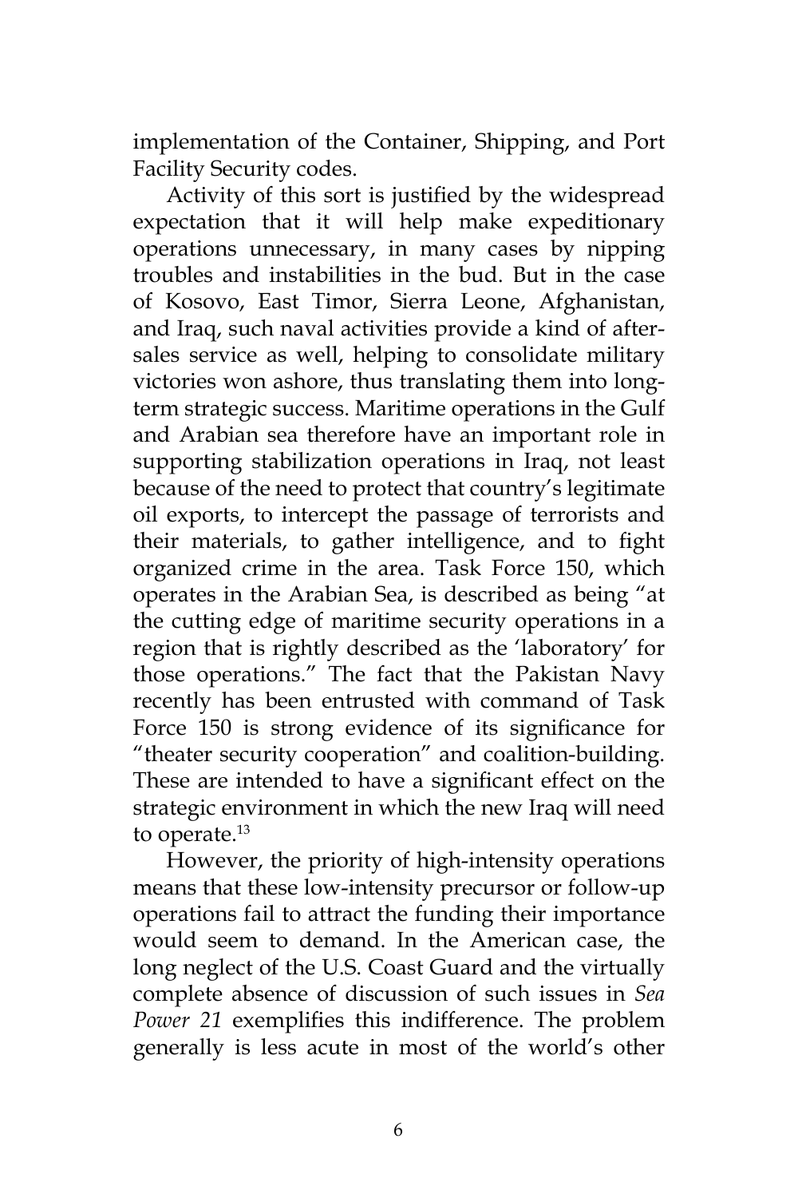implementation of the Container, Shipping, and Port Facility Security codes.

Activity of this sort is justified by the widespread expectation that it will help make expeditionary operations unnecessary, in many cases by nipping troubles and instabilities in the bud. But in the case of Kosovo, East Timor, Sierra Leone, Afghanistan, and Iraq, such naval activities provide a kind of after-sales service as well, helping to consolidate military victories won ashore, thus translating them into long-term strategic success. Maritime operations in the Gulf and Arabian sea therefore have an important role in supporting stabilization operations in Iraq, not least because of the need to protect that country's legitimate oil exports, to intercept the passage of terrorists and their materials, to gather intelligence, and to fight organized crime in the area. Task Force 150, which operates in the Arabian Sea, is described as being "at the cutting edge of maritime security operations in a region that is rightly described as the 'laboratory' for those operations." The fact that the Pakistan Navy recently has been entrusted with command of Task Force 150 is strong evidence of its significance for "theater security cooperation" and coalition-building. These are intended to have a significant effect on the strategic environment in which the new Iraq will need to operate.[13]

However, the priority of high-intensity operations means that these low-intensity precursor or follow-up operations fail to attract the funding their importance would seem to demand. In the American case, the long neglect of the U.S. Coast Guard and the virtually complete absence of discussion of such issues in *Sea Power 21* exemplifies this indifference. The problem generally is less acute in most of the world's other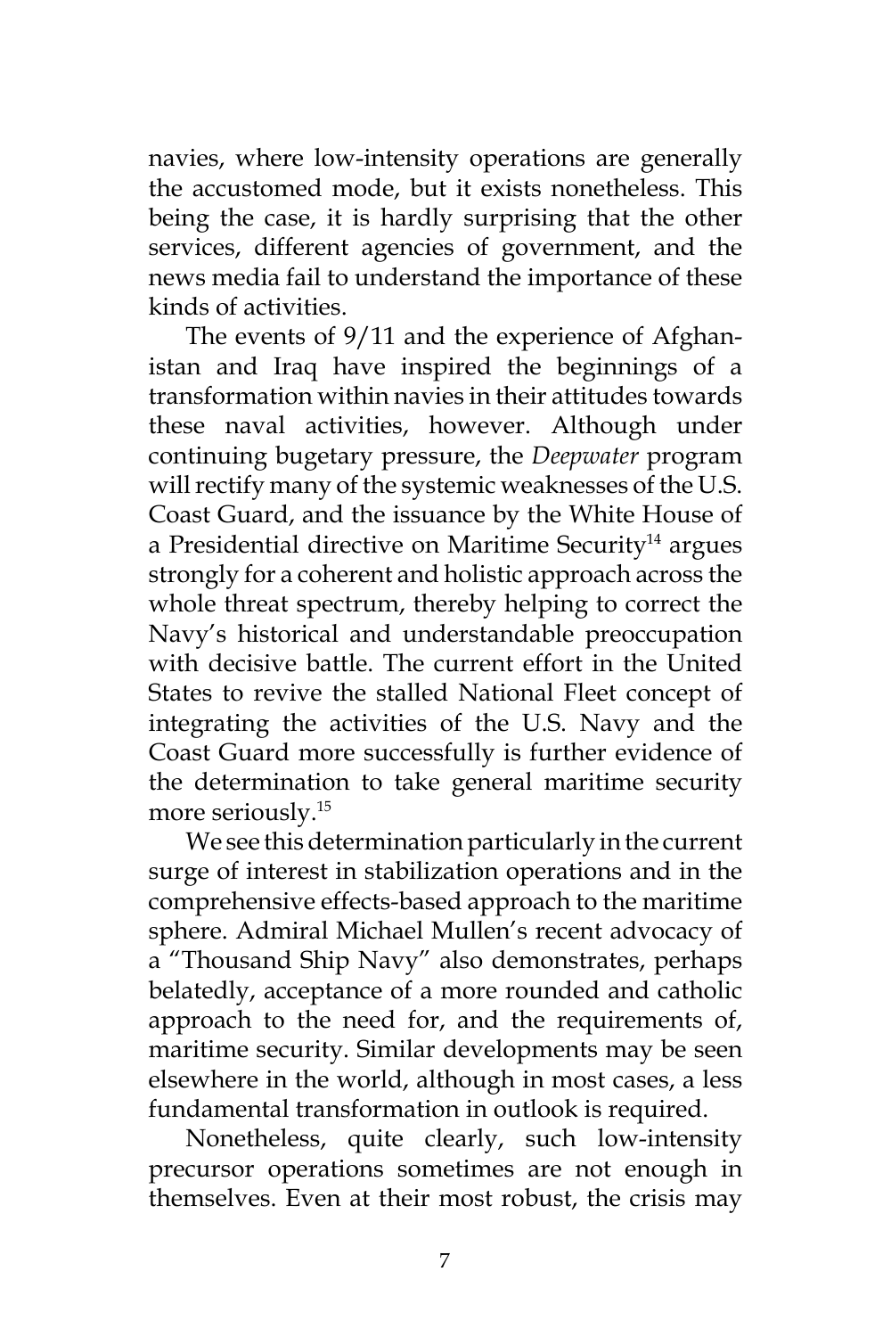navies, where low-intensity operations are generally the accustomed mode, but it exists nonetheless. This being the case, it is hardly surprising that the other services, different agencies of government, and the news media fail to understand the importance of these kinds of activities.

The events of 9/11 and the experience of Afghanistan and Iraq have inspired the beginnings of a transformation within navies in their attitudes towards these naval activities, however. Although under continuing bugetary pressure, the *Deepwater* program will rectify many of the systemic weaknesses of the U.S. Coast Guard, and the issuance by the White House of a Presidential directive on Maritime Security[14] argues strongly for a coherent and holistic approach across the whole threat spectrum, thereby helping to correct the Navy's historical and understandable preoccupation with decisive battle. The current effort in the United States to revive the stalled National Fleet concept of integrating the activities of the U.S. Navy and the Coast Guard more successfully is further evidence of the determination to take general maritime security more seriously.[15]

We see this determination particularly in the current surge of interest in stabilization operations and in the comprehensive effects-based approach to the maritime sphere. Admiral Michael Mullen's recent advocacy of a "Thousand Ship Navy" also demonstrates, perhaps belatedly, acceptance of a more rounded and catholic approach to the need for, and the requirements of, maritime security. Similar developments may be seen elsewhere in the world, although in most cases, a less fundamental transformation in outlook is required.

Nonetheless, quite clearly, such low-intensity precursor operations sometimes are not enough in themselves. Even at their most robust, the crisis may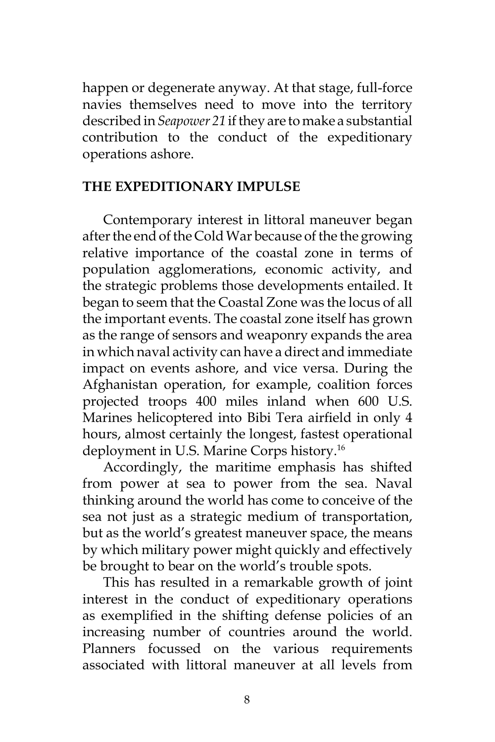happen or degenerate anyway. At that stage, full-force navies themselves need to move into the territory described in *Seapower 21* if they are to make a substantial contribution to the conduct of the expeditionary operations ashore.

## THE EXPEDITIONARY IMPULSE

Contemporary interest in littoral maneuver began after the end of the Cold War because of the the growing relative importance of the coastal zone in terms of population agglomerations, economic activity, and the strategic problems those developments entailed. It began to seem that the Coastal Zone was the locus of all the important events. The coastal zone itself has grown as the range of sensors and weaponry expands the area in which naval activity can have a direct and immediate impact on events ashore, and vice versa. During the Afghanistan operation, for example, coalition forces projected troops 400 miles inland when 600 U.S. Marines helicoptered into Bibi Tera airfield in only 4 hours, almost certainly the longest, fastest operational deployment in U.S. Marine Corps history.[16]

Accordingly, the maritime emphasis has shifted from power at sea to power from the sea. Naval thinking around the world has come to conceive of the sea not just as a strategic medium of transportation, but as the world's greatest maneuver space, the means by which military power might quickly and effectively be brought to bear on the world's trouble spots.

This has resulted in a remarkable growth of joint interest in the conduct of expeditionary operations as exemplified in the shifting defense policies of an increasing number of countries around the world. Planners focussed on the various requirements associated with littoral maneuver at all levels from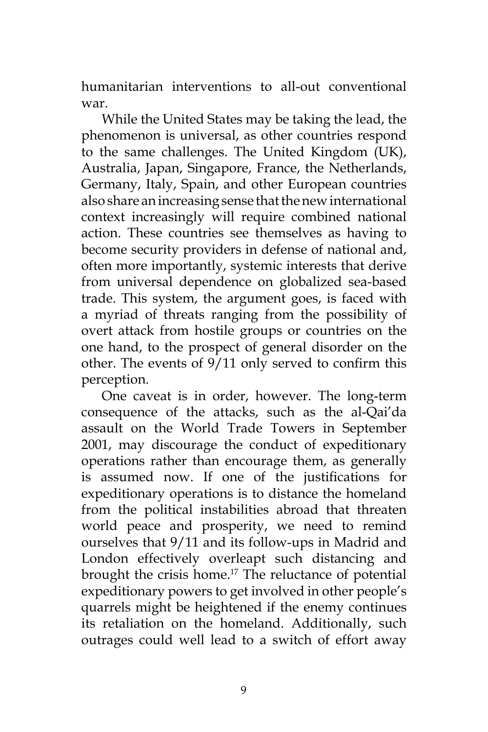humanitarian interventions to all-out conventional war.

While the United States may be taking the lead, the phenomenon is universal, as other countries respond to the same challenges. The United Kingdom (UK), Australia, Japan, Singapore, France, the Netherlands, Germany, Italy, Spain, and other European countries also share an increasing sense that the new international context increasingly will require combined national action. These countries see themselves as having to become security providers in defense of national and, often more importantly, systemic interests that derive from universal dependence on globalized sea-based trade. This system, the argument goes, is faced with a myriad of threats ranging from the possibility of overt attack from hostile groups or countries on the one hand, to the prospect of general disorder on the other. The events of 9/11 only served to confirm this perception.

One caveat is in order, however. The long-term consequence of the attacks, such as the al-Qai'da assault on the World Trade Towers in September 2001, may discourage the conduct of expeditionary operations rather than encourage them, as generally is assumed now. If one of the justifications for expeditionary operations is to distance the homeland from the political instabilities abroad that threaten world peace and prosperity, we need to remind ourselves that 9/11 and its follow-ups in Madrid and London effectively overleapt such distancing and brought the crisis home.[17] The reluctance of potential expeditionary powers to get involved in other people's quarrels might be heightened if the enemy continues its retaliation on the homeland. Additionally, such outrages could well lead to a switch of effort away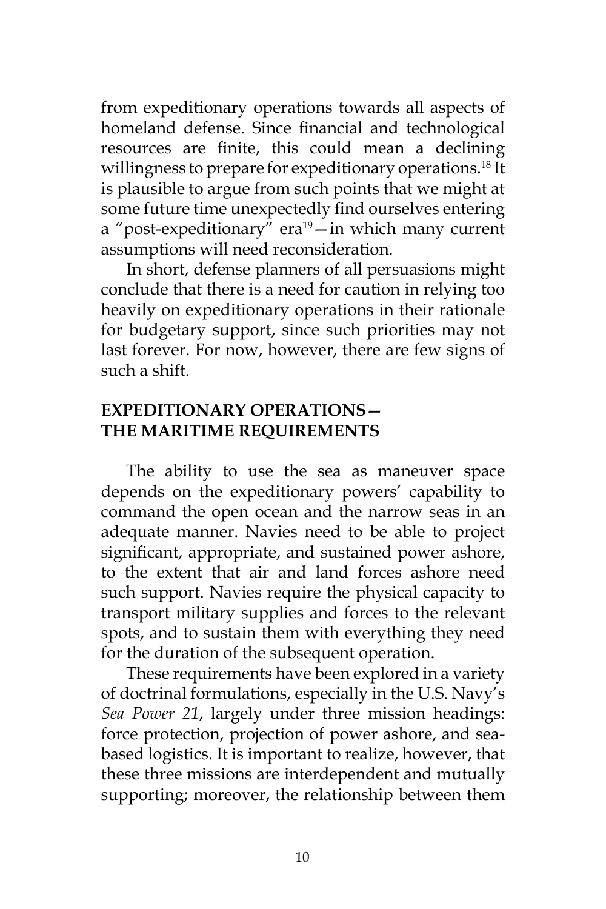from expeditionary operations towards all aspects of homeland defense. Since financial and technological resources are finite, this could mean a declining willingness to prepare for expeditionary operations.[18] It is plausible to argue from such points that we might at some future time unexpectedly find ourselves entering a "post-expeditionary" era[19]—in which many current assumptions will need reconsideration.

In short, defense planners of all persuasions might conclude that there is a need for caution in relying too heavily on expeditionary operations in their rationale for budgetary support, since such priorities may not last forever. For now, however, there are few signs of such a shift.

## EXPEDITIONARY OPERATIONS— THE MARITIME REQUIREMENTS

The ability to use the sea as maneuver space depends on the expeditionary powers' capability to command the open ocean and the narrow seas in an adequate manner. Navies need to be able to project significant, appropriate, and sustained power ashore, to the extent that air and land forces ashore need such support. Navies require the physical capacity to transport military supplies and forces to the relevant spots, and to sustain them with everything they need for the duration of the subsequent operation.

These requirements have been explored in a variety of doctrinal formulations, especially in the U.S. Navy's *Sea Power 21*, largely under three mission headings: force protection, projection of power ashore, and sea-based logistics. It is important to realize, however, that these three missions are interdependent and mutually supporting; moreover, the relationship between them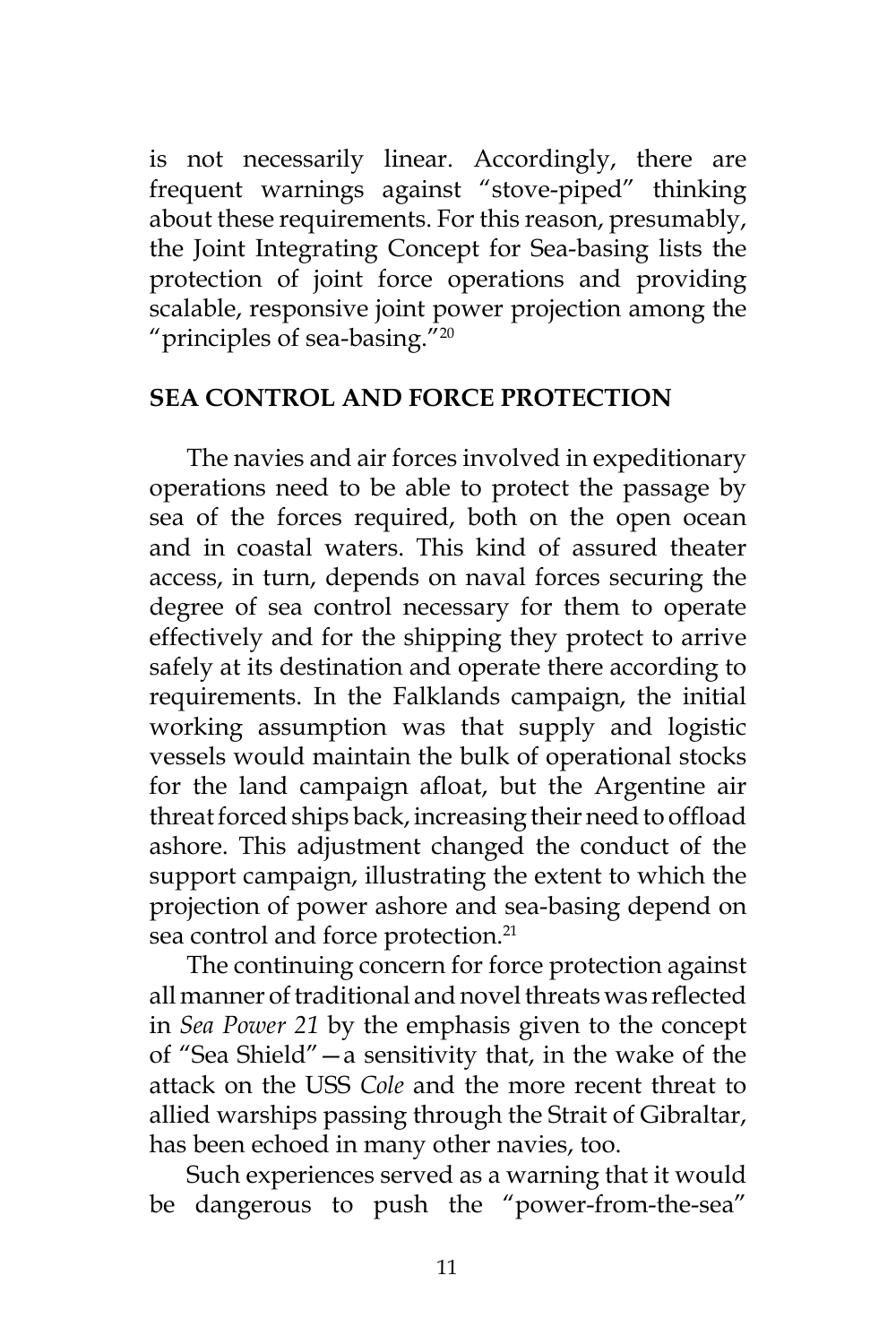is not necessarily linear. Accordingly, there are frequent warnings against "stove-piped" thinking about these requirements. For this reason, presumably, the Joint Integrating Concept for Sea-basing lists the protection of joint force operations and providing scalable, responsive joint power projection among the "principles of sea-basing."[20]

## SEA CONTROL AND FORCE PROTECTION

The navies and air forces involved in expeditionary operations need to be able to protect the passage by sea of the forces required, both on the open ocean and in coastal waters. This kind of assured theater access, in turn, depends on naval forces securing the degree of sea control necessary for them to operate effectively and for the shipping they protect to arrive safely at its destination and operate there according to requirements. In the Falklands campaign, the initial working assumption was that supply and logistic vessels would maintain the bulk of operational stocks for the land campaign afloat, but the Argentine air threat forced ships back, increasing their need to offload ashore. This adjustment changed the conduct of the support campaign, illustrating the extent to which the projection of power ashore and sea-basing depend on sea control and force protection.[21]

The continuing concern for force protection against all manner of traditional and novel threats was reflected in *Sea Power 21* by the emphasis given to the concept of "Sea Shield"—a sensitivity that, in the wake of the attack on the USS *Cole* and the more recent threat to allied warships passing through the Strait of Gibraltar, has been echoed in many other navies, too.

Such experiences served as a warning that it would be dangerous to push the "power-from-the-sea"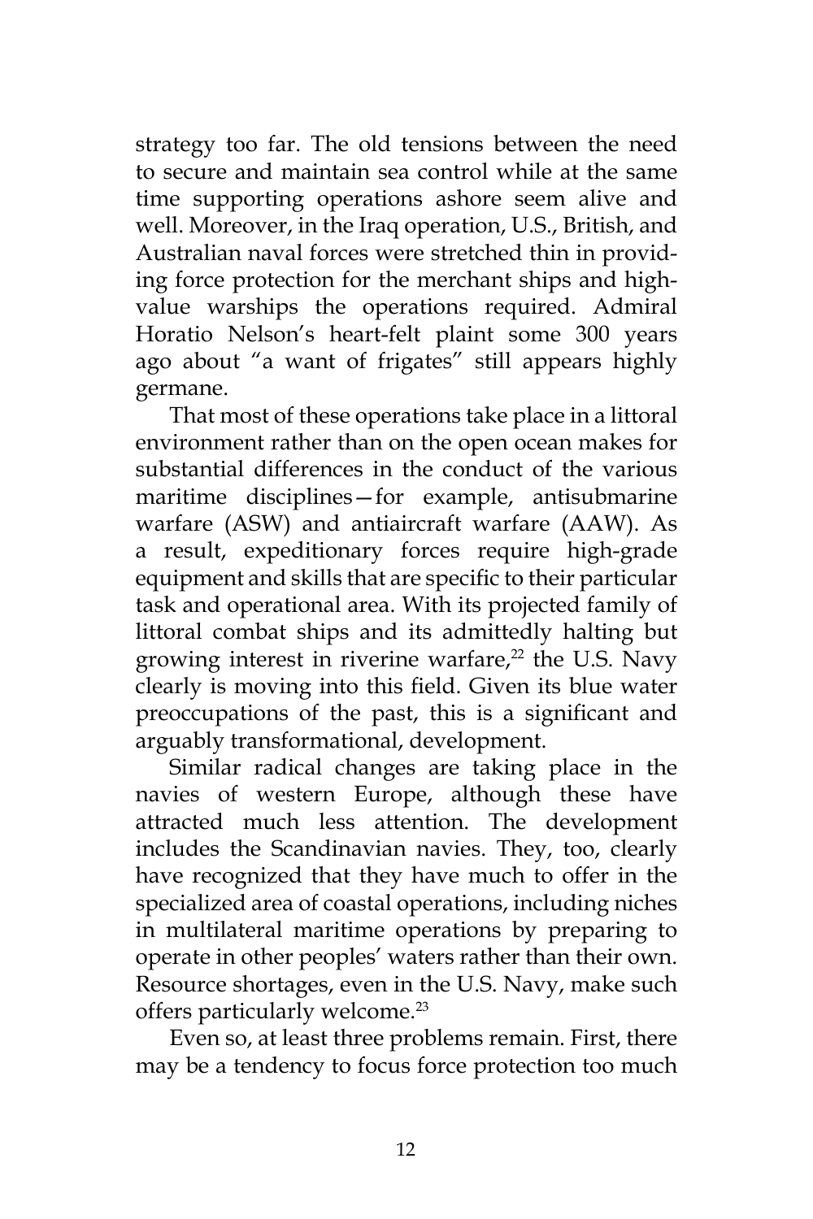strategy too far. The old tensions between the need to secure and maintain sea control while at the same time supporting operations ashore seem alive and well. Moreover, in the Iraq operation, U.S., British, and Australian naval forces were stretched thin in providing force protection for the merchant ships and high-value warships the operations required. Admiral Horatio Nelson's heart-felt plaint some 300 years ago about "a want of frigates" still appears highly germane.

That most of these operations take place in a littoral environment rather than on the open ocean makes for substantial differences in the conduct of the various maritime disciplines—for example, antisubmarine warfare (ASW) and antiaircraft warfare (AAW). As a result, expeditionary forces require high-grade equipment and skills that are specific to their particular task and operational area. With its projected family of littoral combat ships and its admittedly halting but growing interest in riverine warfare,[22] the U.S. Navy clearly is moving into this field. Given its blue water preoccupations of the past, this is a significant and arguably transformational, development.

Similar radical changes are taking place in the navies of western Europe, although these have attracted much less attention. The development includes the Scandinavian navies. They, too, clearly have recognized that they have much to offer in the specialized area of coastal operations, including niches in multilateral maritime operations by preparing to operate in other peoples' waters rather than their own. Resource shortages, even in the U.S. Navy, make such offers particularly welcome.[23]

Even so, at least three problems remain. First, there may be a tendency to focus force protection too much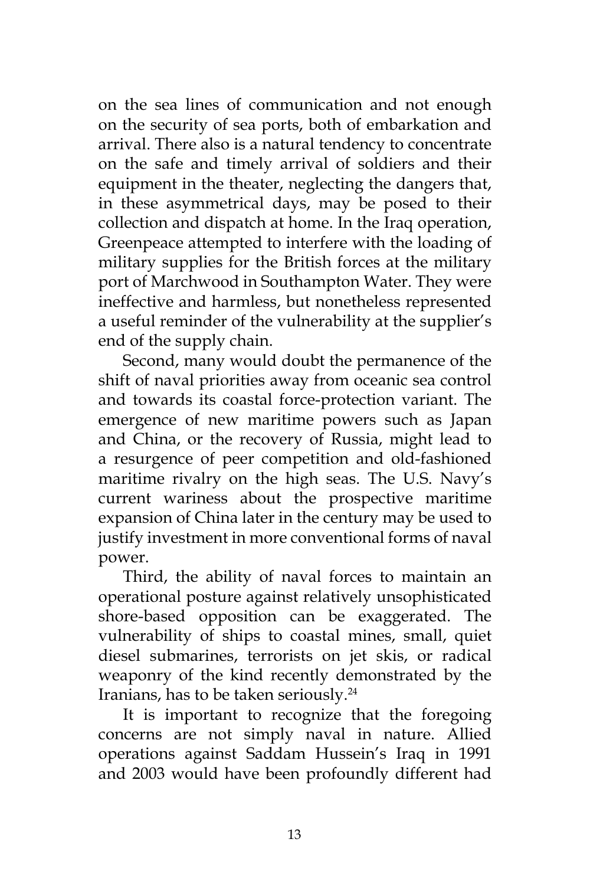on the sea lines of communication and not enough on the security of sea ports, both of embarkation and arrival. There also is a natural tendency to concentrate on the safe and timely arrival of soldiers and their equipment in the theater, neglecting the dangers that, in these asymmetrical days, may be posed to their collection and dispatch at home. In the Iraq operation, Greenpeace attempted to interfere with the loading of military supplies for the British forces at the military port of Marchwood in Southampton Water. They were ineffective and harmless, but nonetheless represented a useful reminder of the vulnerability at the supplier's end of the supply chain.

Second, many would doubt the permanence of the shift of naval priorities away from oceanic sea control and towards its coastal force-protection variant. The emergence of new maritime powers such as Japan and China, or the recovery of Russia, might lead to a resurgence of peer competition and old-fashioned maritime rivalry on the high seas. The U.S. Navy's current wariness about the prospective maritime expansion of China later in the century may be used to justify investment in more conventional forms of naval power.

Third, the ability of naval forces to maintain an operational posture against relatively unsophisticated shore-based opposition can be exaggerated. The vulnerability of ships to coastal mines, small, quiet diesel submarines, terrorists on jet skis, or radical weaponry of the kind recently demonstrated by the Iranians, has to be taken seriously.[24]

It is important to recognize that the foregoing concerns are not simply naval in nature. Allied operations against Saddam Hussein's Iraq in 1991 and 2003 would have been profoundly different had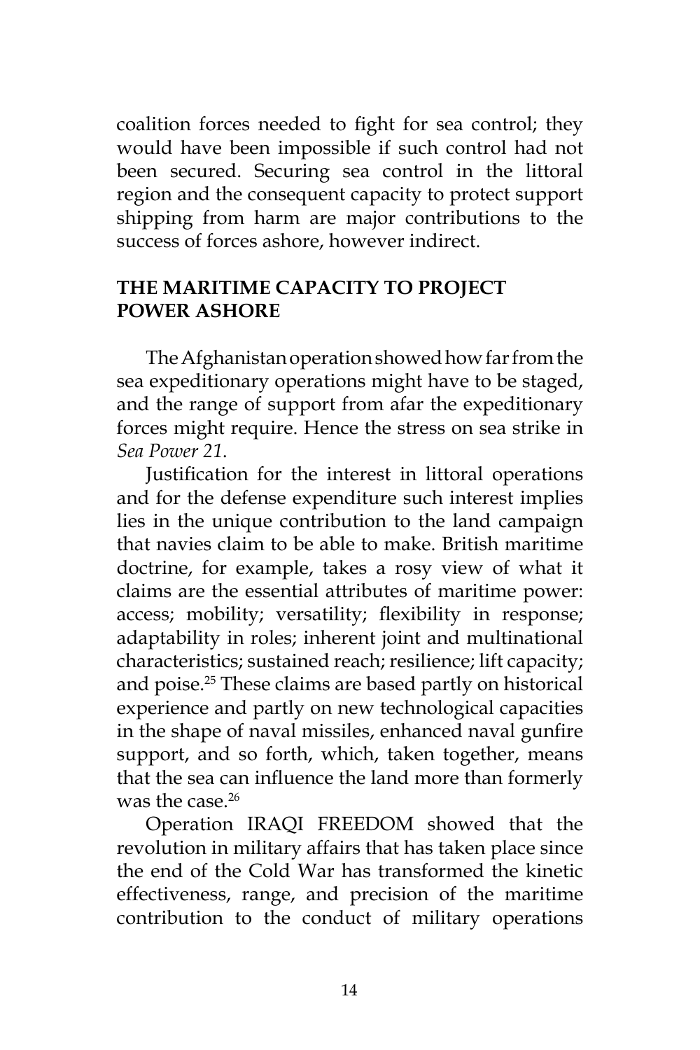coalition forces needed to fight for sea control; they would have been impossible if such control had not been secured. Securing sea control in the littoral region and the consequent capacity to protect support shipping from harm are major contributions to the success of forces ashore, however indirect.

## THE MARITIME CAPACITY TO PROJECT POWER ASHORE

The Afghanistan operation showed how far from the sea expeditionary operations might have to be staged, and the range of support from afar the expeditionary forces might require. Hence the stress on sea strike in *Sea Power 21*.

Justification for the interest in littoral operations and for the defense expenditure such interest implies lies in the unique contribution to the land campaign that navies claim to be able to make. British maritime doctrine, for example, takes a rosy view of what it claims are the essential attributes of maritime power: access; mobility; versatility; flexibility in response; adaptability in roles; inherent joint and multinational characteristics; sustained reach; resilience; lift capacity; and poise.[25] These claims are based partly on historical experience and partly on new technological capacities in the shape of naval missiles, enhanced naval gunfire support, and so forth, which, taken together, means that the sea can influence the land more than formerly was the case.[26]

Operation IRAQI FREEDOM showed that the revolution in military affairs that has taken place since the end of the Cold War has transformed the kinetic effectiveness, range, and precision of the maritime contribution to the conduct of military operations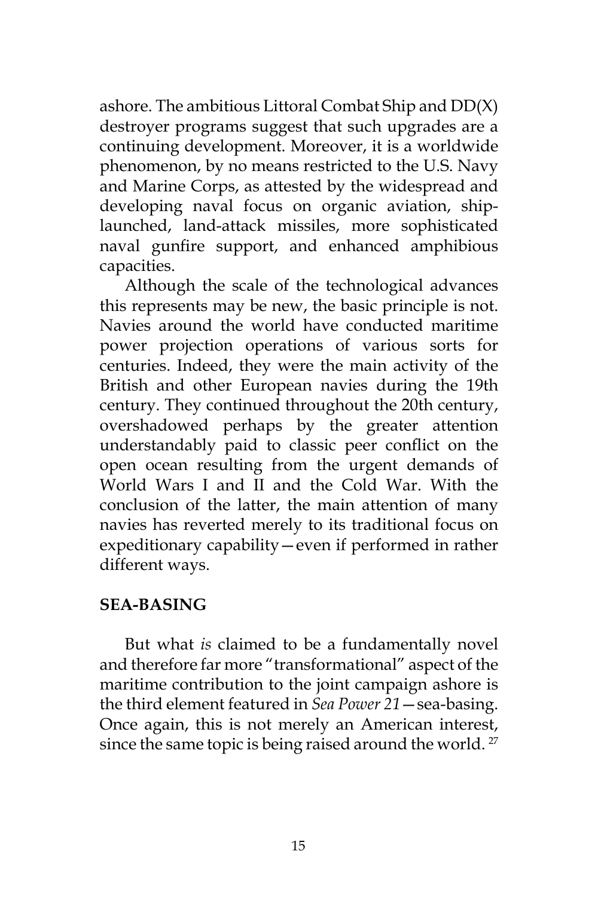ashore. The ambitious Littoral Combat Ship and DD(X) destroyer programs suggest that such upgrades are a continuing development. Moreover, it is a worldwide phenomenon, by no means restricted to the U.S. Navy and Marine Corps, as attested by the widespread and developing naval focus on organic aviation, ship-launched, land-attack missiles, more sophisticated naval gunfire support, and enhanced amphibious capacities.

Although the scale of the technological advances this represents may be new, the basic principle is not. Navies around the world have conducted maritime power projection operations of various sorts for centuries. Indeed, they were the main activity of the British and other European navies during the 19th century. They continued throughout the 20th century, overshadowed perhaps by the greater attention understandably paid to classic peer conflict on the open ocean resulting from the urgent demands of World Wars I and II and the Cold War. With the conclusion of the latter, the main attention of many navies has reverted merely to its traditional focus on expeditionary capability—even if performed in rather different ways.

## SEA-BASING

But what *is* claimed to be a fundamentally novel and therefore far more "transformational" aspect of the maritime contribution to the joint campaign ashore is the third element featured in *Sea Power 21*—sea-basing. Once again, this is not merely an American interest, since the same topic is being raised around the world. [27]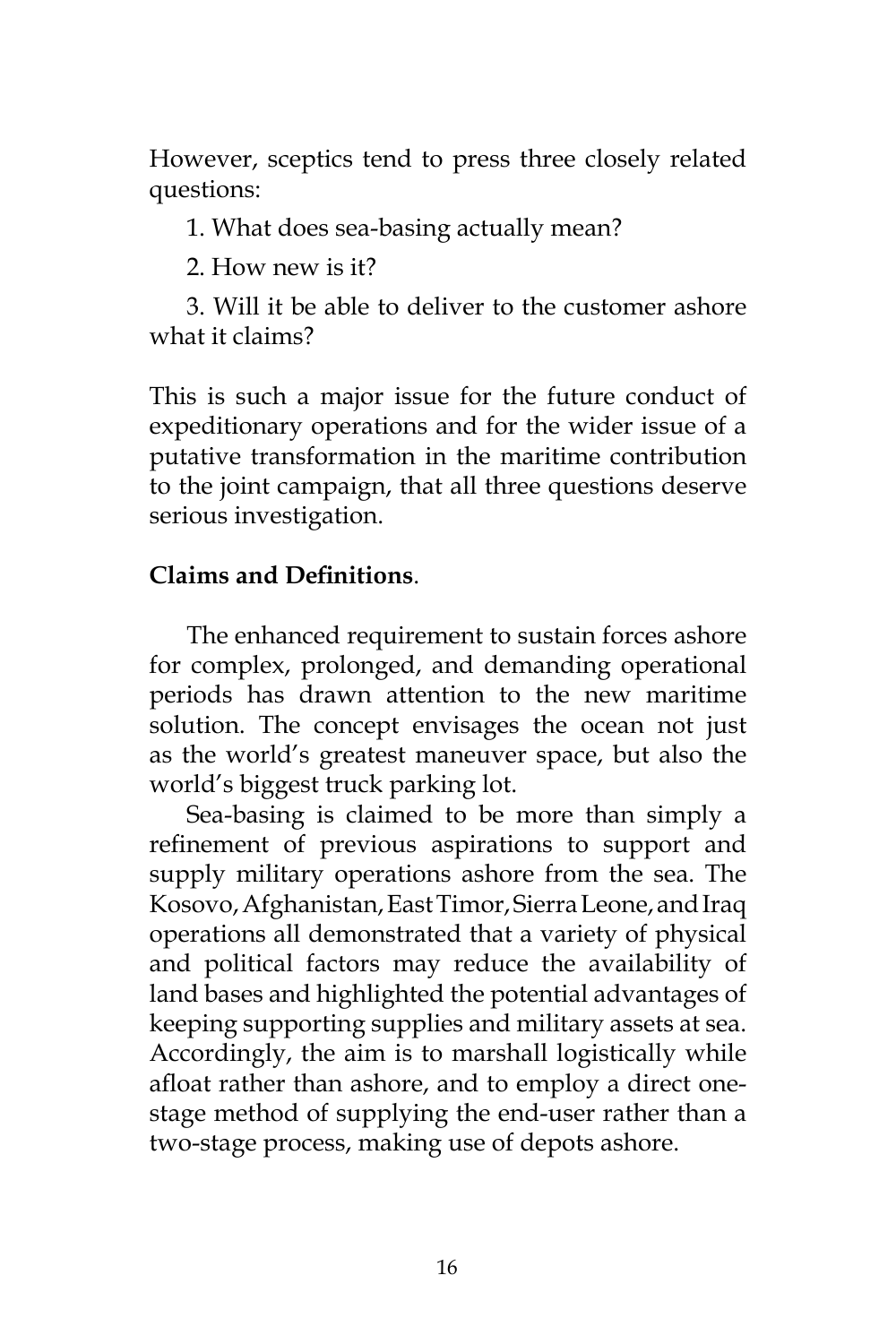However, sceptics tend to press three closely related questions:

1. What does sea-basing actually mean?

2. How new is it?

3. Will it be able to deliver to the customer ashore what it claims?

This is such a major issue for the future conduct of expeditionary operations and for the wider issue of a putative transformation in the maritime contribution to the joint campaign, that all three questions deserve serious investigation.

**Claims and Definitions**.

The enhanced requirement to sustain forces ashore for complex, prolonged, and demanding operational periods has drawn attention to the new maritime solution. The concept envisages the ocean not just as the world's greatest maneuver space, but also the world's biggest truck parking lot.

Sea-basing is claimed to be more than simply a refinement of previous aspirations to support and supply military operations ashore from the sea. The Kosovo, Afghanistan, East Timor, Sierra Leone, and Iraq operations all demonstrated that a variety of physical and political factors may reduce the availability of land bases and highlighted the potential advantages of keeping supporting supplies and military assets at sea. Accordingly, the aim is to marshall logistically while afloat rather than ashore, and to employ a direct one-stage method of supplying the end-user rather than a two-stage process, making use of depots ashore.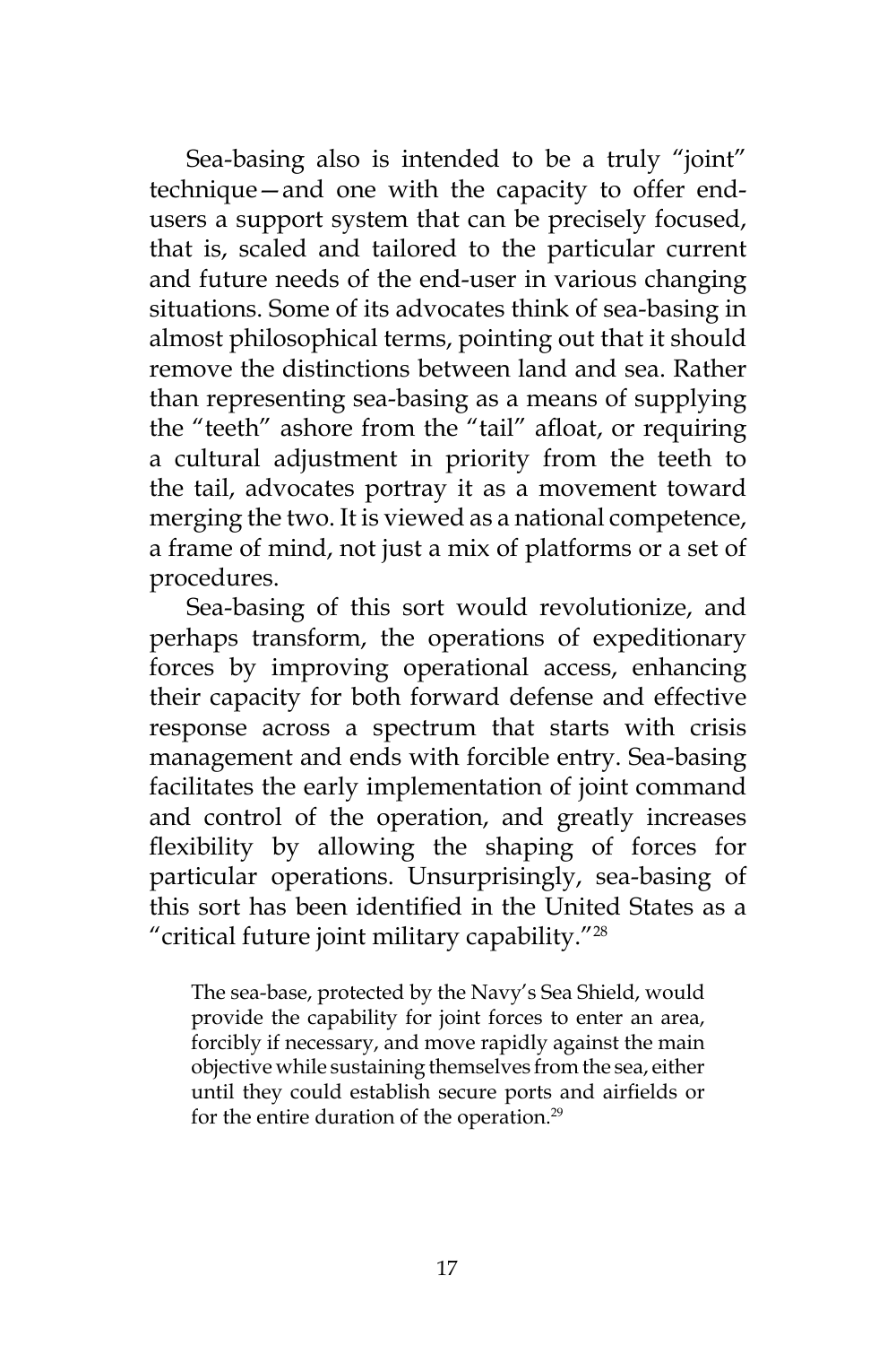Sea-basing also is intended to be a truly "joint" technique—and one with the capacity to offer end-users a support system that can be precisely focused, that is, scaled and tailored to the particular current and future needs of the end-user in various changing situations. Some of its advocates think of sea-basing in almost philosophical terms, pointing out that it should remove the distinctions between land and sea. Rather than representing sea-basing as a means of supplying the "teeth" ashore from the "tail" afloat, or requiring a cultural adjustment in priority from the teeth to the tail, advocates portray it as a movement toward merging the two. It is viewed as a national competence, a frame of mind, not just a mix of platforms or a set of procedures.

Sea-basing of this sort would revolutionize, and perhaps transform, the operations of expeditionary forces by improving operational access, enhancing their capacity for both forward defense and effective response across a spectrum that starts with crisis management and ends with forcible entry. Sea-basing facilitates the early implementation of joint command and control of the operation, and greatly increases flexibility by allowing the shaping of forces for particular operations. Unsurprisingly, sea-basing of this sort has been identified in the United States as a "critical future joint military capability."[28]

> The sea-base, protected by the Navy's Sea Shield, would provide the capability for joint forces to enter an area, forcibly if necessary, and move rapidly against the main objective while sustaining themselves from the sea, either until they could establish secure ports and airfields or for the entire duration of the operation.[29]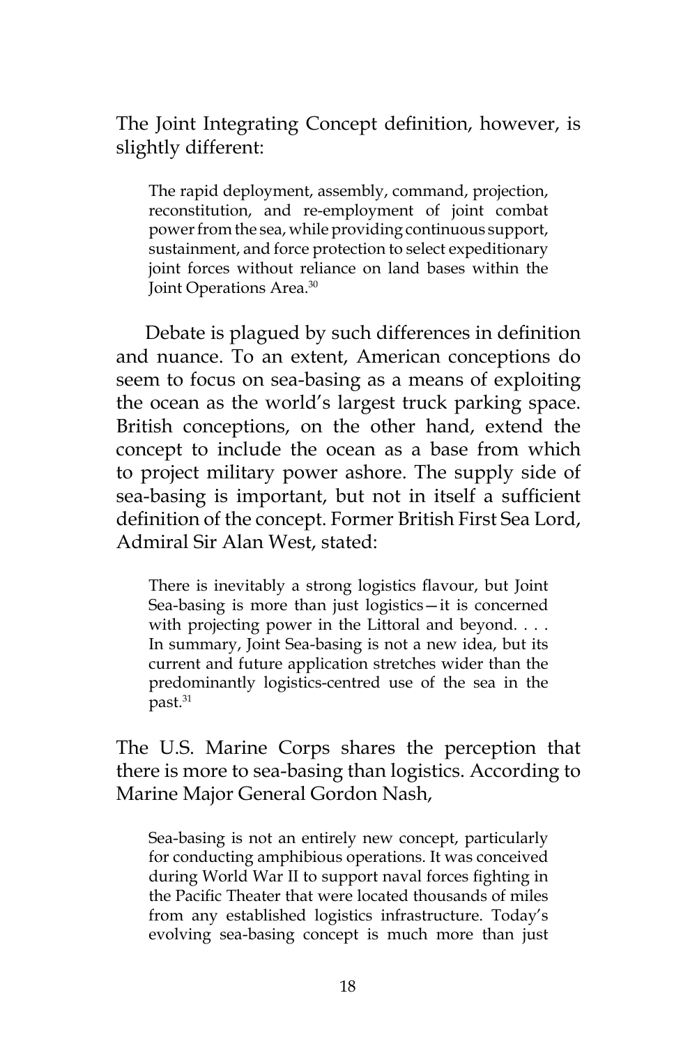The Joint Integrating Concept definition, however, is slightly different:

> The rapid deployment, assembly, command, projection, reconstitution, and re-employment of joint combat power from the sea, while providing continuous support, sustainment, and force protection to select expeditionary joint forces without reliance on land bases within the Joint Operations Area.[30]

Debate is plagued by such differences in definition and nuance. To an extent, American conceptions do seem to focus on sea-basing as a means of exploiting the ocean as the world's largest truck parking space. British conceptions, on the other hand, extend the concept to include the ocean as a base from which to project military power ashore. The supply side of sea-basing is important, but not in itself a sufficient definition of the concept. Former British First Sea Lord, Admiral Sir Alan West, stated:

> There is inevitably a strong logistics flavour, but Joint Sea-basing is more than just logistics—it is concerned with projecting power in the Littoral and beyond. . . . In summary, Joint Sea-basing is not a new idea, but its current and future application stretches wider than the predominantly logistics-centred use of the sea in the past.[31]

The U.S. Marine Corps shares the perception that there is more to sea-basing than logistics. According to Marine Major General Gordon Nash,

> Sea-basing is not an entirely new concept, particularly for conducting amphibious operations. It was conceived during World War II to support naval forces fighting in the Pacific Theater that were located thousands of miles from any established logistics infrastructure. Today's evolving sea-basing concept is much more than just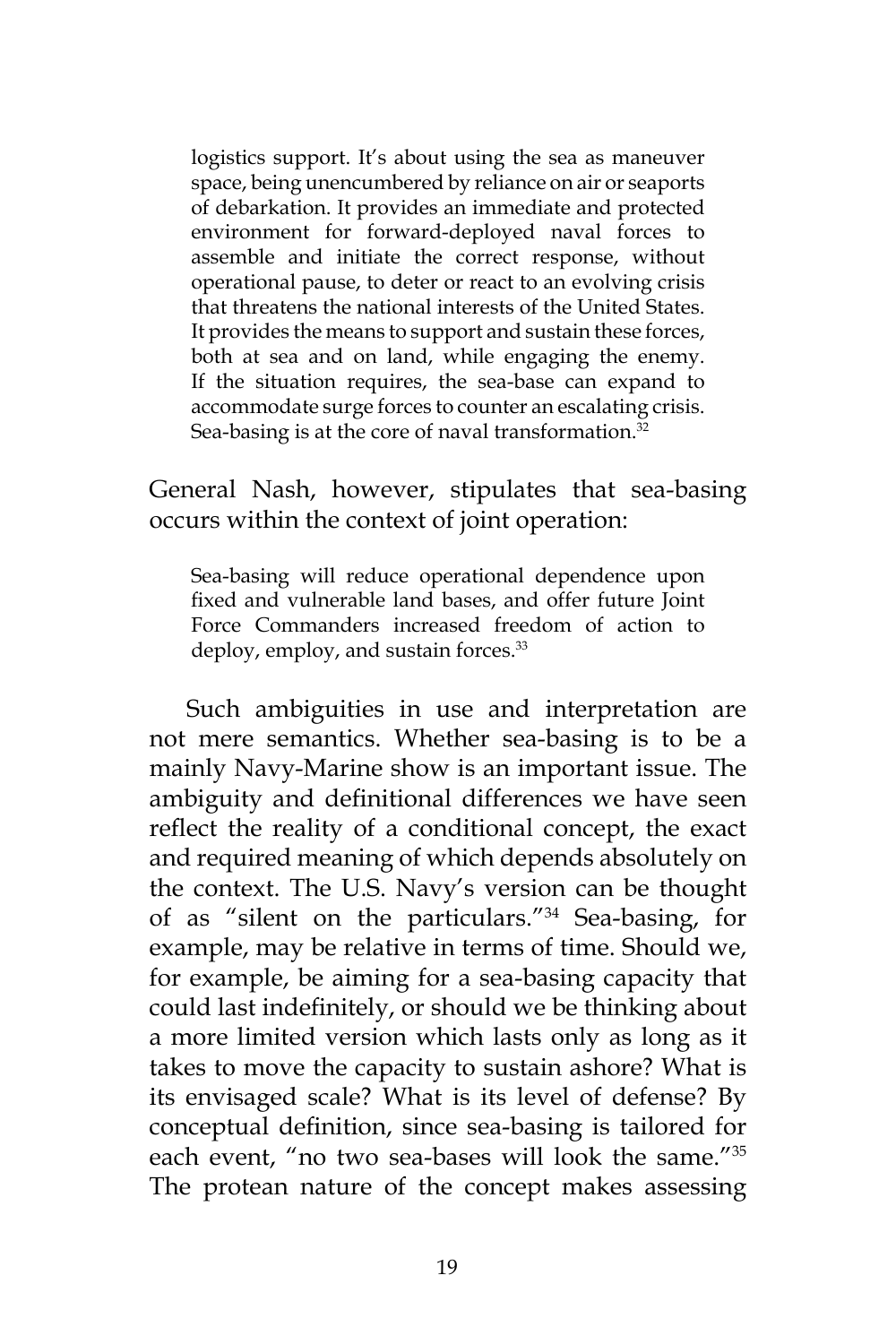> logistics support. It's about using the sea as maneuver space, being unencumbered by reliance on air or seaports of debarkation. It provides an immediate and protected environment for forward-deployed naval forces to assemble and initiate the correct response, without operational pause, to deter or react to an evolving crisis that threatens the national interests of the United States. It provides the means to support and sustain these forces, both at sea and on land, while engaging the enemy. If the situation requires, the sea-base can expand to accommodate surge forces to counter an escalating crisis. Sea-basing is at the core of naval transformation.[32]

General Nash, however, stipulates that sea-basing occurs within the context of joint operation:

> Sea-basing will reduce operational dependence upon fixed and vulnerable land bases, and offer future Joint Force Commanders increased freedom of action to deploy, employ, and sustain forces.[33]

Such ambiguities in use and interpretation are not mere semantics. Whether sea-basing is to be a mainly Navy-Marine show is an important issue. The ambiguity and definitional differences we have seen reflect the reality of a conditional concept, the exact and required meaning of which depends absolutely on the context. The U.S. Navy's version can be thought of as "silent on the particulars."[34] Sea-basing, for example, may be relative in terms of time. Should we, for example, be aiming for a sea-basing capacity that could last indefinitely, or should we be thinking about a more limited version which lasts only as long as it takes to move the capacity to sustain ashore? What is its envisaged scale? What is its level of defense? By conceptual definition, since sea-basing is tailored for each event, "no two sea-bases will look the same."[35] The protean nature of the concept makes assessing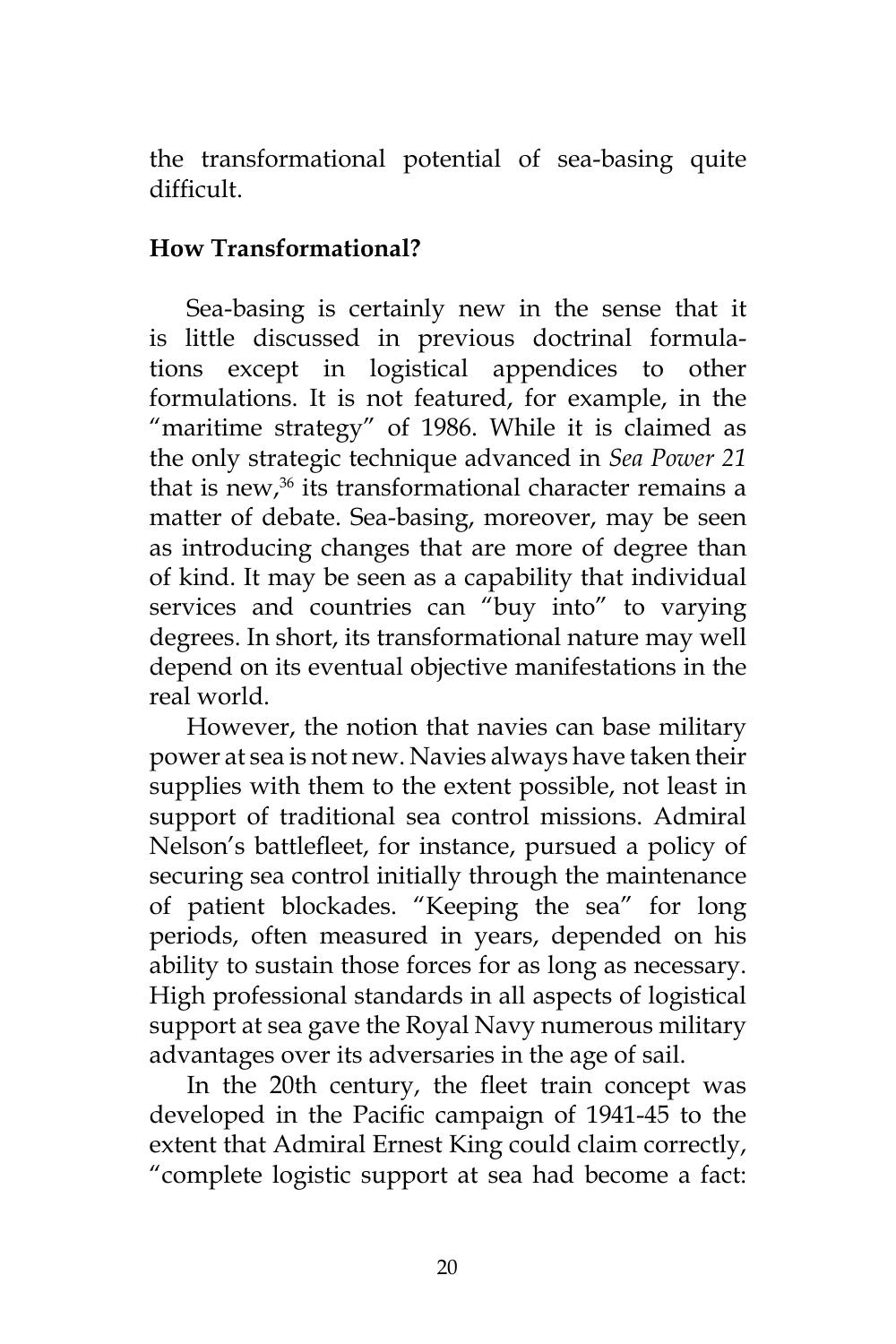the transformational potential of sea-basing quite difficult.

## How Transformational?

Sea-basing is certainly new in the sense that it is little discussed in previous doctrinal formulations except in logistical appendices to other formulations. It is not featured, for example, in the "maritime strategy" of 1986. While it is claimed as the only strategic technique advanced in *Sea Power 21* that is new,[36] its transformational character remains a matter of debate. Sea-basing, moreover, may be seen as introducing changes that are more of degree than of kind. It may be seen as a capability that individual services and countries can "buy into" to varying degrees. In short, its transformational nature may well depend on its eventual objective manifestations in the real world.

However, the notion that navies can base military power at sea is not new. Navies always have taken their supplies with them to the extent possible, not least in support of traditional sea control missions. Admiral Nelson's battlefleet, for instance, pursued a policy of securing sea control initially through the maintenance of patient blockades. "Keeping the sea" for long periods, often measured in years, depended on his ability to sustain those forces for as long as necessary. High professional standards in all aspects of logistical support at sea gave the Royal Navy numerous military advantages over its adversaries in the age of sail.

In the 20th century, the fleet train concept was developed in the Pacific campaign of 1941-45 to the extent that Admiral Ernest King could claim correctly, "complete logistic support at sea had become a fact: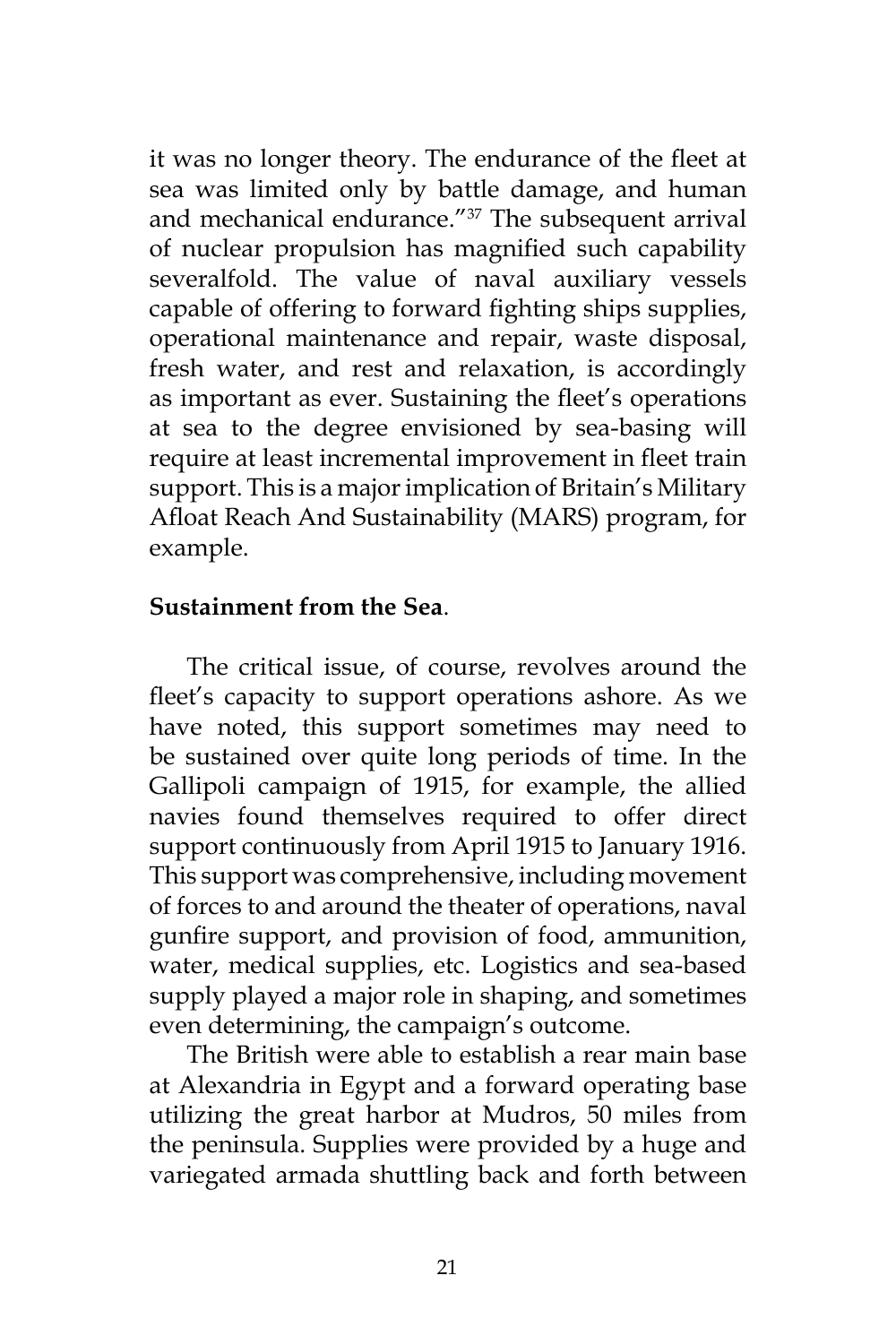it was no longer theory. The endurance of the fleet at sea was limited only by battle damage, and human and mechanical endurance."[37] The subsequent arrival of nuclear propulsion has magnified such capability severalfold. The value of naval auxiliary vessels capable of offering to forward fighting ships supplies, operational maintenance and repair, waste disposal, fresh water, and rest and relaxation, is accordingly as important as ever. Sustaining the fleet's operations at sea to the degree envisioned by sea-basing will require at least incremental improvement in fleet train support. This is a major implication of Britain's Military Afloat Reach And Sustainability (MARS) program, for example.

**Sustainment from the Sea**.

The critical issue, of course, revolves around the fleet's capacity to support operations ashore. As we have noted, this support sometimes may need to be sustained over quite long periods of time. In the Gallipoli campaign of 1915, for example, the allied navies found themselves required to offer direct support continuously from April 1915 to January 1916. This support was comprehensive, including movement of forces to and around the theater of operations, naval gunfire support, and provision of food, ammunition, water, medical supplies, etc. Logistics and sea-based supply played a major role in shaping, and sometimes even determining, the campaign's outcome.

The British were able to establish a rear main base at Alexandria in Egypt and a forward operating base utilizing the great harbor at Mudros, 50 miles from the peninsula. Supplies were provided by a huge and variegated armada shuttling back and forth between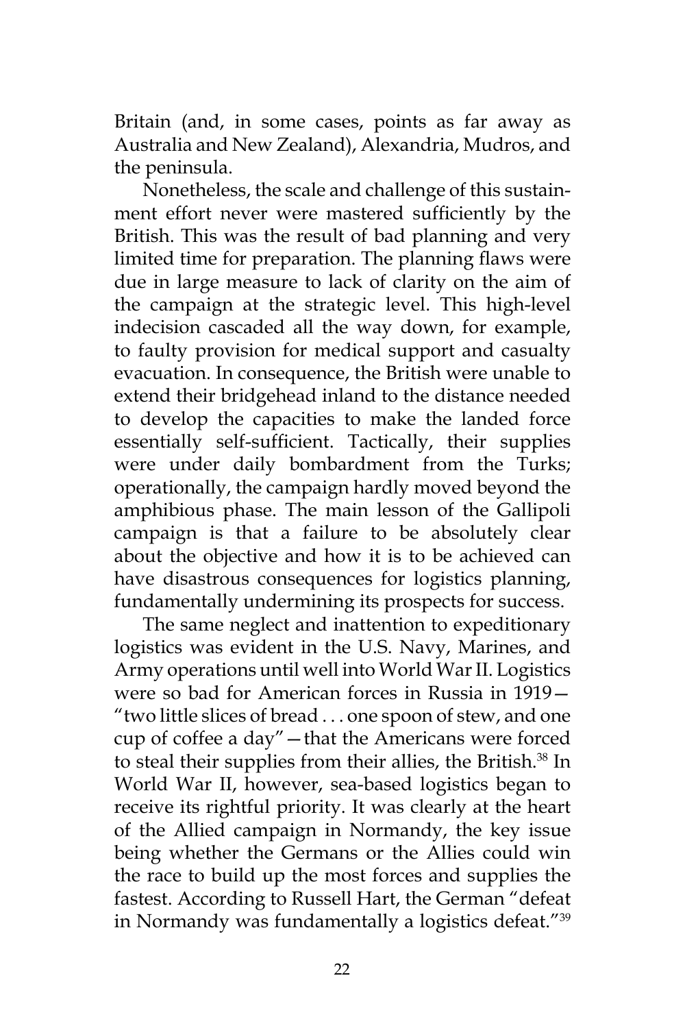Britain (and, in some cases, points as far away as Australia and New Zealand), Alexandria, Mudros, and the peninsula.

Nonetheless, the scale and challenge of this sustainment effort never were mastered sufficiently by the British. This was the result of bad planning and very limited time for preparation. The planning flaws were due in large measure to lack of clarity on the aim of the campaign at the strategic level. This high-level indecision cascaded all the way down, for example, to faulty provision for medical support and casualty evacuation. In consequence, the British were unable to extend their bridgehead inland to the distance needed to develop the capacities to make the landed force essentially self-sufficient. Tactically, their supplies were under daily bombardment from the Turks; operationally, the campaign hardly moved beyond the amphibious phase. The main lesson of the Gallipoli campaign is that a failure to be absolutely clear about the objective and how it is to be achieved can have disastrous consequences for logistics planning, fundamentally undermining its prospects for success.

The same neglect and inattention to expeditionary logistics was evident in the U.S. Navy, Marines, and Army operations until well into World War II. Logistics were so bad for American forces in Russia in 1919—"two little slices of bread . . . one spoon of stew, and one cup of coffee a day"—that the Americans were forced to steal their supplies from their allies, the British.[38] In World War II, however, sea-based logistics began to receive its rightful priority. It was clearly at the heart of the Allied campaign in Normandy, the key issue being whether the Germans or the Allies could win the race to build up the most forces and supplies the fastest. According to Russell Hart, the German "defeat in Normandy was fundamentally a logistics defeat."[39]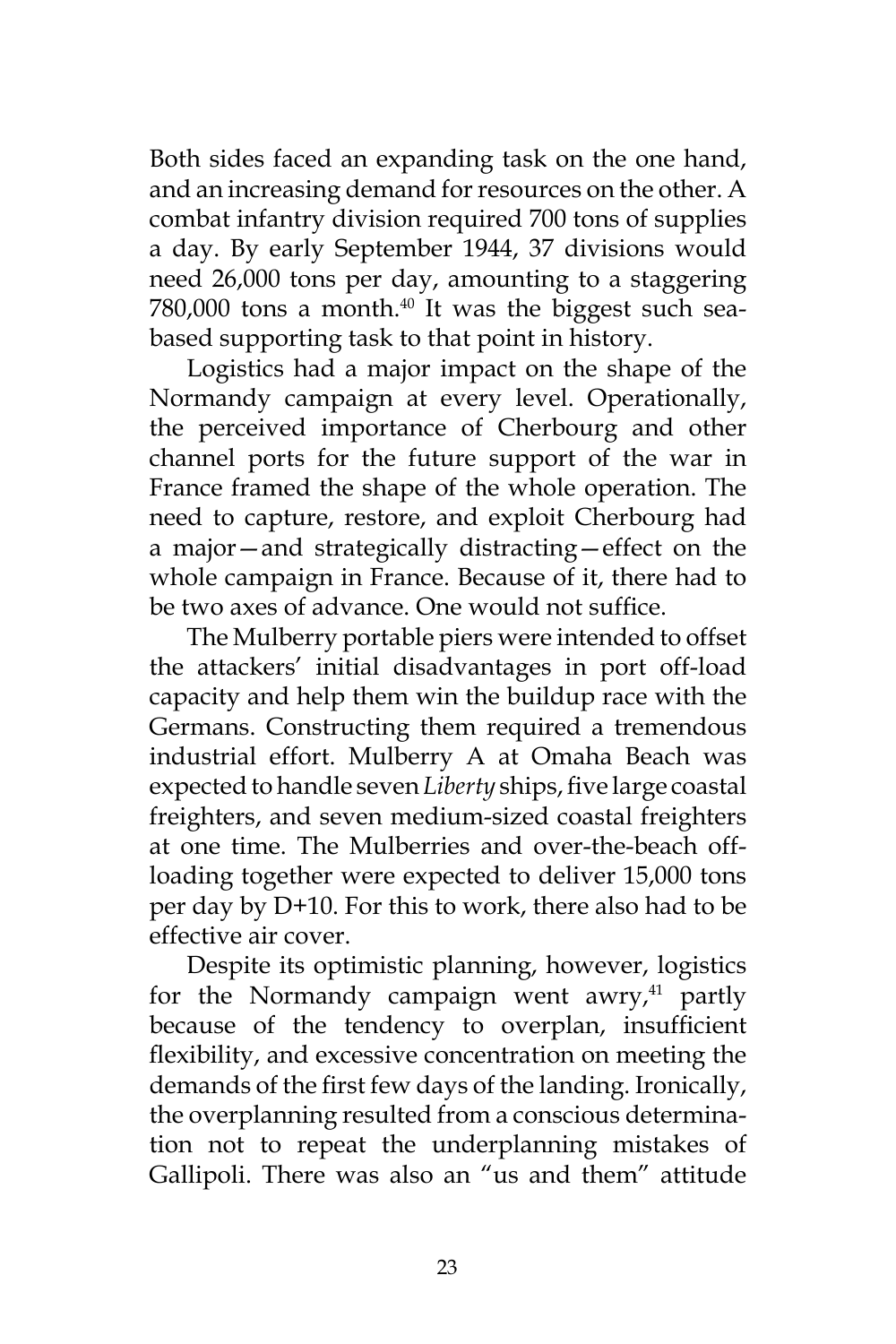Both sides faced an expanding task on the one hand, and an increasing demand for resources on the other. A combat infantry division required 700 tons of supplies a day. By early September 1944, 37 divisions would need 26,000 tons per day, amounting to a staggering 780,000 tons a month.[40] It was the biggest such sea-based supporting task to that point in history.

Logistics had a major impact on the shape of the Normandy campaign at every level. Operationally, the perceived importance of Cherbourg and other channel ports for the future support of the war in France framed the shape of the whole operation. The need to capture, restore, and exploit Cherbourg had a major—and strategically distracting—effect on the whole campaign in France. Because of it, there had to be two axes of advance. One would not suffice.

The Mulberry portable piers were intended to offset the attackers' initial disadvantages in port off-load capacity and help them win the buildup race with the Germans. Constructing them required a tremendous industrial effort. Mulberry A at Omaha Beach was expected to handle seven *Liberty* ships, five large coastal freighters, and seven medium-sized coastal freighters at one time. The Mulberries and over-the-beach off-loading together were expected to deliver 15,000 tons per day by D+10. For this to work, there also had to be effective air cover.

Despite its optimistic planning, however, logistics for the Normandy campaign went awry,[41] partly because of the tendency to overplan, insufficient flexibility, and excessive concentration on meeting the demands of the first few days of the landing. Ironically, the overplanning resulted from a conscious determination not to repeat the underplanning mistakes of Gallipoli. There was also an "us and them" attitude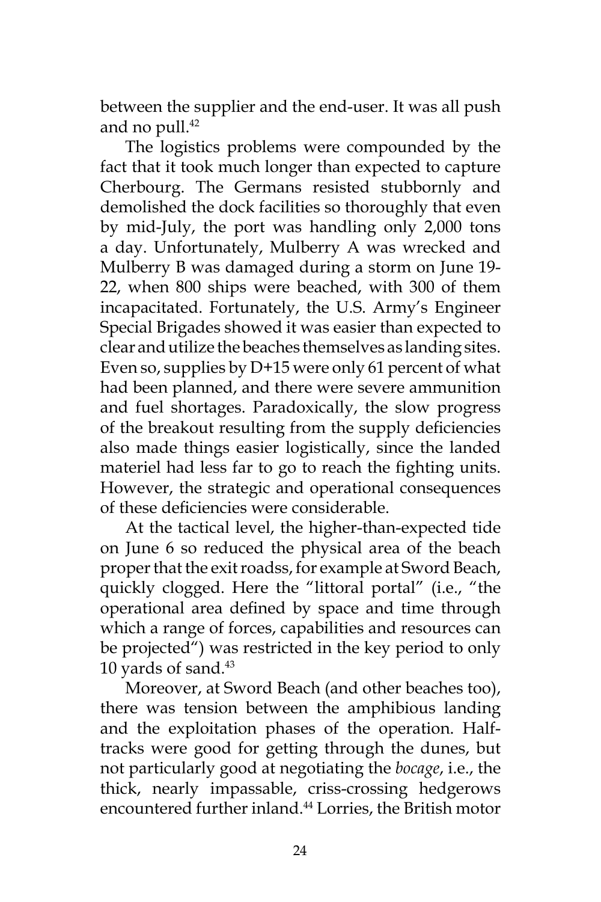between the supplier and the end-user. It was all push and no pull.[42]

The logistics problems were compounded by the fact that it took much longer than expected to capture Cherbourg. The Germans resisted stubbornly and demolished the dock facilities so thoroughly that even by mid-July, the port was handling only 2,000 tons a day. Unfortunately, Mulberry A was wrecked and Mulberry B was damaged during a storm on June 19-22, when 800 ships were beached, with 300 of them incapacitated. Fortunately, the U.S. Army's Engineer Special Brigades showed it was easier than expected to clear and utilize the beaches themselves as landing sites. Even so, supplies by D+15 were only 61 percent of what had been planned, and there were severe ammunition and fuel shortages. Paradoxically, the slow progress of the breakout resulting from the supply deficiencies also made things easier logistically, since the landed materiel had less far to go to reach the fighting units. However, the strategic and operational consequences of these deficiencies were considerable.

At the tactical level, the higher-than-expected tide on June 6 so reduced the physical area of the beach proper that the exit roadss, for example at Sword Beach, quickly clogged. Here the "littoral portal" (i.e., "the operational area defined by space and time through which a range of forces, capabilities and resources can be projected") was restricted in the key period to only 10 yards of sand.[43]

Moreover, at Sword Beach (and other beaches too), there was tension between the amphibious landing and the exploitation phases of the operation. Half-tracks were good for getting through the dunes, but not particularly good at negotiating the *bocage*, i.e., the thick, nearly impassable, criss-crossing hedgerows encountered further inland.[44] Lorries, the British motor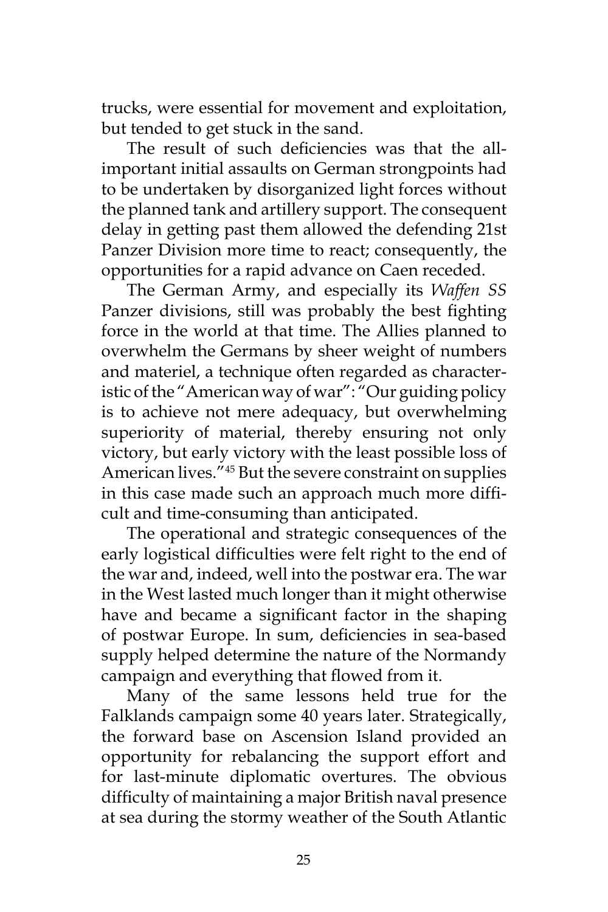trucks, were essential for movement and exploitation, but tended to get stuck in the sand.

The result of such deficiencies was that the all-important initial assaults on German strongpoints had to be undertaken by disorganized light forces without the planned tank and artillery support. The consequent delay in getting past them allowed the defending 21st Panzer Division more time to react; consequently, the opportunities for a rapid advance on Caen receded.

The German Army, and especially its *Waffen SS* Panzer divisions, still was probably the best fighting force in the world at that time. The Allies planned to overwhelm the Germans by sheer weight of numbers and materiel, a technique often regarded as characteristic of the "American way of war": "Our guiding policy is to achieve not mere adequacy, but overwhelming superiority of material, thereby ensuring not only victory, but early victory with the least possible loss of American lives."[45] But the severe constraint on supplies in this case made such an approach much more difficult and time-consuming than anticipated.

The operational and strategic consequences of the early logistical difficulties were felt right to the end of the war and, indeed, well into the postwar era. The war in the West lasted much longer than it might otherwise have and became a significant factor in the shaping of postwar Europe. In sum, deficiencies in sea-based supply helped determine the nature of the Normandy campaign and everything that flowed from it.

Many of the same lessons held true for the Falklands campaign some 40 years later. Strategically, the forward base on Ascension Island provided an opportunity for rebalancing the support effort and for last-minute diplomatic overtures. The obvious difficulty of maintaining a major British naval presence at sea during the stormy weather of the South Atlantic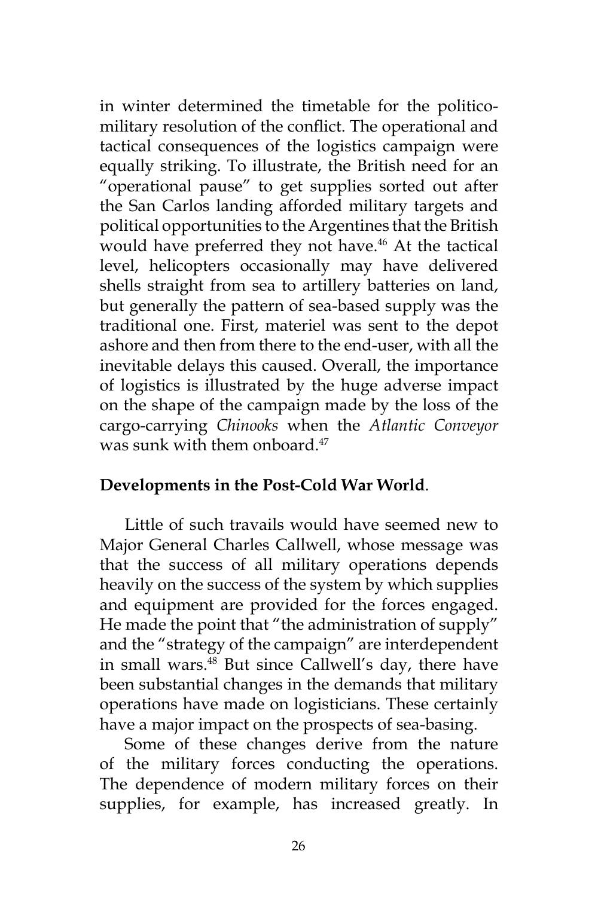in winter determined the timetable for the politico-military resolution of the conflict. The operational and tactical consequences of the logistics campaign were equally striking. To illustrate, the British need for an "operational pause" to get supplies sorted out after the San Carlos landing afforded military targets and political opportunities to the Argentines that the British would have preferred they not have.[46] At the tactical level, helicopters occasionally may have delivered shells straight from sea to artillery batteries on land, but generally the pattern of sea-based supply was the traditional one. First, materiel was sent to the depot ashore and then from there to the end-user, with all the inevitable delays this caused. Overall, the importance of logistics is illustrated by the huge adverse impact on the shape of the campaign made by the loss of the cargo-carrying *Chinooks* when the *Atlantic Conveyor* was sunk with them onboard.[47]

**Developments in the Post-Cold War World**.

Little of such travails would have seemed new to Major General Charles Callwell, whose message was that the success of all military operations depends heavily on the success of the system by which supplies and equipment are provided for the forces engaged. He made the point that "the administration of supply" and the "strategy of the campaign" are interdependent in small wars.[48] But since Callwell's day, there have been substantial changes in the demands that military operations have made on logisticians. These certainly have a major impact on the prospects of sea-basing.

Some of these changes derive from the nature of the military forces conducting the operations. The dependence of modern military forces on their supplies, for example, has increased greatly. In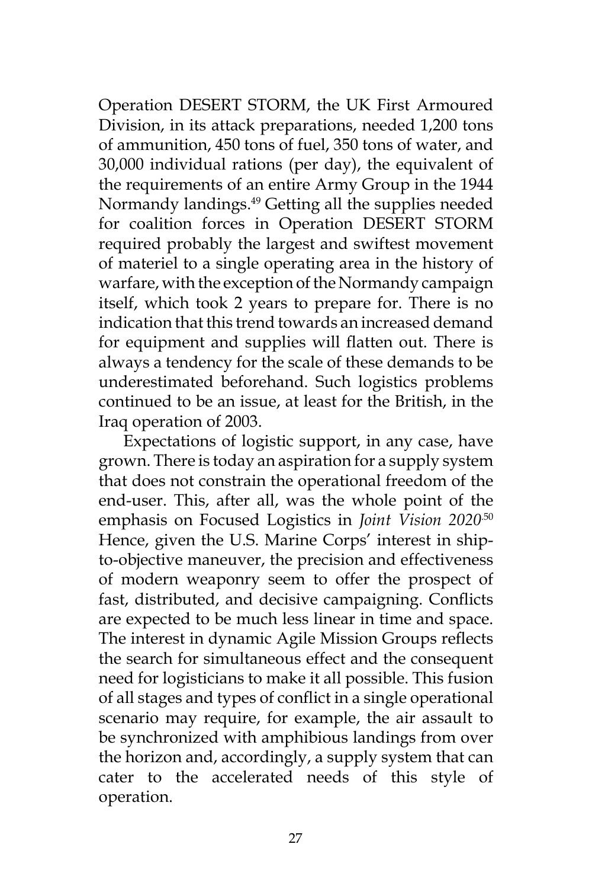Operation DESERT STORM, the UK First Armoured Division, in its attack preparations, needed 1,200 tons of ammunition, 450 tons of fuel, 350 tons of water, and 30,000 individual rations (per day), the equivalent of the requirements of an entire Army Group in the 1944 Normandy landings.[49] Getting all the supplies needed for coalition forces in Operation DESERT STORM required probably the largest and swiftest movement of materiel to a single operating area in the history of warfare, with the exception of the Normandy campaign itself, which took 2 years to prepare for. There is no indication that this trend towards an increased demand for equipment and supplies will flatten out. There is always a tendency for the scale of these demands to be underestimated beforehand. Such logistics problems continued to be an issue, at least for the British, in the Iraq operation of 2003.

Expectations of logistic support, in any case, have grown. There is today an aspiration for a supply system that does not constrain the operational freedom of the end-user. This, after all, was the whole point of the emphasis on Focused Logistics in *Joint Vision 2020*.[50] Hence, given the U.S. Marine Corps' interest in ship-to-objective maneuver, the precision and effectiveness of modern weaponry seem to offer the prospect of fast, distributed, and decisive campaigning. Conflicts are expected to be much less linear in time and space. The interest in dynamic Agile Mission Groups reflects the search for simultaneous effect and the consequent need for logisticians to make it all possible. This fusion of all stages and types of conflict in a single operational scenario may require, for example, the air assault to be synchronized with amphibious landings from over the horizon and, accordingly, a supply system that can cater to the accelerated needs of this style of operation.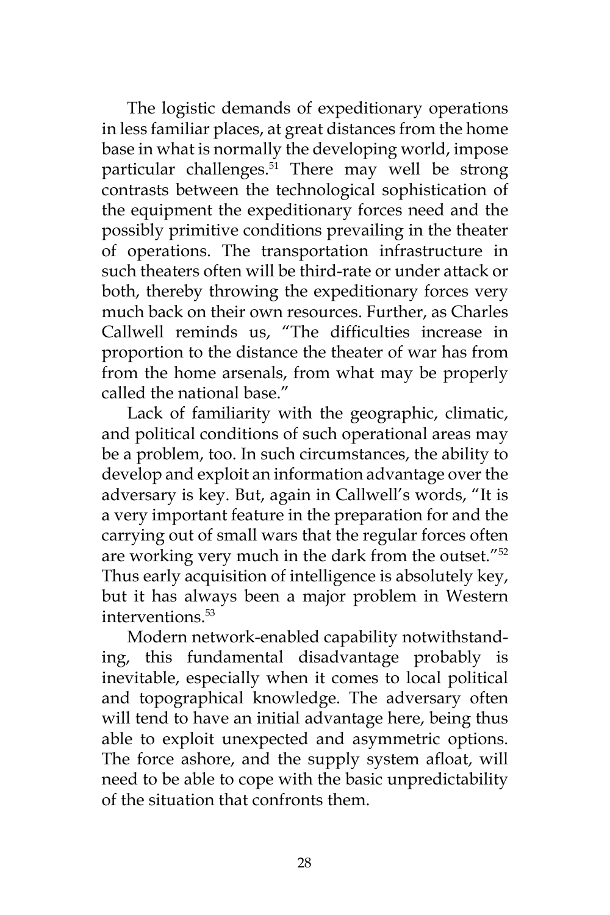The logistic demands of expeditionary operations in less familiar places, at great distances from the home base in what is normally the developing world, impose particular challenges.[51] There may well be strong contrasts between the technological sophistication of the equipment the expeditionary forces need and the possibly primitive conditions prevailing in the theater of operations. The transportation infrastructure in such theaters often will be third-rate or under attack or both, thereby throwing the expeditionary forces very much back on their own resources. Further, as Charles Callwell reminds us, "The difficulties increase in proportion to the distance the theater of war has from from the home arsenals, from what may be properly called the national base."

Lack of familiarity with the geographic, climatic, and political conditions of such operational areas may be a problem, too. In such circumstances, the ability to develop and exploit an information advantage over the adversary is key. But, again in Callwell's words, "It is a very important feature in the preparation for and the carrying out of small wars that the regular forces often are working very much in the dark from the outset."[52] Thus early acquisition of intelligence is absolutely key, but it has always been a major problem in Western interventions.[53]

Modern network-enabled capability notwithstanding, this fundamental disadvantage probably is inevitable, especially when it comes to local political and topographical knowledge. The adversary often will tend to have an initial advantage here, being thus able to exploit unexpected and asymmetric options. The force ashore, and the supply system afloat, will need to be able to cope with the basic unpredictability of the situation that confronts them.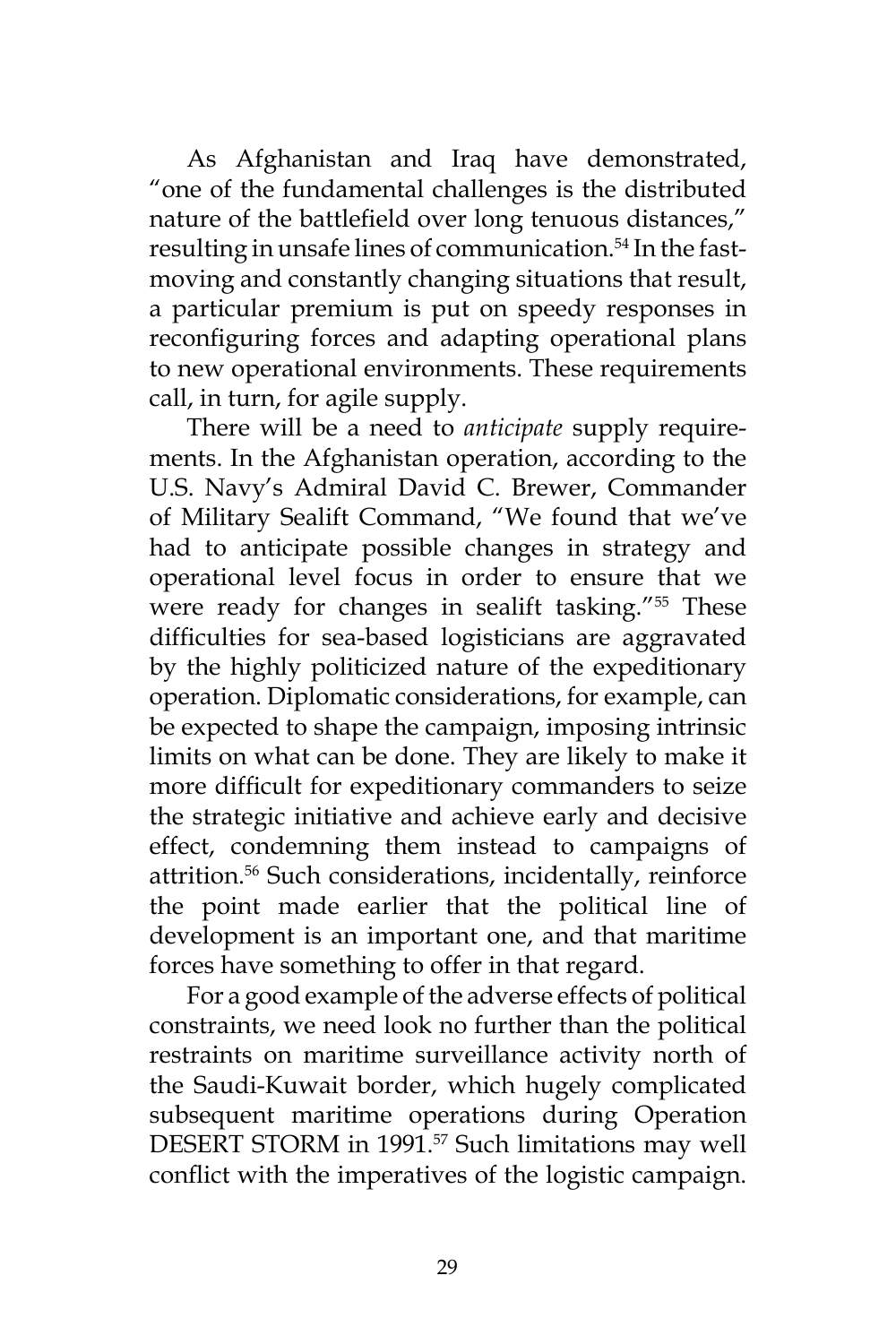As Afghanistan and Iraq have demonstrated, "one of the fundamental challenges is the distributed nature of the battlefield over long tenuous distances," resulting in unsafe lines of communication.[54] In the fast-moving and constantly changing situations that result, a particular premium is put on speedy responses in reconfiguring forces and adapting operational plans to new operational environments. These requirements call, in turn, for agile supply.

There will be a need to *anticipate* supply requirements. In the Afghanistan operation, according to the U.S. Navy's Admiral David C. Brewer, Commander of Military Sealift Command, "We found that we've had to anticipate possible changes in strategy and operational level focus in order to ensure that we were ready for changes in sealift tasking."[55] These difficulties for sea-based logisticians are aggravated by the highly politicized nature of the expeditionary operation. Diplomatic considerations, for example, can be expected to shape the campaign, imposing intrinsic limits on what can be done. They are likely to make it more difficult for expeditionary commanders to seize the strategic initiative and achieve early and decisive effect, condemning them instead to campaigns of attrition.[56] Such considerations, incidentally, reinforce the point made earlier that the political line of development is an important one, and that maritime forces have something to offer in that regard.

For a good example of the adverse effects of political constraints, we need look no further than the political restraints on maritime surveillance activity north of the Saudi-Kuwait border, which hugely complicated subsequent maritime operations during Operation DESERT STORM in 1991.[57] Such limitations may well conflict with the imperatives of the logistic campaign.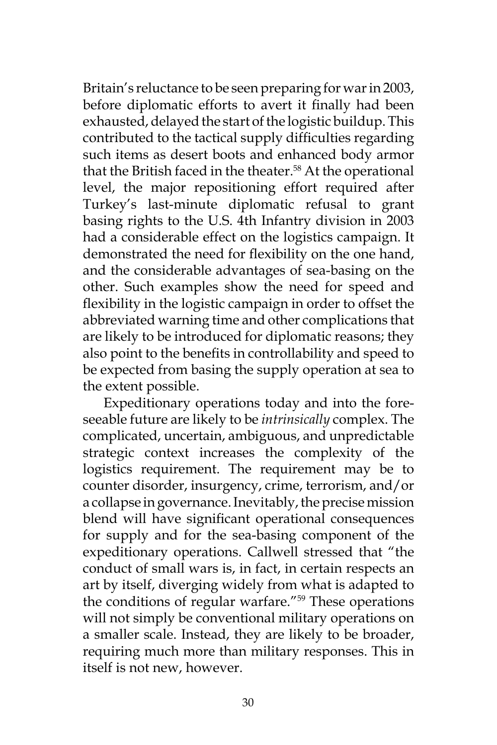Britain's reluctance to be seen preparing for war in 2003, before diplomatic efforts to avert it finally had been exhausted, delayed the start of the logistic buildup. This contributed to the tactical supply difficulties regarding such items as desert boots and enhanced body armor that the British faced in the theater.[58] At the operational level, the major repositioning effort required after Turkey's last-minute diplomatic refusal to grant basing rights to the U.S. 4th Infantry division in 2003 had a considerable effect on the logistics campaign. It demonstrated the need for flexibility on the one hand, and the considerable advantages of sea-basing on the other. Such examples show the need for speed and flexibility in the logistic campaign in order to offset the abbreviated warning time and other complications that are likely to be introduced for diplomatic reasons; they also point to the benefits in controllability and speed to be expected from basing the supply operation at sea to the extent possible.

Expeditionary operations today and into the foreseeable future are likely to be *intrinsically* complex. The complicated, uncertain, ambiguous, and unpredictable strategic context increases the complexity of the logistics requirement. The requirement may be to counter disorder, insurgency, crime, terrorism, and/or a collapse in governance. Inevitably, the precise mission blend will have significant operational consequences for supply and for the sea-basing component of the expeditionary operations. Callwell stressed that "the conduct of small wars is, in fact, in certain respects an art by itself, diverging widely from what is adapted to the conditions of regular warfare."[59] These operations will not simply be conventional military operations on a smaller scale. Instead, they are likely to be broader, requiring much more than military responses. This in itself is not new, however.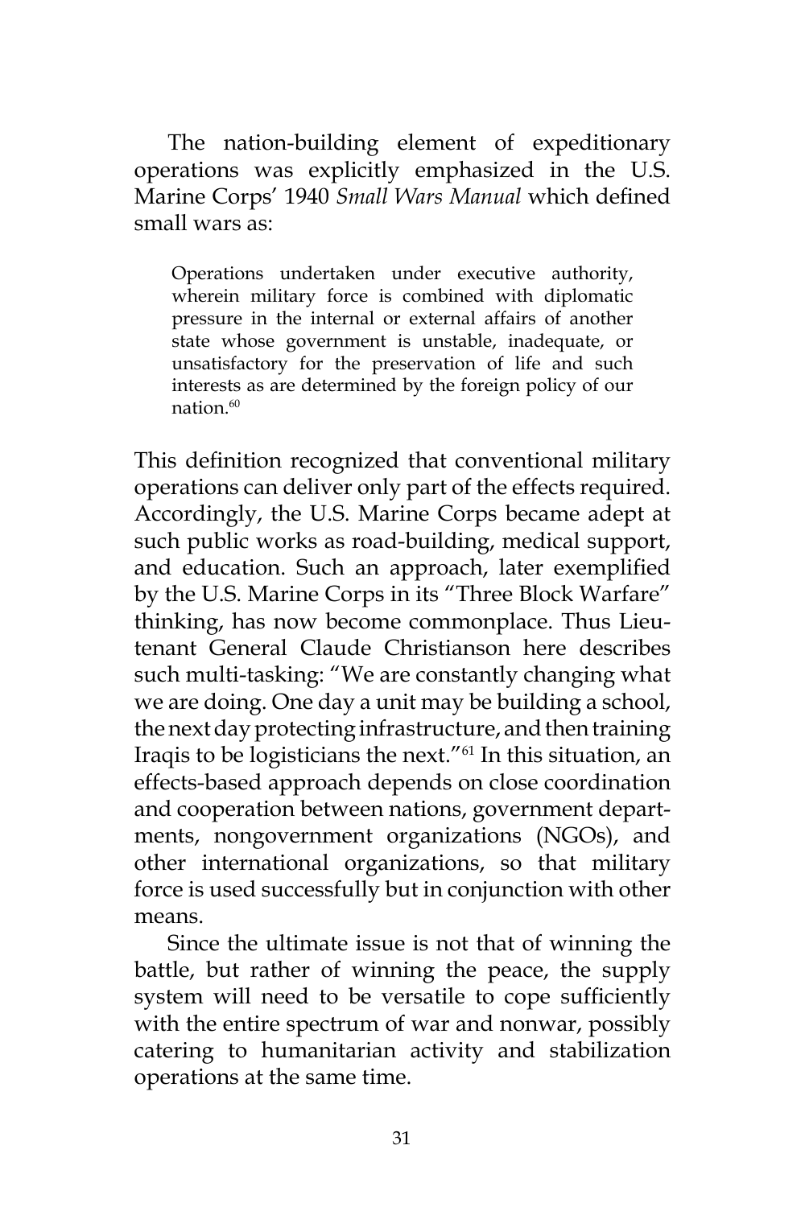The nation-building element of expeditionary operations was explicitly emphasized in the U.S. Marine Corps' 1940 *Small Wars Manual* which defined small wars as:

> Operations undertaken under executive authority, wherein military force is combined with diplomatic pressure in the internal or external affairs of another state whose government is unstable, inadequate, or unsatisfactory for the preservation of life and such interests as are determined by the foreign policy of our nation.[60]

This definition recognized that conventional military operations can deliver only part of the effects required. Accordingly, the U.S. Marine Corps became adept at such public works as road-building, medical support, and education. Such an approach, later exemplified by the U.S. Marine Corps in its "Three Block Warfare" thinking, has now become commonplace. Thus Lieutenant General Claude Christianson here describes such multi-tasking: "We are constantly changing what we are doing. One day a unit may be building a school, the next day protecting infrastructure, and then training Iraqis to be logisticians the next."[61] In this situation, an effects-based approach depends on close coordination and cooperation between nations, government departments, nongovernment organizations (NGOs), and other international organizations, so that military force is used successfully but in conjunction with other means.

Since the ultimate issue is not that of winning the battle, but rather of winning the peace, the supply system will need to be versatile to cope sufficiently with the entire spectrum of war and nonwar, possibly catering to humanitarian activity and stabilization operations at the same time.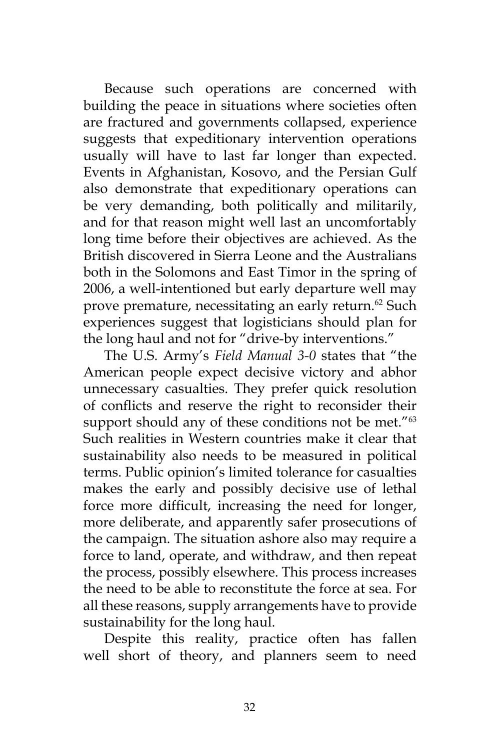Because such operations are concerned with building the peace in situations where societies often are fractured and governments collapsed, experience suggests that expeditionary intervention operations usually will have to last far longer than expected. Events in Afghanistan, Kosovo, and the Persian Gulf also demonstrate that expeditionary operations can be very demanding, both politically and militarily, and for that reason might well last an uncomfortably long time before their objectives are achieved. As the British discovered in Sierra Leone and the Australians both in the Solomons and East Timor in the spring of 2006, a well-intentioned but early departure well may prove premature, necessitating an early return.[62] Such experiences suggest that logisticians should plan for the long haul and not for "drive-by interventions."

The U.S. Army's *Field Manual 3-0* states that "the American people expect decisive victory and abhor unnecessary casualties. They prefer quick resolution of conflicts and reserve the right to reconsider their support should any of these conditions not be met."[63] Such realities in Western countries make it clear that sustainability also needs to be measured in political terms. Public opinion's limited tolerance for casualties makes the early and possibly decisive use of lethal force more difficult, increasing the need for longer, more deliberate, and apparently safer prosecutions of the campaign. The situation ashore also may require a force to land, operate, and withdraw, and then repeat the process, possibly elsewhere. This process increases the need to be able to reconstitute the force at sea. For all these reasons, supply arrangements have to provide sustainability for the long haul.

Despite this reality, practice often has fallen well short of theory, and planners seem to need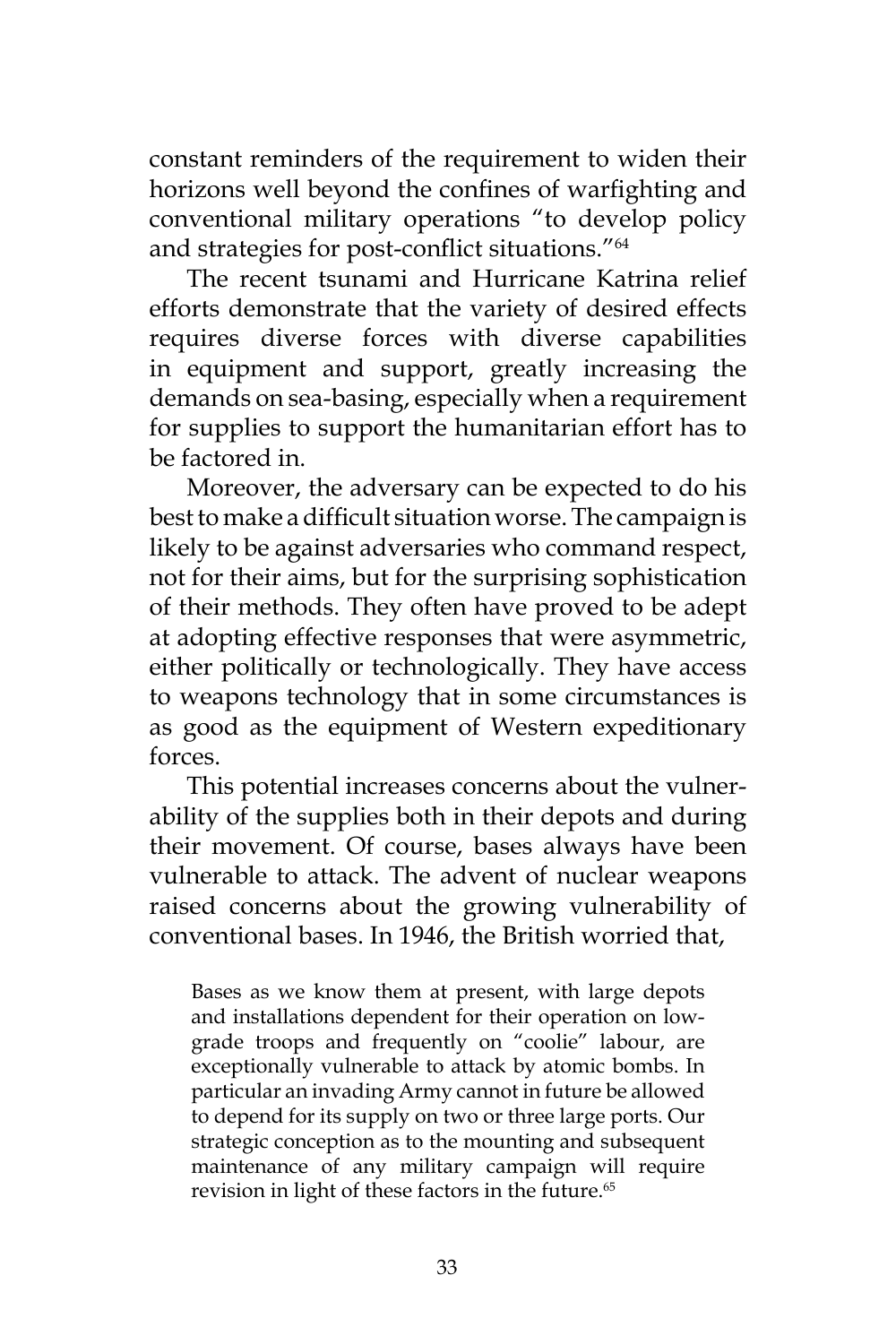constant reminders of the requirement to widen their horizons well beyond the confines of warfighting and conventional military operations "to develop policy and strategies for post-conflict situations."[64]

The recent tsunami and Hurricane Katrina relief efforts demonstrate that the variety of desired effects requires diverse forces with diverse capabilities in equipment and support, greatly increasing the demands on sea-basing, especially when a requirement for supplies to support the humanitarian effort has to be factored in.

Moreover, the adversary can be expected to do his best to make a difficult situation worse. The campaign is likely to be against adversaries who command respect, not for their aims, but for the surprising sophistication of their methods. They often have proved to be adept at adopting effective responses that were asymmetric, either politically or technologically. They have access to weapons technology that in some circumstances is as good as the equipment of Western expeditionary forces.

This potential increases concerns about the vulnerability of the supplies both in their depots and during their movement. Of course, bases always have been vulnerable to attack. The advent of nuclear weapons raised concerns about the growing vulnerability of conventional bases. In 1946, the British worried that,

> Bases as we know them at present, with large depots and installations dependent for their operation on low-grade troops and frequently on "coolie" labour, are exceptionally vulnerable to attack by atomic bombs. In particular an invading Army cannot in future be allowed to depend for its supply on two or three large ports. Our strategic conception as to the mounting and subsequent maintenance of any military campaign will require revision in light of these factors in the future.[65]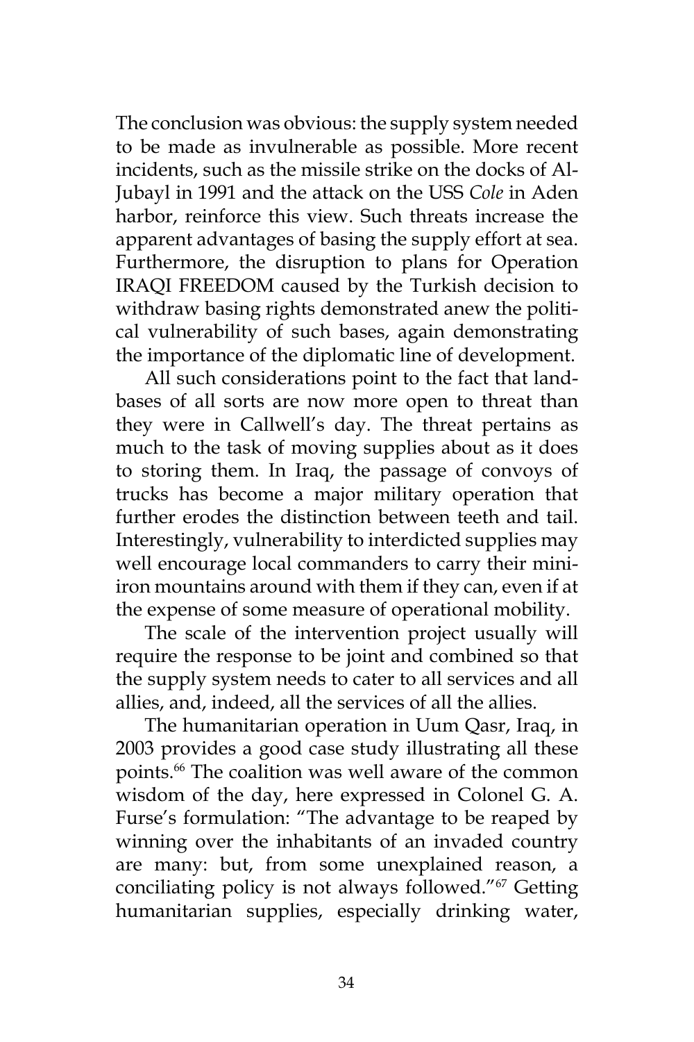The conclusion was obvious: the supply system needed to be made as invulnerable as possible. More recent incidents, such as the missile strike on the docks of Al-Jubayl in 1991 and the attack on the USS *Cole* in Aden harbor, reinforce this view. Such threats increase the apparent advantages of basing the supply effort at sea. Furthermore, the disruption to plans for Operation IRAQI FREEDOM caused by the Turkish decision to withdraw basing rights demonstrated anew the political vulnerability of such bases, again demonstrating the importance of the diplomatic line of development.

All such considerations point to the fact that land-bases of all sorts are now more open to threat than they were in Callwell's day. The threat pertains as much to the task of moving supplies about as it does to storing them. In Iraq, the passage of convoys of trucks has become a major military operation that further erodes the distinction between teeth and tail. Interestingly, vulnerability to interdicted supplies may well encourage local commanders to carry their mini-iron mountains around with them if they can, even if at the expense of some measure of operational mobility.

The scale of the intervention project usually will require the response to be joint and combined so that the supply system needs to cater to all services and all allies, and, indeed, all the services of all the allies.

The humanitarian operation in Uum Qasr, Iraq, in 2003 provides a good case study illustrating all these points.[66] The coalition was well aware of the common wisdom of the day, here expressed in Colonel G. A. Furse's formulation: "The advantage to be reaped by winning over the inhabitants of an invaded country are many: but, from some unexplained reason, a conciliating policy is not always followed."[67] Getting humanitarian supplies, especially drinking water,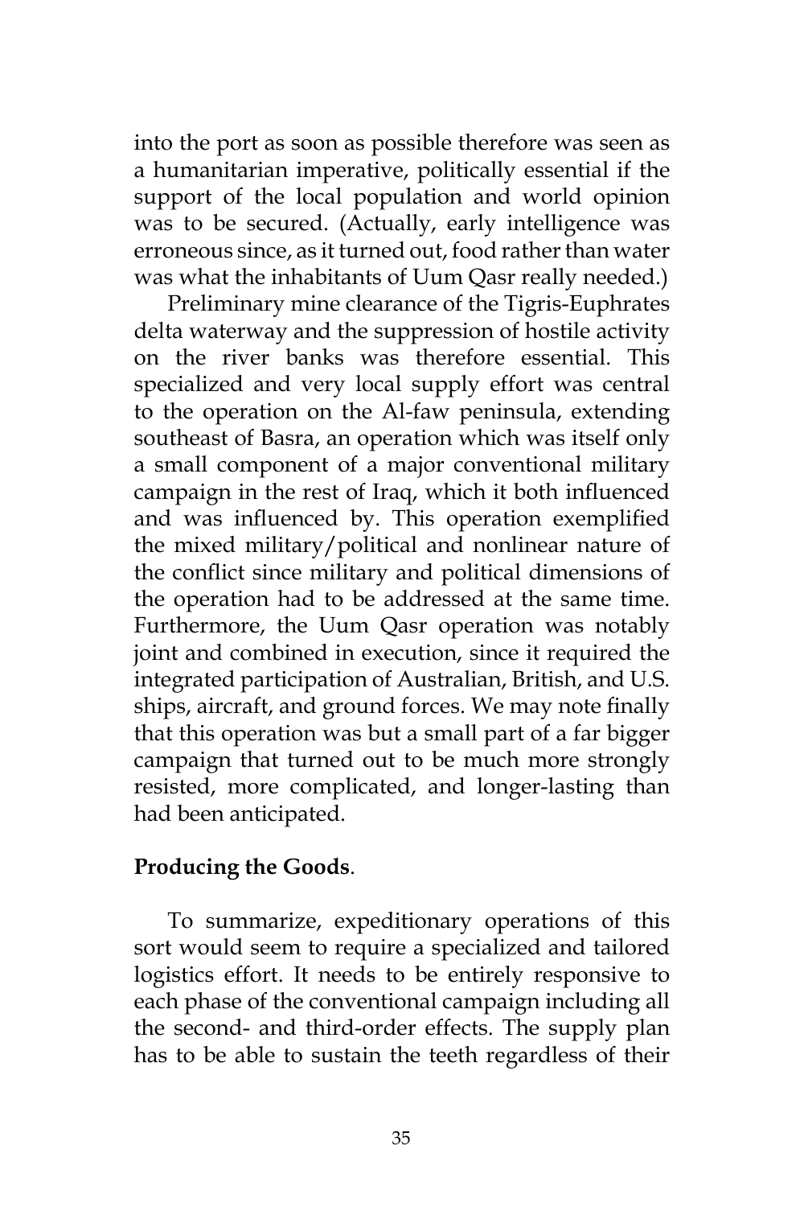into the port as soon as possible therefore was seen as a humanitarian imperative, politically essential if the support of the local population and world opinion was to be secured. (Actually, early intelligence was erroneous since, as it turned out, food rather than water was what the inhabitants of Uum Qasr really needed.)

Preliminary mine clearance of the Tigris-Euphrates delta waterway and the suppression of hostile activity on the river banks was therefore essential. This specialized and very local supply effort was central to the operation on the Al-faw peninsula, extending southeast of Basra, an operation which was itself only a small component of a major conventional military campaign in the rest of Iraq, which it both influenced and was influenced by. This operation exemplified the mixed military/political and nonlinear nature of the conflict since military and political dimensions of the operation had to be addressed at the same time. Furthermore, the Uum Qasr operation was notably joint and combined in execution, since it required the integrated participation of Australian, British, and U.S. ships, aircraft, and ground forces. We may note finally that this operation was but a small part of a far bigger campaign that turned out to be much more strongly resisted, more complicated, and longer-lasting than had been anticipated.

**Producing the Goods**.

To summarize, expeditionary operations of this sort would seem to require a specialized and tailored logistics effort. It needs to be entirely responsive to each phase of the conventional campaign including all the second- and third-order effects. The supply plan has to be able to sustain the teeth regardless of their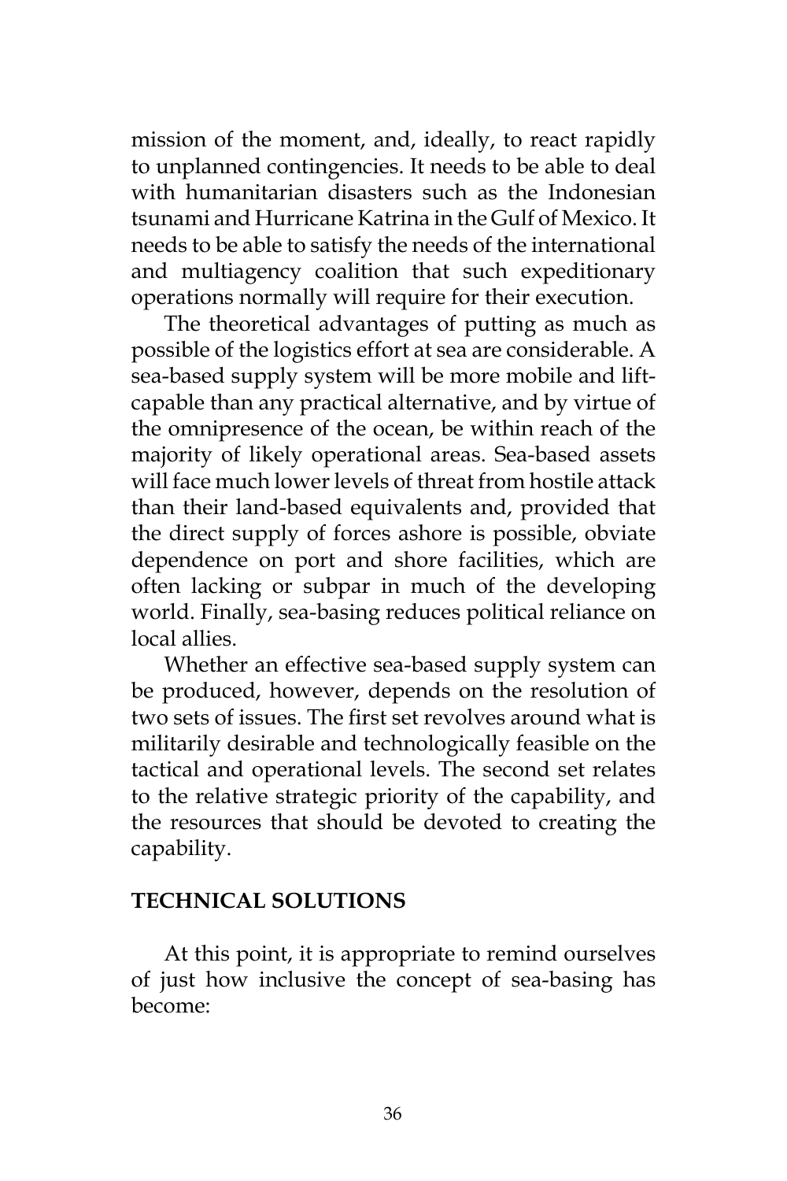mission of the moment, and, ideally, to react rapidly to unplanned contingencies. It needs to be able to deal with humanitarian disasters such as the Indonesian tsunami and Hurricane Katrina in the Gulf of Mexico. It needs to be able to satisfy the needs of the international and multiagency coalition that such expeditionary operations normally will require for their execution.

The theoretical advantages of putting as much as possible of the logistics effort at sea are considerable. A sea-based supply system will be more mobile and lift-capable than any practical alternative, and by virtue of the omnipresence of the ocean, be within reach of the majority of likely operational areas. Sea-based assets will face much lower levels of threat from hostile attack than their land-based equivalents and, provided that the direct supply of forces ashore is possible, obviate dependence on port and shore facilities, which are often lacking or subpar in much of the developing world. Finally, sea-basing reduces political reliance on local allies.

Whether an effective sea-based supply system can be produced, however, depends on the resolution of two sets of issues. The first set revolves around what is militarily desirable and technologically feasible on the tactical and operational levels. The second set relates to the relative strategic priority of the capability, and the resources that should be devoted to creating the capability.

## TECHNICAL SOLUTIONS

At this point, it is appropriate to remind ourselves of just how inclusive the concept of sea-basing has become: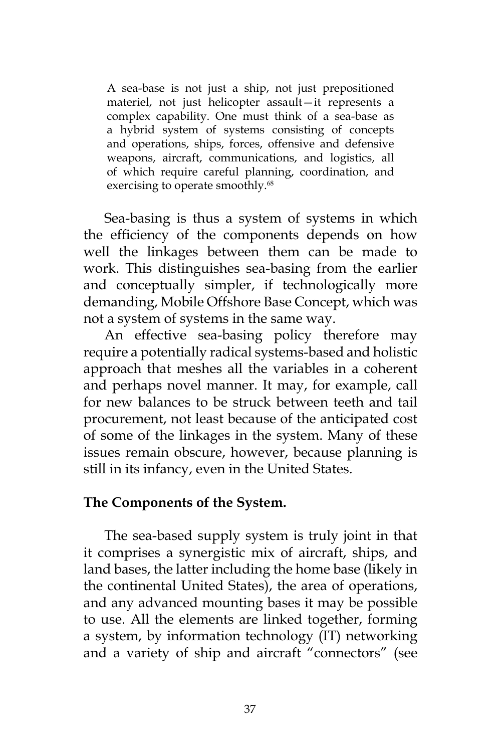> A sea-base is not just a ship, not just prepositioned materiel, not just helicopter assault—it represents a complex capability. One must think of a sea-base as a hybrid system of systems consisting of concepts and operations, ships, forces, offensive and defensive weapons, aircraft, communications, and logistics, all of which require careful planning, coordination, and exercising to operate smoothly.[68]

Sea-basing is thus a system of systems in which the efficiency of the components depends on how well the linkages between them can be made to work. This distinguishes sea-basing from the earlier and conceptually simpler, if technologically more demanding, Mobile Offshore Base Concept, which was not a system of systems in the same way.

An effective sea-basing policy therefore may require a potentially radical systems-based and holistic approach that meshes all the variables in a coherent and perhaps novel manner. It may, for example, call for new balances to be struck between teeth and tail procurement, not least because of the anticipated cost of some of the linkages in the system. Many of these issues remain obscure, however, because planning is still in its infancy, even in the United States.

**The Components of the System.**

The sea-based supply system is truly joint in that it comprises a synergistic mix of aircraft, ships, and land bases, the latter including the home base (likely in the continental United States), the area of operations, and any advanced mounting bases it may be possible to use. All the elements are linked together, forming a system, by information technology (IT) networking and a variety of ship and aircraft "connectors" (see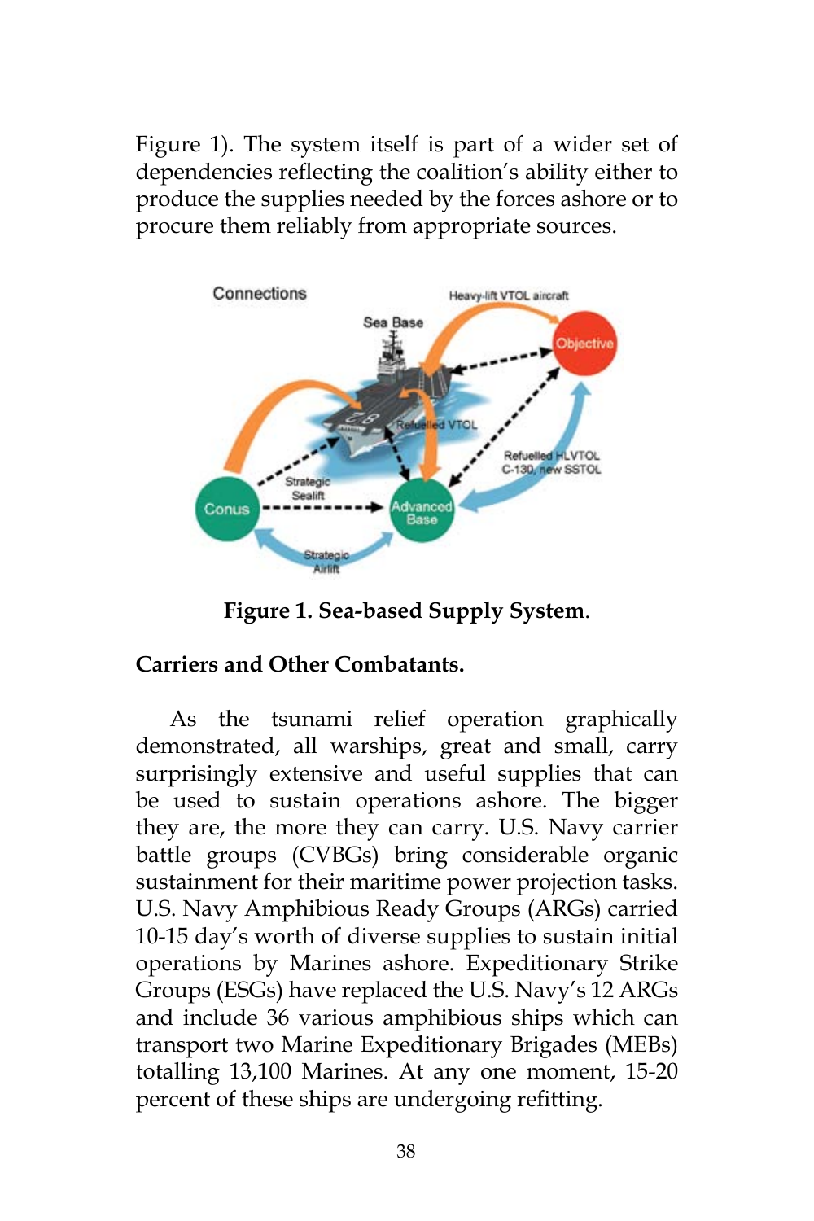Figure 1). The system itself is part of a wider set of dependencies reflecting the coalition's ability either to produce the supplies needed by the forces ashore or to procure them reliably from appropriate sources.

**Figure 1. Sea-based Supply System.**

**Carriers and Other Combatants.**

As the tsunami relief operation graphically demonstrated, all warships, great and small, carry surprisingly extensive and useful supplies that can be used to sustain operations ashore. The bigger they are, the more they can carry. U.S. Navy carrier battle groups (CVBGs) bring considerable organic sustainment for their maritime power projection tasks. U.S. Navy Amphibious Ready Groups (ARGs) carried 10-15 day's worth of diverse supplies to sustain initial operations by Marines ashore. Expeditionary Strike Groups (ESGs) have replaced the U.S. Navy's 12 ARGs and include 36 various amphibious ships which can transport two Marine Expeditionary Brigades (MEBs) totalling 13,100 Marines. At any one moment, 15-20 percent of these ships are undergoing refitting.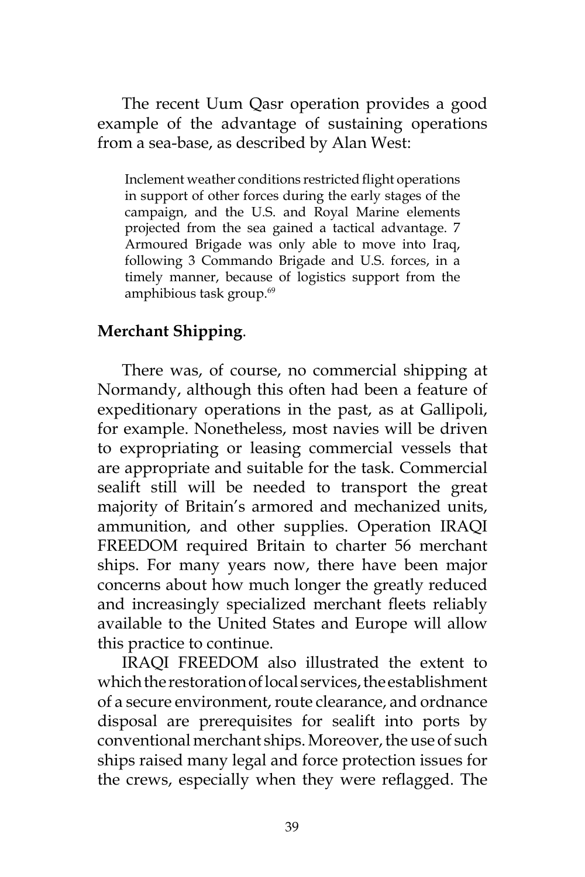The recent Uum Qasr operation provides a good example of the advantage of sustaining operations from a sea-base, as described by Alan West:

> Inclement weather conditions restricted flight operations in support of other forces during the early stages of the campaign, and the U.S. and Royal Marine elements projected from the sea gained a tactical advantage. 7 Armoured Brigade was only able to move into Iraq, following 3 Commando Brigade and U.S. forces, in a timely manner, because of logistics support from the amphibious task group.[69]

**Merchant Shipping**.

There was, of course, no commercial shipping at Normandy, although this often had been a feature of expeditionary operations in the past, as at Gallipoli, for example. Nonetheless, most navies will be driven to expropriating or leasing commercial vessels that are appropriate and suitable for the task. Commercial sealift still will be needed to transport the great majority of Britain's armored and mechanized units, ammunition, and other supplies. Operation IRAQI FREEDOM required Britain to charter 56 merchant ships. For many years now, there have been major concerns about how much longer the greatly reduced and increasingly specialized merchant fleets reliably available to the United States and Europe will allow this practice to continue.

IRAQI FREEDOM also illustrated the extent to which the restoration of local services, the establishment of a secure environment, route clearance, and ordnance disposal are prerequisites for sealift into ports by conventional merchant ships. Moreover, the use of such ships raised many legal and force protection issues for the crews, especially when they were reflagged. The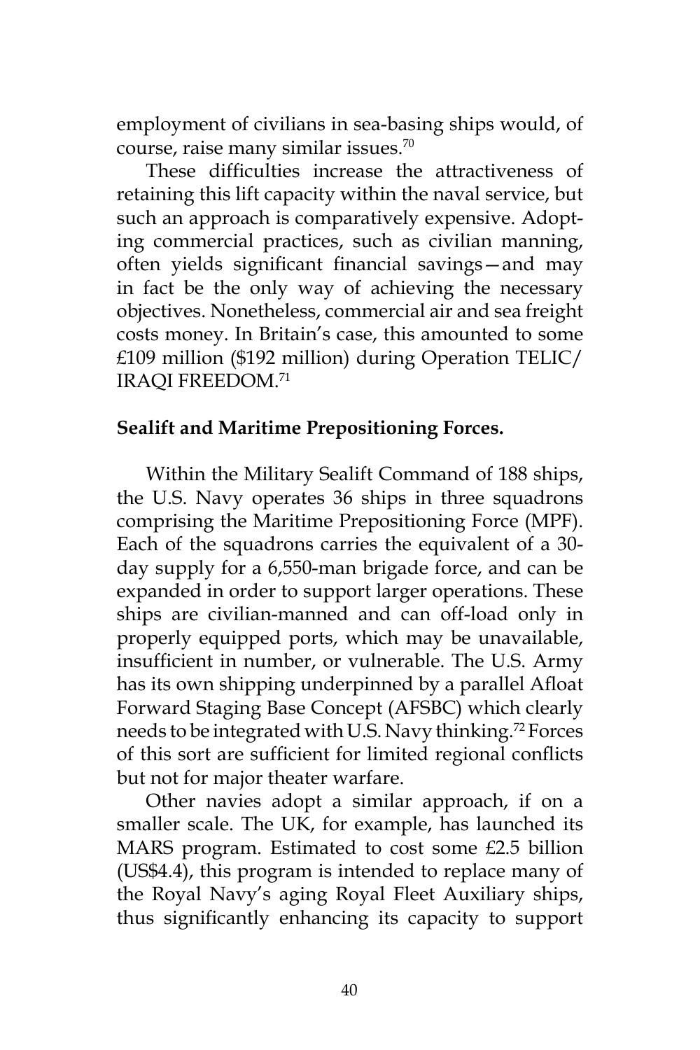employment of civilians in sea-basing ships would, of course, raise many similar issues.[70]

These difficulties increase the attractiveness of retaining this lift capacity within the naval service, but such an approach is comparatively expensive. Adopting commercial practices, such as civilian manning, often yields significant financial savings—and may in fact be the only way of achieving the necessary objectives. Nonetheless, commercial air and sea freight costs money. In Britain's case, this amounted to some £109 million ($192 million) during Operation TELIC/IRAQI FREEDOM.[71]

**Sealift and Maritime Prepositioning Forces.**

Within the Military Sealift Command of 188 ships, the U.S. Navy operates 36 ships in three squadrons comprising the Maritime Prepositioning Force (MPF). Each of the squadrons carries the equivalent of a 30-day supply for a 6,550-man brigade force, and can be expanded in order to support larger operations. These ships are civilian-manned and can off-load only in properly equipped ports, which may be unavailable, insufficient in number, or vulnerable. The U.S. Army has its own shipping underpinned by a parallel Afloat Forward Staging Base Concept (AFSBC) which clearly needs to be integrated with U.S. Navy thinking.[72] Forces of this sort are sufficient for limited regional conflicts but not for major theater warfare.

Other navies adopt a similar approach, if on a smaller scale. The UK, for example, has launched its MARS program. Estimated to cost some £2.5 billion (US$4.4), this program is intended to replace many of the Royal Navy's aging Royal Fleet Auxiliary ships, thus significantly enhancing its capacity to support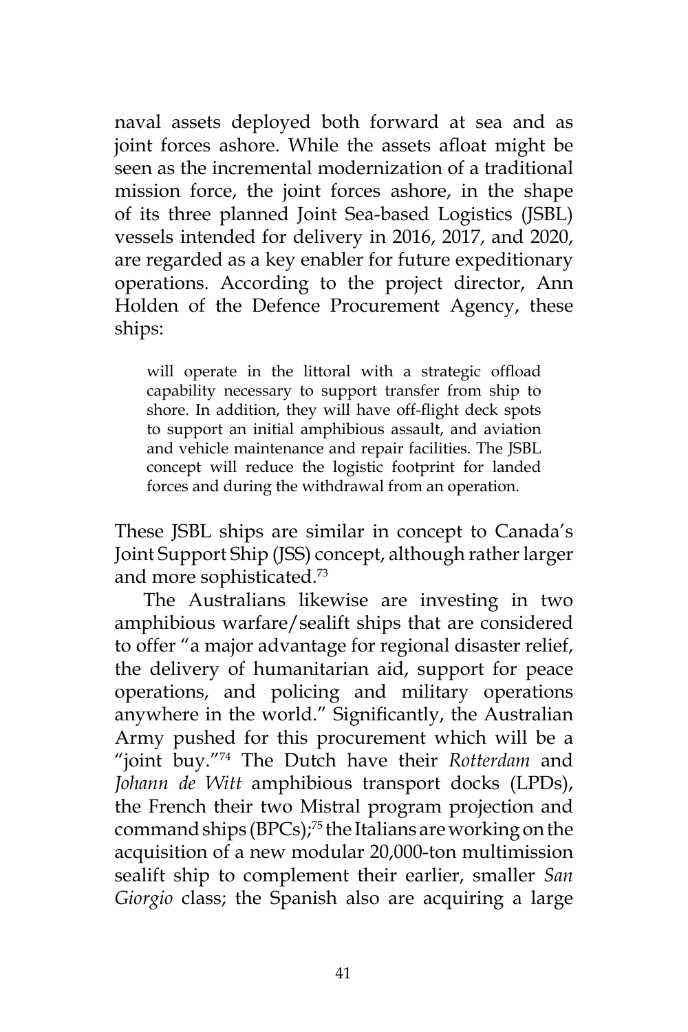naval assets deployed both forward at sea and as joint forces ashore. While the assets afloat might be seen as the incremental modernization of a traditional mission force, the joint forces ashore, in the shape of its three planned Joint Sea-based Logistics (JSBL) vessels intended for delivery in 2016, 2017, and 2020, are regarded as a key enabler for future expeditionary operations. According to the project director, Ann Holden of the Defence Procurement Agency, these ships:

> will operate in the littoral with a strategic offload capability necessary to support transfer from ship to shore. In addition, they will have off-flight deck spots to support an initial amphibious assault, and aviation and vehicle maintenance and repair facilities. The JSBL concept will reduce the logistic footprint for landed forces and during the withdrawal from an operation.

These JSBL ships are similar in concept to Canada's Joint Support Ship (JSS) concept, although rather larger and more sophisticated.[73]

The Australians likewise are investing in two amphibious warfare/sealift ships that are considered to offer "a major advantage for regional disaster relief, the delivery of humanitarian aid, support for peace operations, and policing and military operations anywhere in the world." Significantly, the Australian Army pushed for this procurement which will be a "joint buy."[74] The Dutch have their *Rotterdam* and *Johann de Witt* amphibious transport docks (LPDs), the French their two Mistral program projection and command ships (BPCs);[75] the Italians are working on the acquisition of a new modular 20,000-ton multimission sealift ship to complement their earlier, smaller *San Giorgio* class; the Spanish also are acquiring a large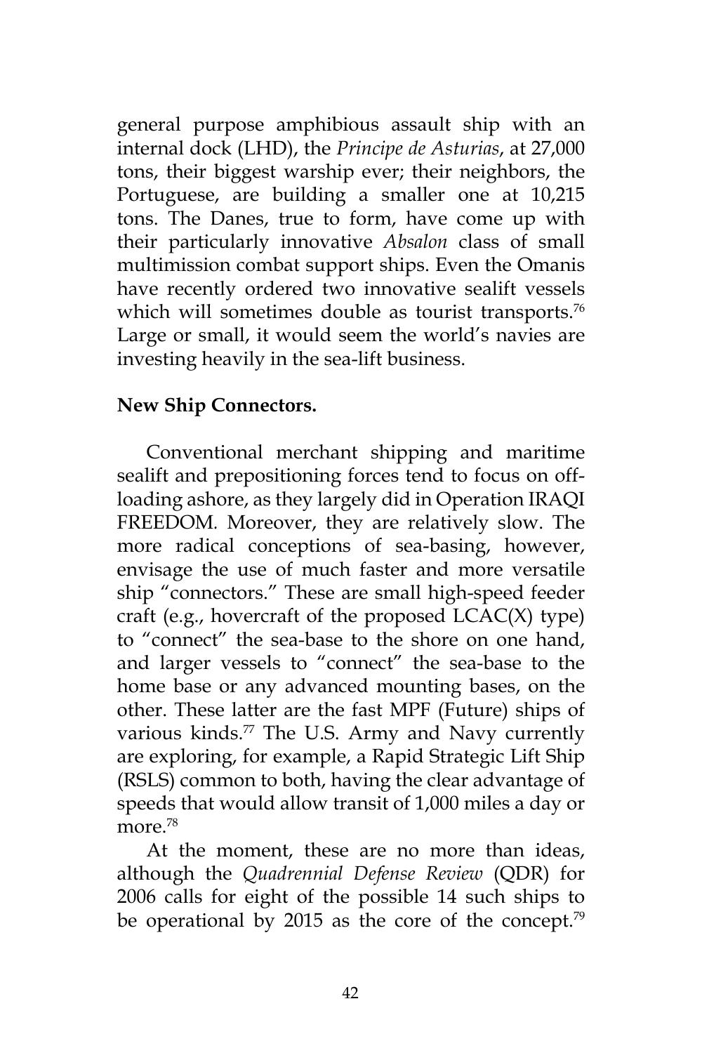general purpose amphibious assault ship with an internal dock (LHD), the *Principe de Asturias*, at 27,000 tons, their biggest warship ever; their neighbors, the Portuguese, are building a smaller one at 10,215 tons. The Danes, true to form, have come up with their particularly innovative *Absalon* class of small multimission combat support ships. Even the Omanis have recently ordered two innovative sealift vessels which will sometimes double as tourist transports.[76] Large or small, it would seem the world's navies are investing heavily in the sea-lift business.

**New Ship Connectors.**

Conventional merchant shipping and maritime sealift and prepositioning forces tend to focus on off-loading ashore, as they largely did in Operation IRAQI FREEDOM. Moreover, they are relatively slow. The more radical conceptions of sea-basing, however, envisage the use of much faster and more versatile ship "connectors." These are small high-speed feeder craft (e.g., hovercraft of the proposed LCAC(X) type) to "connect" the sea-base to the shore on one hand, and larger vessels to "connect" the sea-base to the home base or any advanced mounting bases, on the other. These latter are the fast MPF (Future) ships of various kinds.[77] The U.S. Army and Navy currently are exploring, for example, a Rapid Strategic Lift Ship (RSLS) common to both, having the clear advantage of speeds that would allow transit of 1,000 miles a day or more.[78]

At the moment, these are no more than ideas, although the *Quadrennial Defense Review* (QDR) for 2006 calls for eight of the possible 14 such ships to be operational by 2015 as the core of the concept.[79]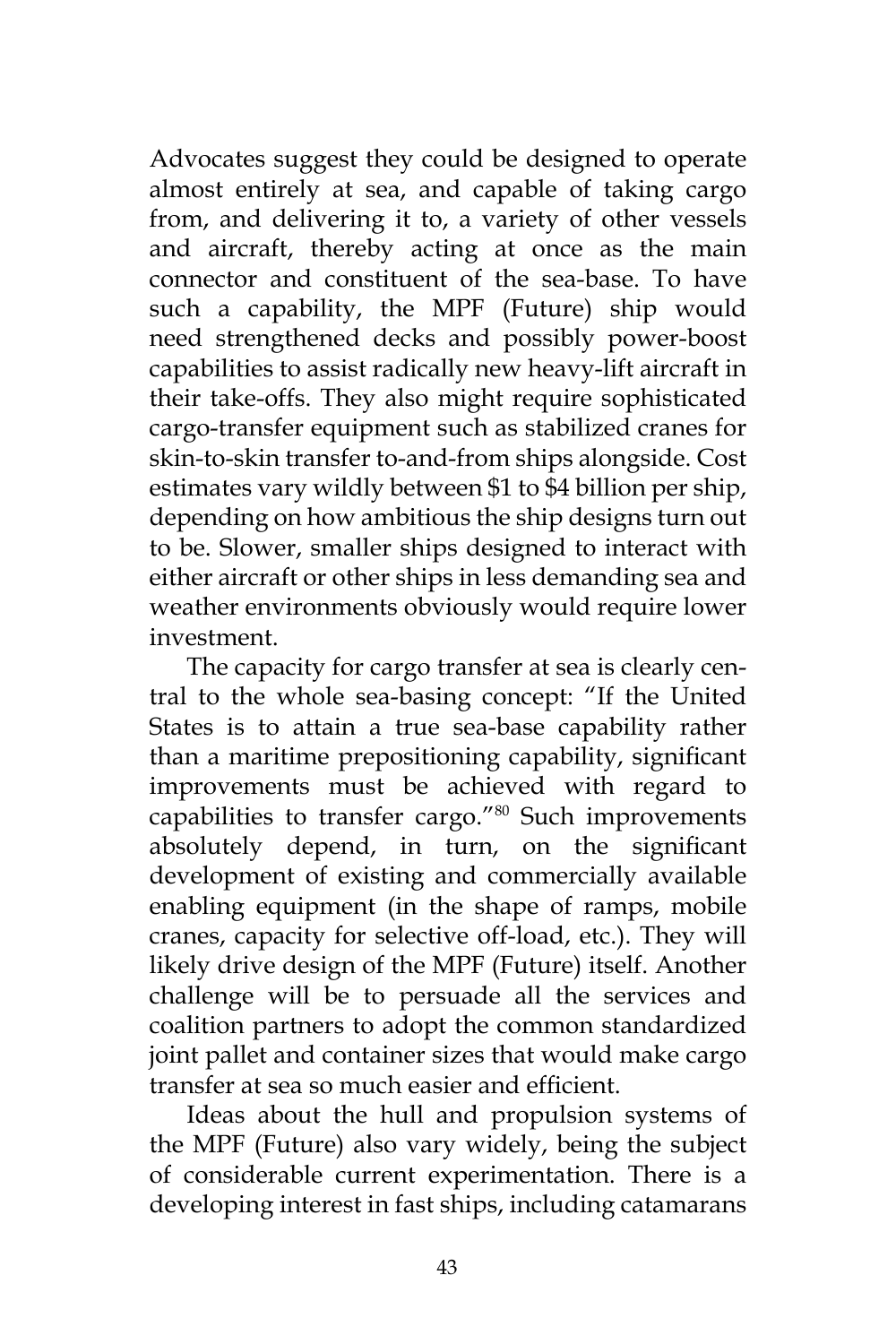Advocates suggest they could be designed to operate almost entirely at sea, and capable of taking cargo from, and delivering it to, a variety of other vessels and aircraft, thereby acting at once as the main connector and constituent of the sea-base. To have such a capability, the MPF (Future) ship would need strengthened decks and possibly power-boost capabilities to assist radically new heavy-lift aircraft in their take-offs. They also might require sophisticated cargo-transfer equipment such as stabilized cranes for skin-to-skin transfer to-and-from ships alongside. Cost estimates vary wildly between $1 to $4 billion per ship, depending on how ambitious the ship designs turn out to be. Slower, smaller ships designed to interact with either aircraft or other ships in less demanding sea and weather environments obviously would require lower investment.

The capacity for cargo transfer at sea is clearly central to the whole sea-basing concept: "If the United States is to attain a true sea-base capability rather than a maritime prepositioning capability, significant improvements must be achieved with regard to capabilities to transfer cargo."[80] Such improvements absolutely depend, in turn, on the significant development of existing and commercially available enabling equipment (in the shape of ramps, mobile cranes, capacity for selective off-load, etc.). They will likely drive design of the MPF (Future) itself. Another challenge will be to persuade all the services and coalition partners to adopt the common standardized joint pallet and container sizes that would make cargo transfer at sea so much easier and efficient.

Ideas about the hull and propulsion systems of the MPF (Future) also vary widely, being the subject of considerable current experimentation. There is a developing interest in fast ships, including catamarans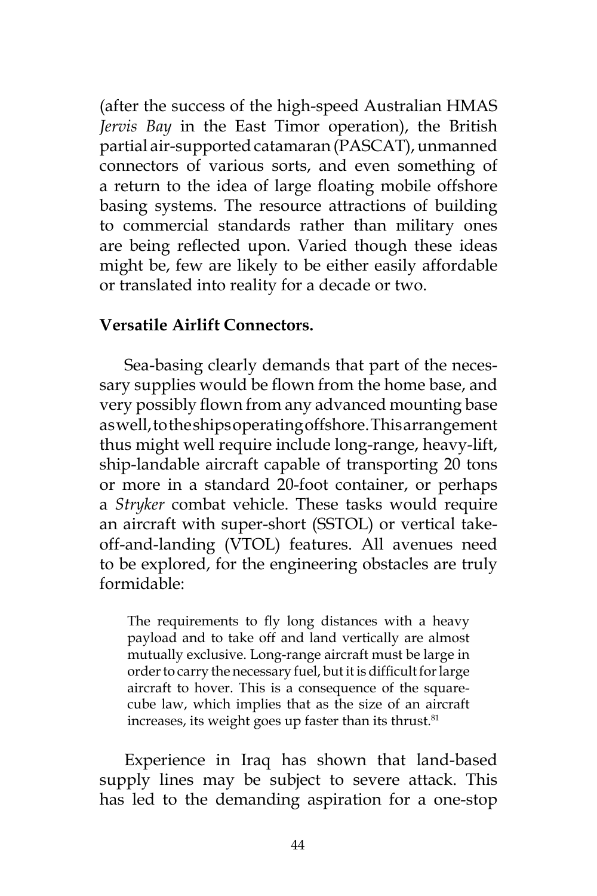(after the success of the high-speed Australian HMAS *Jervis Bay* in the East Timor operation), the British partial air-supported catamaran (PASCAT), unmanned connectors of various sorts, and even something of a return to the idea of large floating mobile offshore basing systems. The resource attractions of building to commercial standards rather than military ones are being reflected upon. Varied though these ideas might be, few are likely to be either easily affordable or translated into reality for a decade or two.

**Versatile Airlift Connectors.**

Sea-basing clearly demands that part of the necessary supplies would be flown from the home base, and very possibly flown from any advanced mounting base as well, to the ships operating offshore. This arrangement thus might well require include long-range, heavy-lift, ship-landable aircraft capable of transporting 20 tons or more in a standard 20-foot container, or perhaps a *Stryker* combat vehicle. These tasks would require an aircraft with super-short (SSTOL) or vertical take-off-and-landing (VTOL) features. All avenues need to be explored, for the engineering obstacles are truly formidable:

> The requirements to fly long distances with a heavy payload and to take off and land vertically are almost mutually exclusive. Long-range aircraft must be large in order to carry the necessary fuel, but it is difficult for large aircraft to hover. This is a consequence of the square-cube law, which implies that as the size of an aircraft increases, its weight goes up faster than its thrust.[81]

Experience in Iraq has shown that land-based supply lines may be subject to severe attack. This has led to the demanding aspiration for a one-stop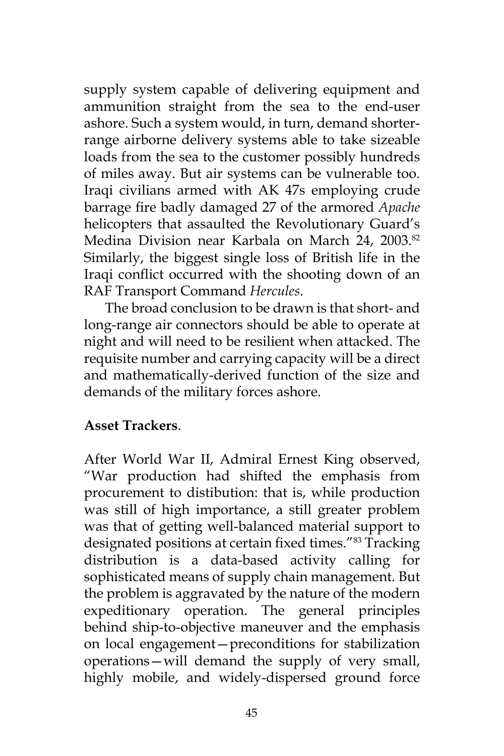supply system capable of delivering equipment and ammunition straight from the sea to the end-user ashore. Such a system would, in turn, demand shorter-range airborne delivery systems able to take sizeable loads from the sea to the customer possibly hundreds of miles away. But air systems can be vulnerable too. Iraqi civilians armed with AK 47s employing crude barrage fire badly damaged 27 of the armored *Apache* helicopters that assaulted the Revolutionary Guard's Medina Division near Karbala on March 24, 2003.[82] Similarly, the biggest single loss of British life in the Iraqi conflict occurred with the shooting down of an RAF Transport Command *Hercules*.

The broad conclusion to be drawn is that short- and long-range air connectors should be able to operate at night and will need to be resilient when attacked. The requisite number and carrying capacity will be a direct and mathematically-derived function of the size and demands of the military forces ashore.

**Asset Trackers**.

After World War II, Admiral Ernest King observed, "War production had shifted the emphasis from procurement to distibution: that is, while production was still of high importance, a still greater problem was that of getting well-balanced material support to designated positions at certain fixed times."[83] Tracking distribution is a data-based activity calling for sophisticated means of supply chain management. But the problem is aggravated by the nature of the modern expeditionary operation. The general principles behind ship-to-objective maneuver and the emphasis on local engagement—preconditions for stabilization operations—will demand the supply of very small, highly mobile, and widely-dispersed ground force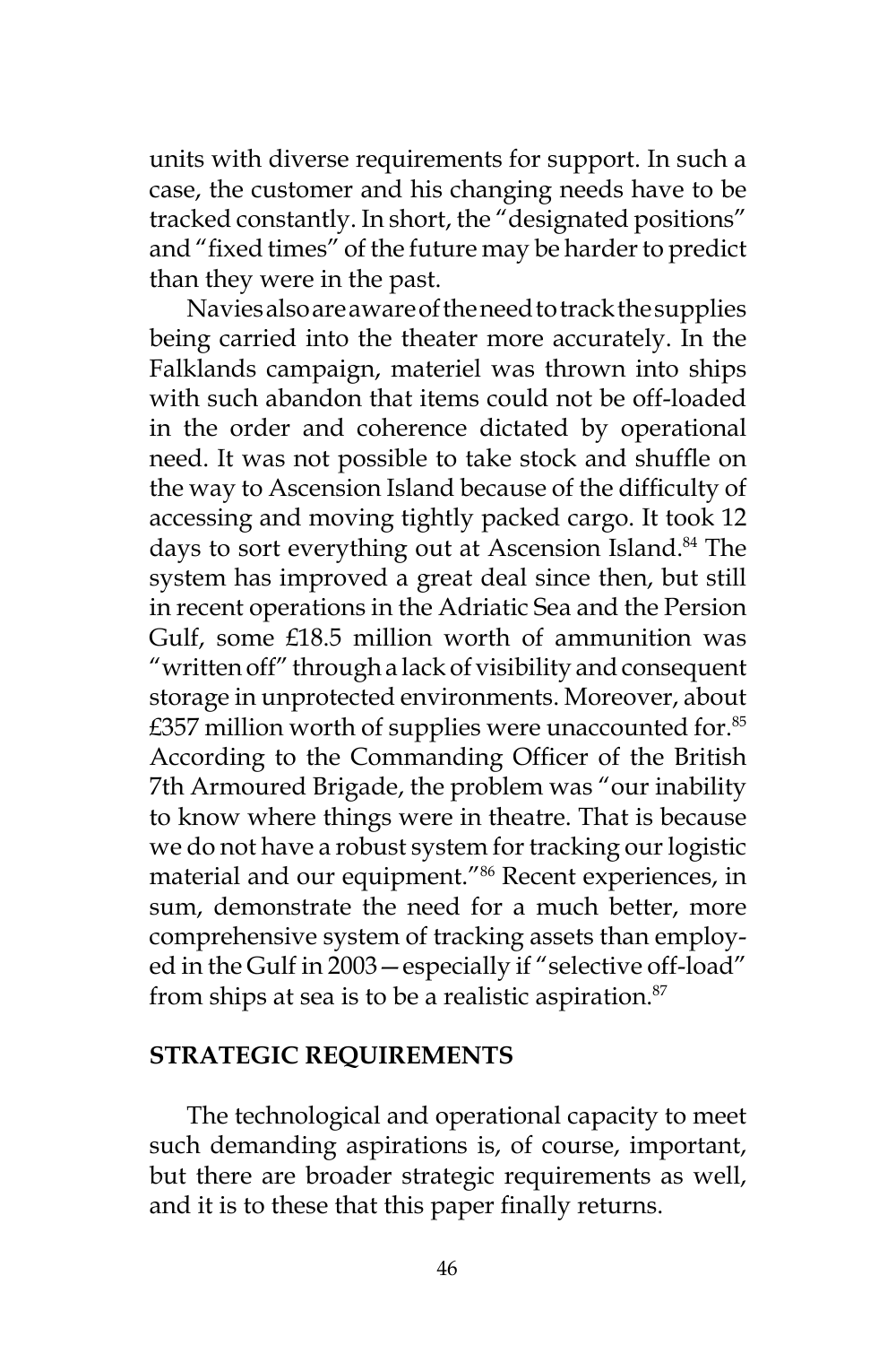units with diverse requirements for support. In such a case, the customer and his changing needs have to be tracked constantly. In short, the "designated positions" and "fixed times" of the future may be harder to predict than they were in the past.

Navies also are aware of the need to track the supplies being carried into the theater more accurately. In the Falklands campaign, materiel was thrown into ships with such abandon that items could not be off-loaded in the order and coherence dictated by operational need. It was not possible to take stock and shuffle on the way to Ascension Island because of the difficulty of accessing and moving tightly packed cargo. It took 12 days to sort everything out at Ascension Island.[84] The system has improved a great deal since then, but still in recent operations in the Adriatic Sea and the Persion Gulf, some £18.5 million worth of ammunition was "written off" through a lack of visibility and consequent storage in unprotected environments. Moreover, about £357 million worth of supplies were unaccounted for.[85] According to the Commanding Officer of the British 7th Armoured Brigade, the problem was "our inability to know where things were in theatre. That is because we do not have a robust system for tracking our logistic material and our equipment."[86] Recent experiences, in sum, demonstrate the need for a much better, more comprehensive system of tracking assets than employed in the Gulf in 2003—especially if "selective off-load" from ships at sea is to be a realistic aspiration.[87]

## STRATEGIC REQUIREMENTS

The technological and operational capacity to meet such demanding aspirations is, of course, important, but there are broader strategic requirements as well, and it is to these that this paper finally returns.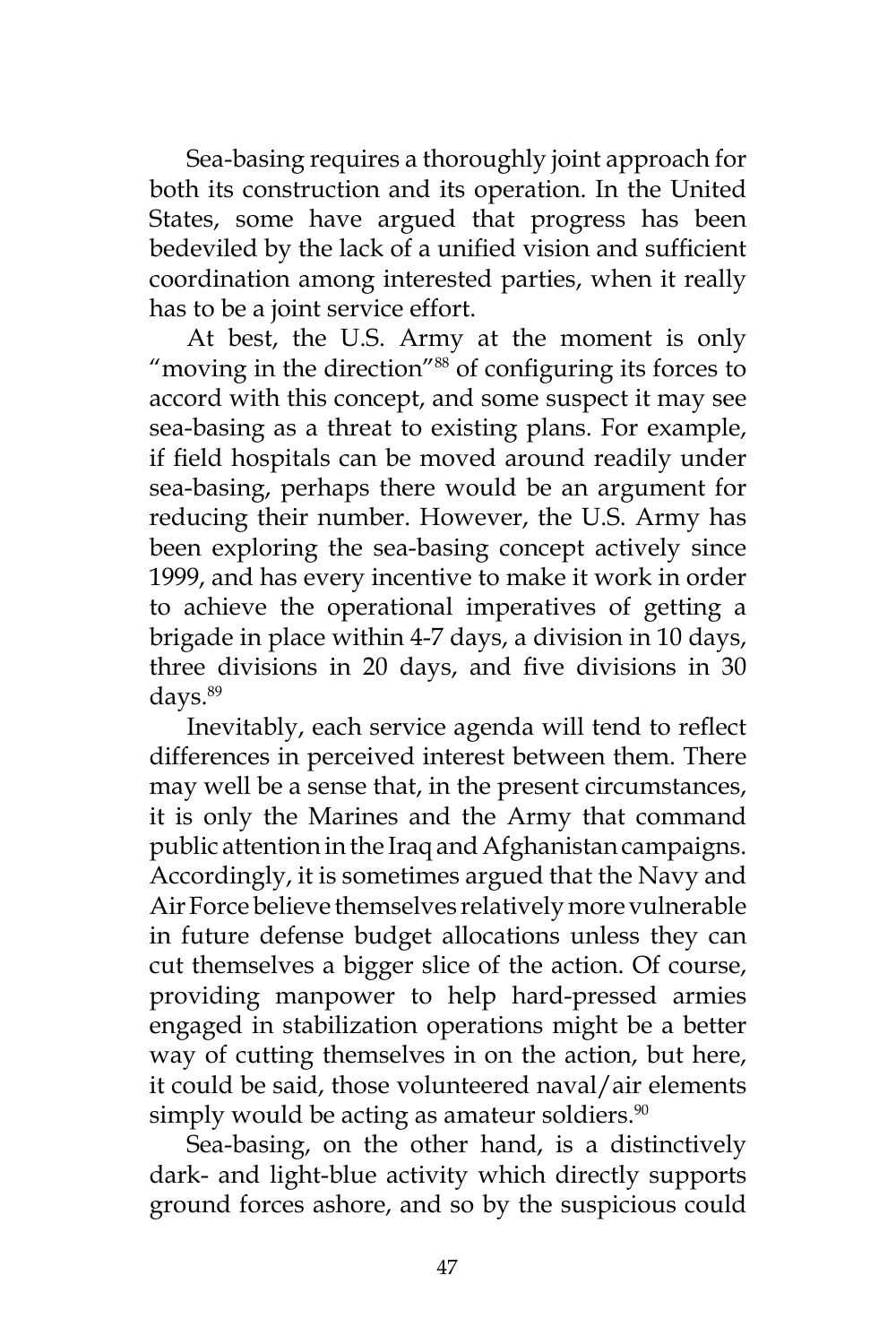Sea-basing requires a thoroughly joint approach for both its construction and its operation. In the United States, some have argued that progress has been bedeviled by the lack of a unified vision and sufficient coordination among interested parties, when it really has to be a joint service effort.

At best, the U.S. Army at the moment is only "moving in the direction"[88] of configuring its forces to accord with this concept, and some suspect it may see sea-basing as a threat to existing plans. For example, if field hospitals can be moved around readily under sea-basing, perhaps there would be an argument for reducing their number. However, the U.S. Army has been exploring the sea-basing concept actively since 1999, and has every incentive to make it work in order to achieve the operational imperatives of getting a brigade in place within 4-7 days, a division in 10 days, three divisions in 20 days, and five divisions in 30 days.[89]

Inevitably, each service agenda will tend to reflect differences in perceived interest between them. There may well be a sense that, in the present circumstances, it is only the Marines and the Army that command public attention in the Iraq and Afghanistan campaigns. Accordingly, it is sometimes argued that the Navy and Air Force believe themselves relatively more vulnerable in future defense budget allocations unless they can cut themselves a bigger slice of the action. Of course, providing manpower to help hard-pressed armies engaged in stabilization operations might be a better way of cutting themselves in on the action, but here, it could be said, those volunteered naval/air elements simply would be acting as amateur soldiers.[90]

Sea-basing, on the other hand, is a distinctively dark- and light-blue activity which directly supports ground forces ashore, and so by the suspicious could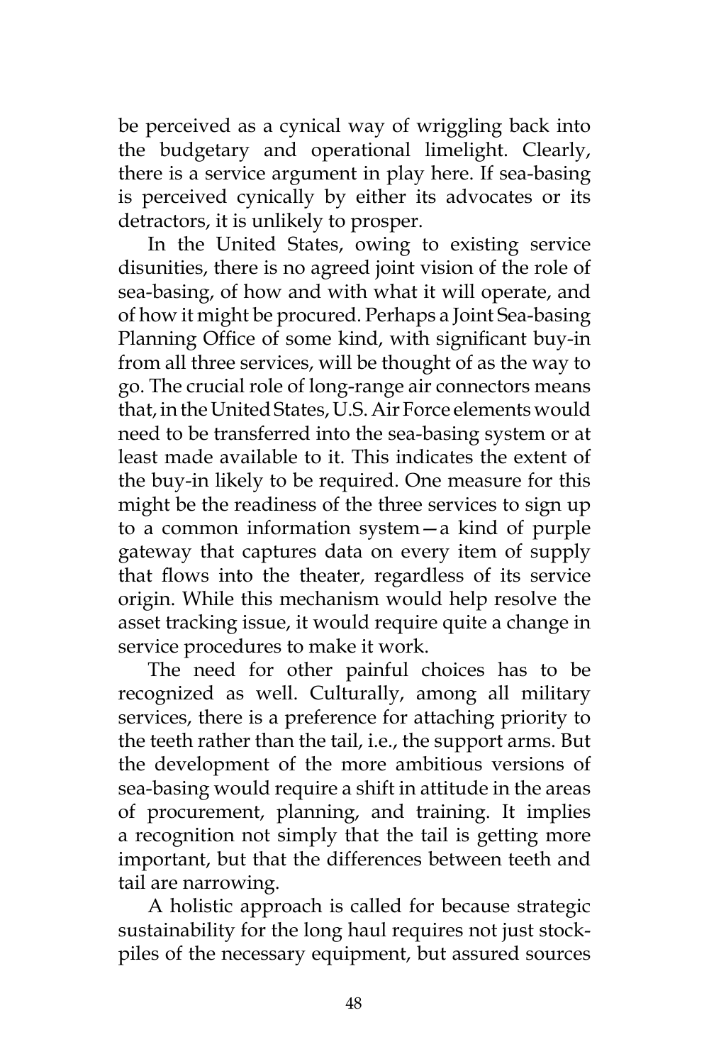be perceived as a cynical way of wriggling back into the budgetary and operational limelight. Clearly, there is a service argument in play here. If sea-basing is perceived cynically by either its advocates or its detractors, it is unlikely to prosper.

In the United States, owing to existing service disunities, there is no agreed joint vision of the role of sea-basing, of how and with what it will operate, and of how it might be procured. Perhaps a Joint Sea-basing Planning Office of some kind, with significant buy-in from all three services, will be thought of as the way to go. The crucial role of long-range air connectors means that, in the United States, U.S. Air Force elements would need to be transferred into the sea-basing system or at least made available to it. This indicates the extent of the buy-in likely to be required. One measure for this might be the readiness of the three services to sign up to a common information system—a kind of purple gateway that captures data on every item of supply that flows into the theater, regardless of its service origin. While this mechanism would help resolve the asset tracking issue, it would require quite a change in service procedures to make it work.

The need for other painful choices has to be recognized as well. Culturally, among all military services, there is a preference for attaching priority to the teeth rather than the tail, i.e., the support arms. But the development of the more ambitious versions of sea-basing would require a shift in attitude in the areas of procurement, planning, and training. It implies a recognition not simply that the tail is getting more important, but that the differences between teeth and tail are narrowing.

A holistic approach is called for because strategic sustainability for the long haul requires not just stockpiles of the necessary equipment, but assured sources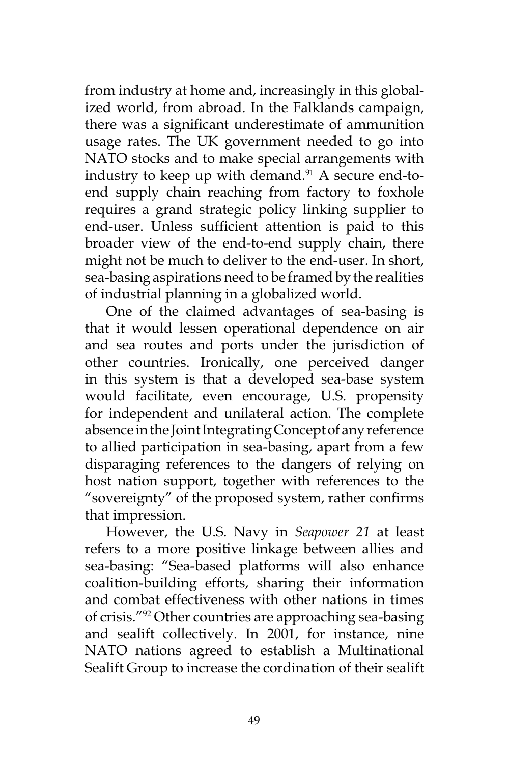from industry at home and, increasingly in this globalized world, from abroad. In the Falklands campaign, there was a significant underestimate of ammunition usage rates. The UK government needed to go into NATO stocks and to make special arrangements with industry to keep up with demand.[91] A secure end-to-end supply chain reaching from factory to foxhole requires a grand strategic policy linking supplier to end-user. Unless sufficient attention is paid to this broader view of the end-to-end supply chain, there might not be much to deliver to the end-user. In short, sea-basing aspirations need to be framed by the realities of industrial planning in a globalized world.

One of the claimed advantages of sea-basing is that it would lessen operational dependence on air and sea routes and ports under the jurisdiction of other countries. Ironically, one perceived danger in this system is that a developed sea-base system would facilitate, even encourage, U.S. propensity for independent and unilateral action. The complete absence in the Joint Integrating Concept of any reference to allied participation in sea-basing, apart from a few disparaging references to the dangers of relying on host nation support, together with references to the "sovereignty" of the proposed system, rather confirms that impression.

However, the U.S. Navy in *Seapower 21* at least refers to a more positive linkage between allies and sea-basing: "Sea-based platforms will also enhance coalition-building efforts, sharing their information and combat effectiveness with other nations in times of crisis."[92] Other countries are approaching sea-basing and sealift collectively. In 2001, for instance, nine NATO nations agreed to establish a Multinational Sealift Group to increase the cordination of their sealift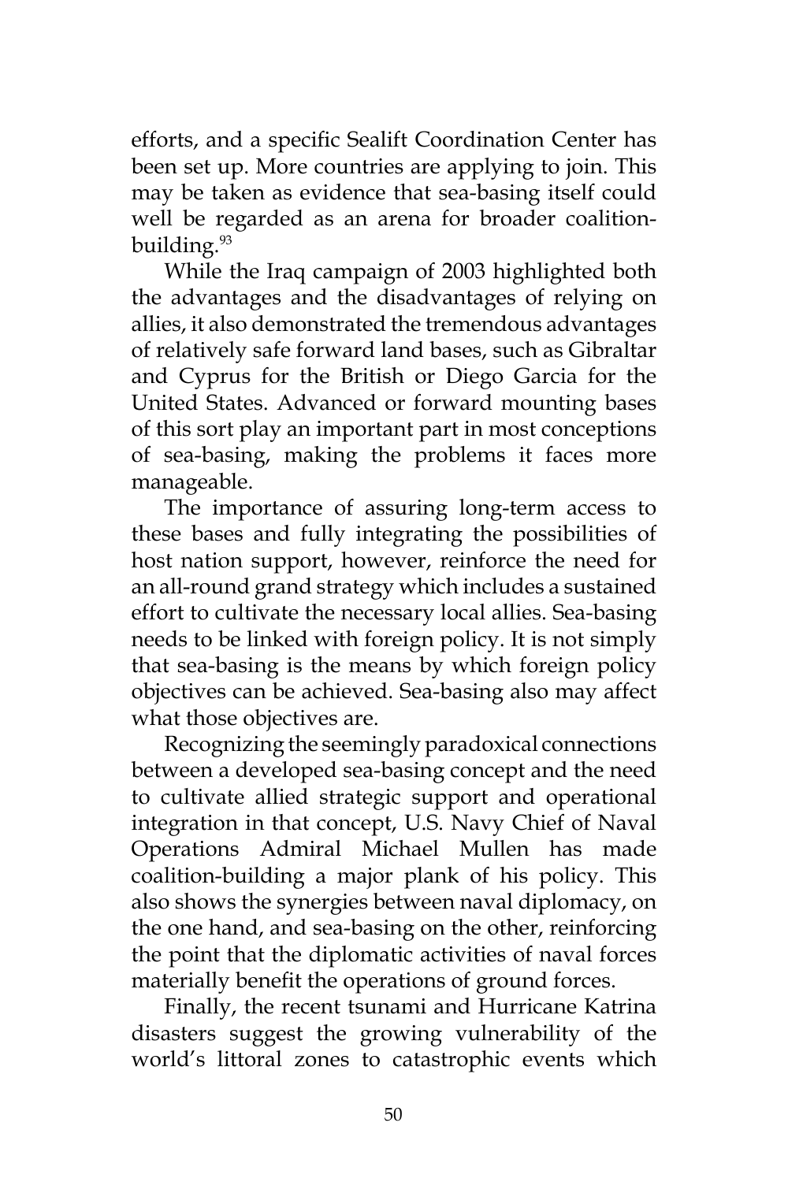efforts, and a specific Sealift Coordination Center has been set up. More countries are applying to join. This may be taken as evidence that sea-basing itself could well be regarded as an arena for broader coalition-building.[93]

While the Iraq campaign of 2003 highlighted both the advantages and the disadvantages of relying on allies, it also demonstrated the tremendous advantages of relatively safe forward land bases, such as Gibraltar and Cyprus for the British or Diego Garcia for the United States. Advanced or forward mounting bases of this sort play an important part in most conceptions of sea-basing, making the problems it faces more manageable.

The importance of assuring long-term access to these bases and fully integrating the possibilities of host nation support, however, reinforce the need for an all-round grand strategy which includes a sustained effort to cultivate the necessary local allies. Sea-basing needs to be linked with foreign policy. It is not simply that sea-basing is the means by which foreign policy objectives can be achieved. Sea-basing also may affect what those objectives are.

Recognizing the seemingly paradoxical connections between a developed sea-basing concept and the need to cultivate allied strategic support and operational integration in that concept, U.S. Navy Chief of Naval Operations Admiral Michael Mullen has made coalition-building a major plank of his policy. This also shows the synergies between naval diplomacy, on the one hand, and sea-basing on the other, reinforcing the point that the diplomatic activities of naval forces materially benefit the operations of ground forces.

Finally, the recent tsunami and Hurricane Katrina disasters suggest the growing vulnerability of the world's littoral zones to catastrophic events which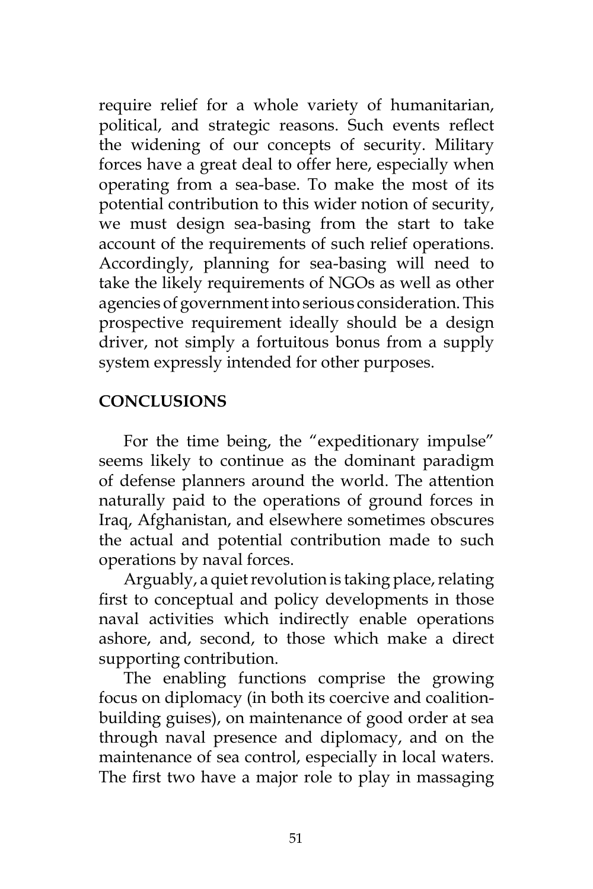require relief for a whole variety of humanitarian, political, and strategic reasons. Such events reflect the widening of our concepts of security. Military forces have a great deal to offer here, especially when operating from a sea-base. To make the most of its potential contribution to this wider notion of security, we must design sea-basing from the start to take account of the requirements of such relief operations. Accordingly, planning for sea-basing will need to take the likely requirements of NGOs as well as other agencies of government into serious consideration. This prospective requirement ideally should be a design driver, not simply a fortuitous bonus from a supply system expressly intended for other purposes.

## CONCLUSIONS

For the time being, the "expeditionary impulse" seems likely to continue as the dominant paradigm of defense planners around the world. The attention naturally paid to the operations of ground forces in Iraq, Afghanistan, and elsewhere sometimes obscures the actual and potential contribution made to such operations by naval forces.

Arguably, a quiet revolution is taking place, relating first to conceptual and policy developments in those naval activities which indirectly enable operations ashore, and, second, to those which make a direct supporting contribution.

The enabling functions comprise the growing focus on diplomacy (in both its coercive and coalition-building guises), on maintenance of good order at sea through naval presence and diplomacy, and on the maintenance of sea control, especially in local waters. The first two have a major role to play in massaging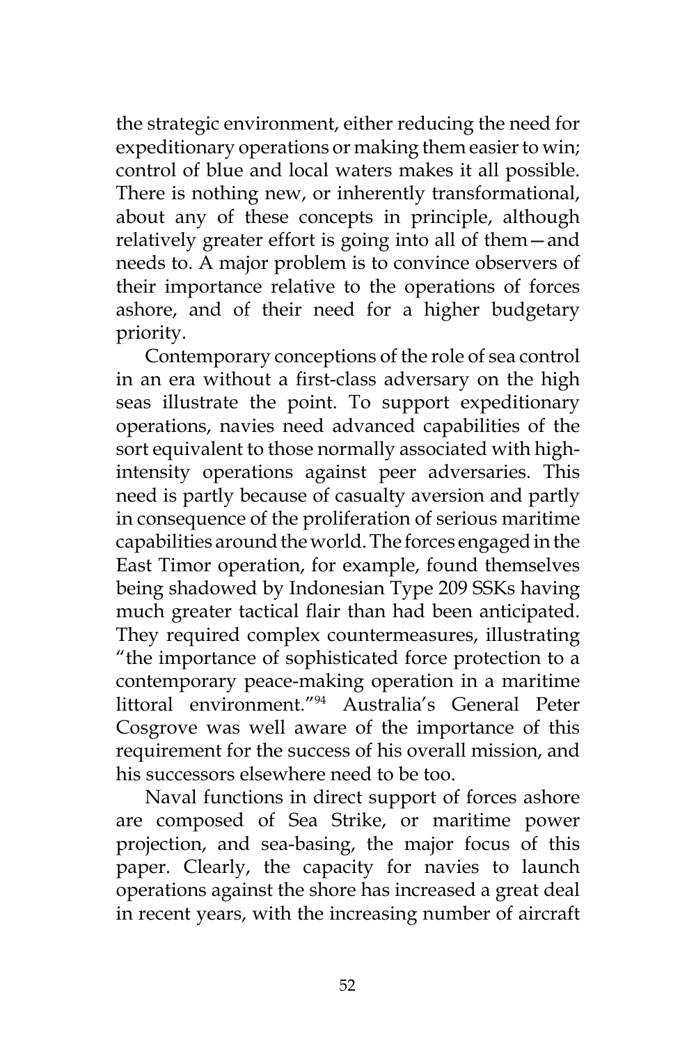the strategic environment, either reducing the need for expeditionary operations or making them easier to win; control of blue and local waters makes it all possible. There is nothing new, or inherently transformational, about any of these concepts in principle, although relatively greater effort is going into all of them—and needs to. A major problem is to convince observers of their importance relative to the operations of forces ashore, and of their need for a higher budgetary priority.

Contemporary conceptions of the role of sea control in an era without a first-class adversary on the high seas illustrate the point. To support expeditionary operations, navies need advanced capabilities of the sort equivalent to those normally associated with high-intensity operations against peer adversaries. This need is partly because of casualty aversion and partly in consequence of the proliferation of serious maritime capabilities around the world. The forces engaged in the East Timor operation, for example, found themselves being shadowed by Indonesian Type 209 SSKs having much greater tactical flair than had been anticipated. They required complex countermeasures, illustrating "the importance of sophisticated force protection to a contemporary peace-making operation in a maritime littoral environment."[94] Australia's General Peter Cosgrove was well aware of the importance of this requirement for the success of his overall mission, and his successors elsewhere need to be too.

Naval functions in direct support of forces ashore are composed of Sea Strike, or maritime power projection, and sea-basing, the major focus of this paper. Clearly, the capacity for navies to launch operations against the shore has increased a great deal in recent years, with the increasing number of aircraft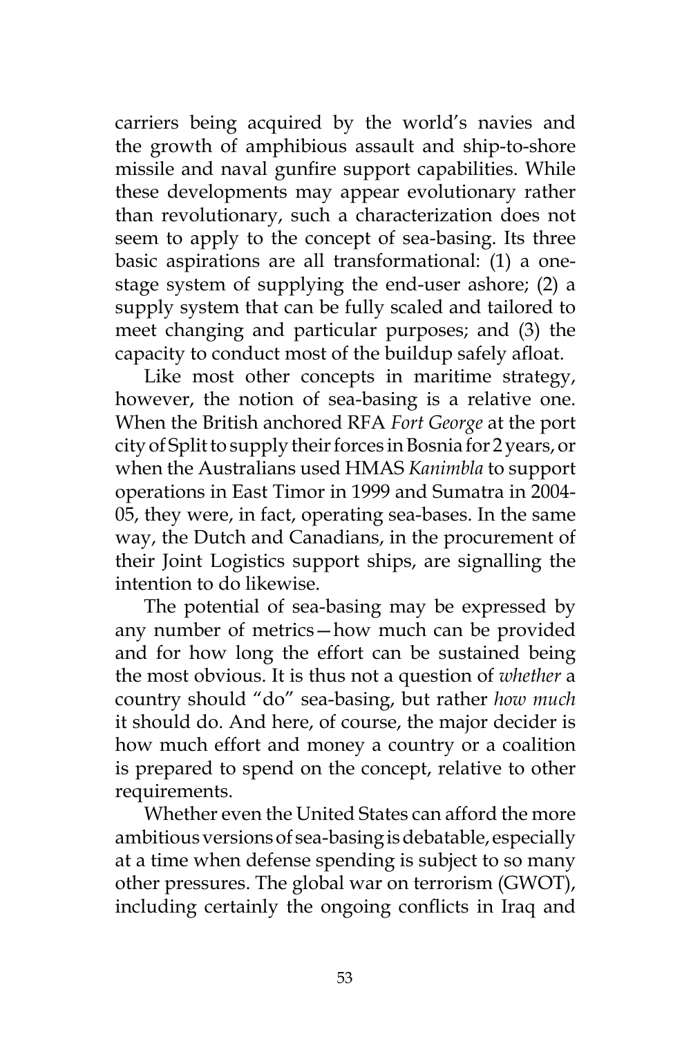carriers being acquired by the world's navies and the growth of amphibious assault and ship-to-shore missile and naval gunfire support capabilities. While these developments may appear evolutionary rather than revolutionary, such a characterization does not seem to apply to the concept of sea-basing. Its three basic aspirations are all transformational: (1) a one-stage system of supplying the end-user ashore; (2) a supply system that can be fully scaled and tailored to meet changing and particular purposes; and (3) the capacity to conduct most of the buildup safely afloat.

Like most other concepts in maritime strategy, however, the notion of sea-basing is a relative one. When the British anchored RFA *Fort George* at the port city of Split to supply their forces in Bosnia for 2 years, or when the Australians used HMAS *Kanimbla* to support operations in East Timor in 1999 and Sumatra in 2004-05, they were, in fact, operating sea-bases. In the same way, the Dutch and Canadians, in the procurement of their Joint Logistics support ships, are signalling the intention to do likewise.

The potential of sea-basing may be expressed by any number of metrics—how much can be provided and for how long the effort can be sustained being the most obvious. It is thus not a question of *whether* a country should "do" sea-basing, but rather *how much* it should do. And here, of course, the major decider is how much effort and money a country or a coalition is prepared to spend on the concept, relative to other requirements.

Whether even the United States can afford the more ambitious versions of sea-basing is debatable, especially at a time when defense spending is subject to so many other pressures. The global war on terrorism (GWOT), including certainly the ongoing conflicts in Iraq and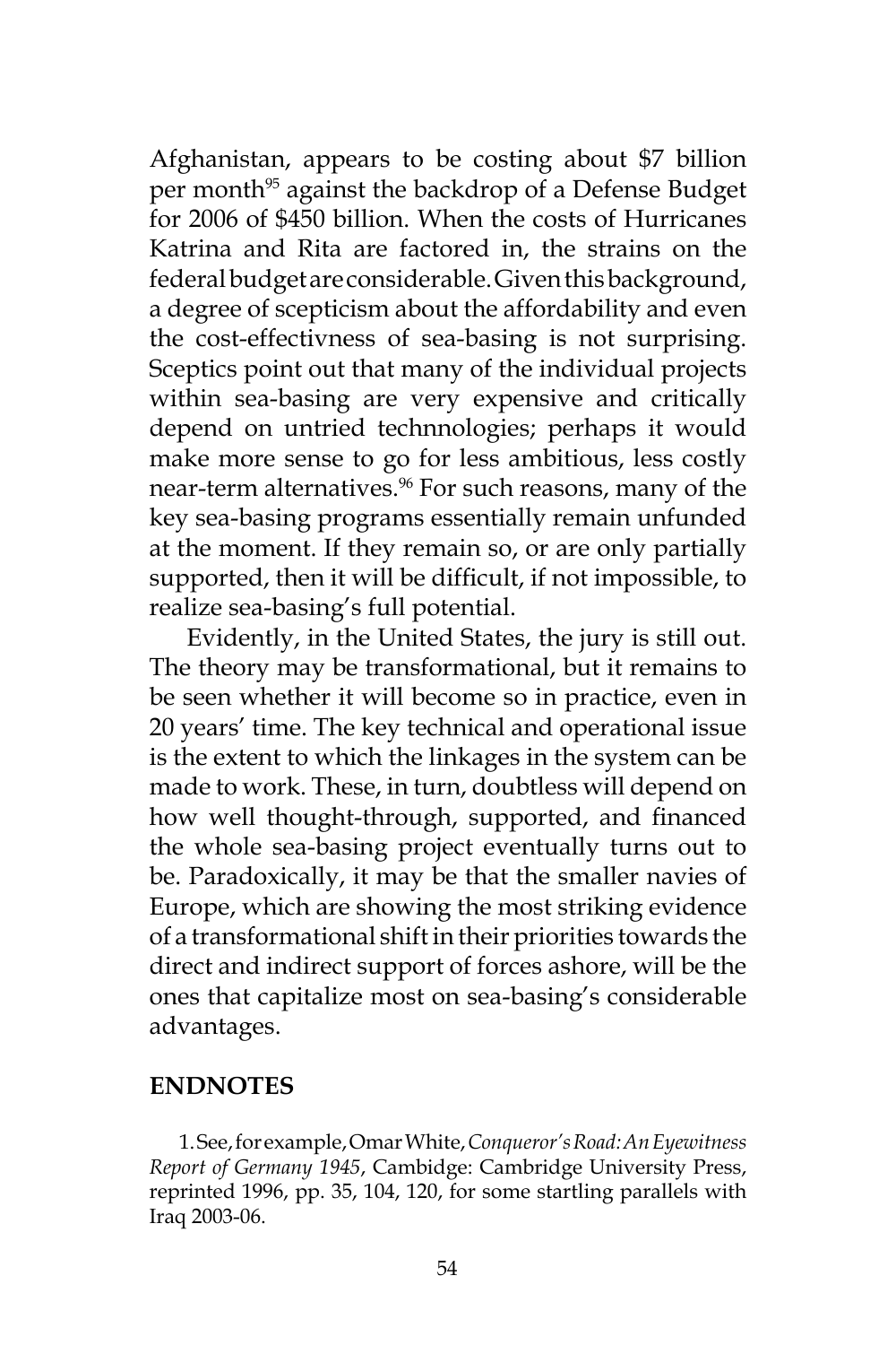Afghanistan, appears to be costing about $7 billion per month[95] against the backdrop of a Defense Budget for 2006 of $450 billion. When the costs of Hurricanes Katrina and Rita are factored in, the strains on the federal budget are considerable. Given this background, a degree of scepticism about the affordability and even the cost-effectivness of sea-basing is not surprising. Sceptics point out that many of the individual projects within sea-basing are very expensive and critically depend on untried technnologies; perhaps it would make more sense to go for less ambitious, less costly near-term alternatives.[96] For such reasons, many of the key sea-basing programs essentially remain unfunded at the moment. If they remain so, or are only partially supported, then it will be difficult, if not impossible, to realize sea-basing's full potential.

Evidently, in the United States, the jury is still out. The theory may be transformational, but it remains to be seen whether it will become so in practice, even in 20 years' time. The key technical and operational issue is the extent to which the linkages in the system can be made to work. These, in turn, doubtless will depend on how well thought-through, supported, and financed the whole sea-basing project eventually turns out to be. Paradoxically, it may be that the smaller navies of Europe, which are showing the most striking evidence of a transformational shift in their priorities towards the direct and indirect support of forces ashore, will be the ones that capitalize most on sea-basing's considerable advantages.

## ENDNOTES

1. See, for example, Omar White, *Conqueror's Road: An Eyewitness Report of Germany 1945*, Cambidge: Cambridge University Press, reprinted 1996, pp. 35, 104, 120, for some startling parallels with Iraq 2003-06.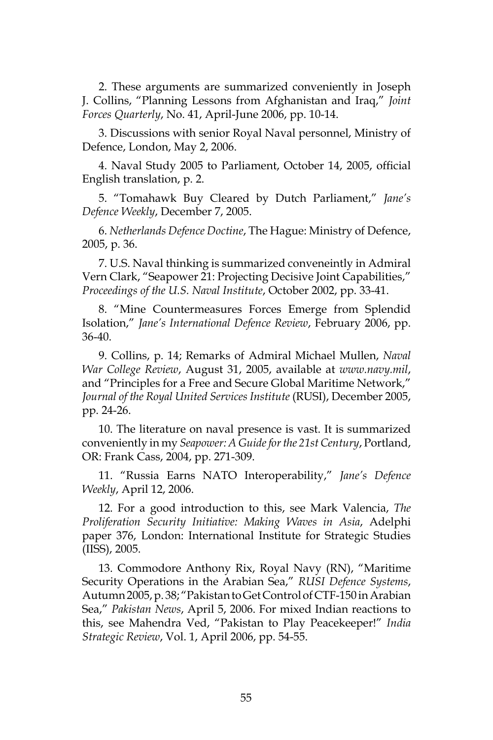2. These arguments are summarized conveniently in Joseph J. Collins, "Planning Lessons from Afghanistan and Iraq," *Joint Forces Quarterly*, No. 41, April-June 2006, pp. 10-14.

3. Discussions with senior Royal Naval personnel, Ministry of Defence, London, May 2, 2006.

4. Naval Study 2005 to Parliament, October 14, 2005, official English translation, p. 2.

5. "Tomahawk Buy Cleared by Dutch Parliament," *Jane's Defence Weekly*, December 7, 2005.

6. *Netherlands Defence Doctine*, The Hague: Ministry of Defence, 2005, p. 36.

7. U.S. Naval thinking is summarized conveneintly in Admiral Vern Clark, "Seapower 21: Projecting Decisive Joint Capabilities," *Proceedings of the U.S. Naval Institute*, October 2002, pp. 33-41.

8. "Mine Countermeasures Forces Emerge from Splendid Isolation," *Jane's International Defence Review*, February 2006, pp. 36-40.

9. Collins, p. 14; Remarks of Admiral Michael Mullen, *Naval War College Review*, August 31, 2005, available at *www.navy.mil*, and "Principles for a Free and Secure Global Maritime Network," *Journal of the Royal United Services Institute* (RUSI), December 2005, pp. 24-26.

10. The literature on naval presence is vast. It is summarized conveniently in my *Seapower: A Guide for the 21st Century*, Portland, OR: Frank Cass, 2004, pp. 271-309.

11. "Russia Earns NATO Interoperability," *Jane's Defence Weekly*, April 12, 2006.

12. For a good introduction to this, see Mark Valencia, *The Proliferation Security Initiative: Making Waves in Asia*, Adelphi paper 376, London: International Institute for Strategic Studies (IISS), 2005.

13. Commodore Anthony Rix, Royal Navy (RN), "Maritime Security Operations in the Arabian Sea," *RUSI Defence Systems*, Autumn 2005, p. 38; "Pakistan to Get Control of CTF-150 in Arabian Sea," *Pakistan News*, April 5, 2006. For mixed Indian reactions to this, see Mahendra Ved, "Pakistan to Play Peacekeeper!" *India Strategic Review*, Vol. 1, April 2006, pp. 54-55.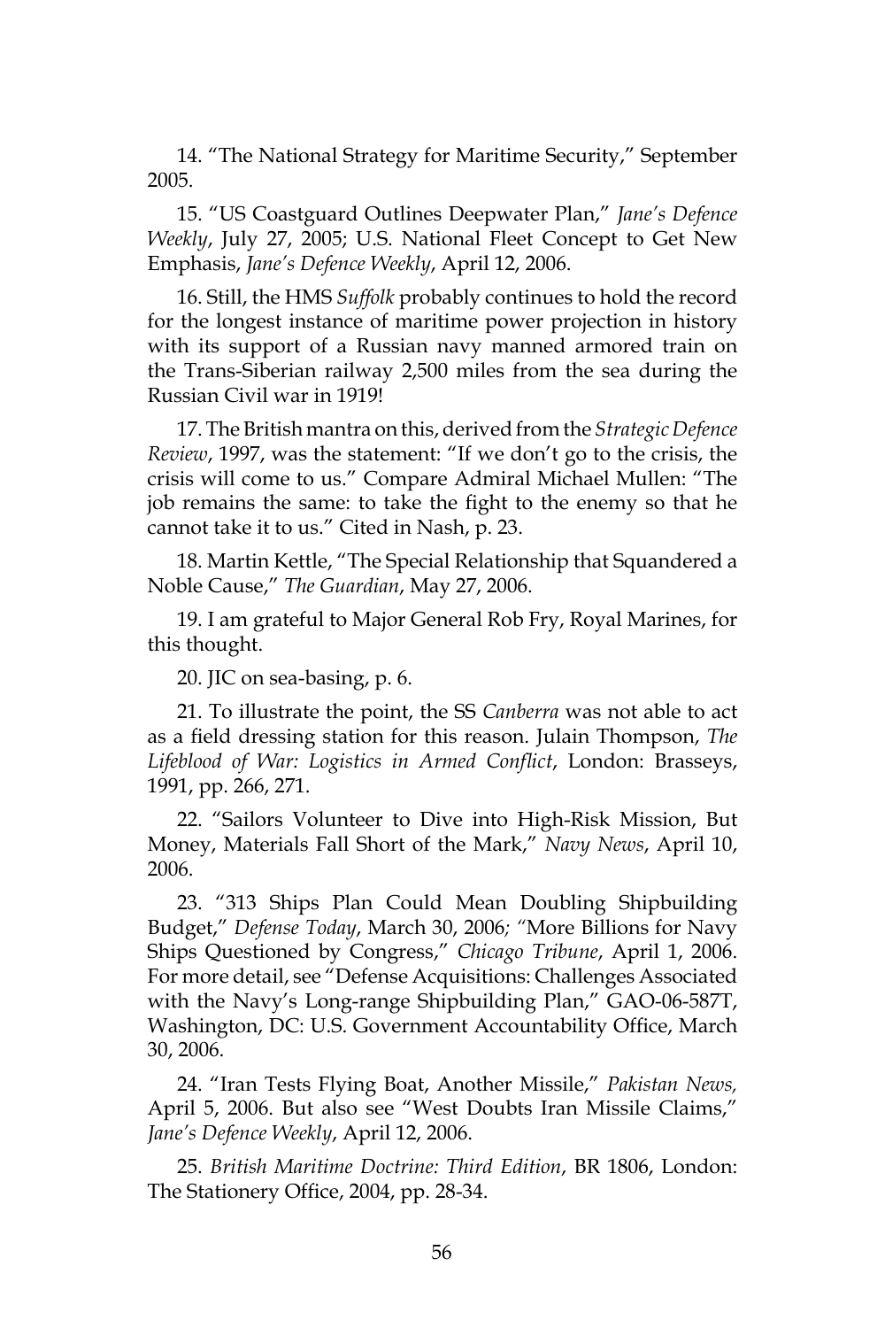14. "The National Strategy for Maritime Security," September 2005.

15. "US Coastguard Outlines Deepwater Plan," *Jane's Defence Weekly*, July 27, 2005; U.S. National Fleet Concept to Get New Emphasis, *Jane's Defence Weekly*, April 12, 2006.

16. Still, the HMS *Suffolk* probably continues to hold the record for the longest instance of maritime power projection in history with its support of a Russian navy manned armored train on the Trans-Siberian railway 2,500 miles from the sea during the Russian Civil war in 1919!

17. The British mantra on this, derived from the *Strategic Defence Review*, 1997, was the statement: "If we don't go to the crisis, the crisis will come to us." Compare Admiral Michael Mullen: "The job remains the same: to take the fight to the enemy so that he cannot take it to us." Cited in Nash, p. 23.

18. Martin Kettle, "The Special Relationship that Squandered a Noble Cause," *The Guardian*, May 27, 2006.

19. I am grateful to Major General Rob Fry, Royal Marines, for this thought.

20. JIC on sea-basing, p. 6.

21. To illustrate the point, the SS *Canberra* was not able to act as a field dressing station for this reason. Julain Thompson, *The Lifeblood of War: Logistics in Armed Conflict*, London: Brasseys, 1991, pp. 266, 271.

22. "Sailors Volunteer to Dive into High-Risk Mission, But Money, Materials Fall Short of the Mark," *Navy News*, April 10, 2006.

23. "313 Ships Plan Could Mean Doubling Shipbuilding Budget," *Defense Today*, March 30, 2006; "More Billions for Navy Ships Questioned by Congress," *Chicago Tribune*, April 1, 2006. For more detail, see "Defense Acquisitions: Challenges Associated with the Navy's Long-range Shipbuilding Plan," GAO-06-587T, Washington, DC: U.S. Government Accountability Office, March 30, 2006.

24. "Iran Tests Flying Boat, Another Missile," *Pakistan News*, April 5, 2006. But also see "West Doubts Iran Missile Claims," *Jane's Defence Weekly*, April 12, 2006.

25. *British Maritime Doctrine: Third Edition*, BR 1806, London: The Stationery Office, 2004, pp. 28-34.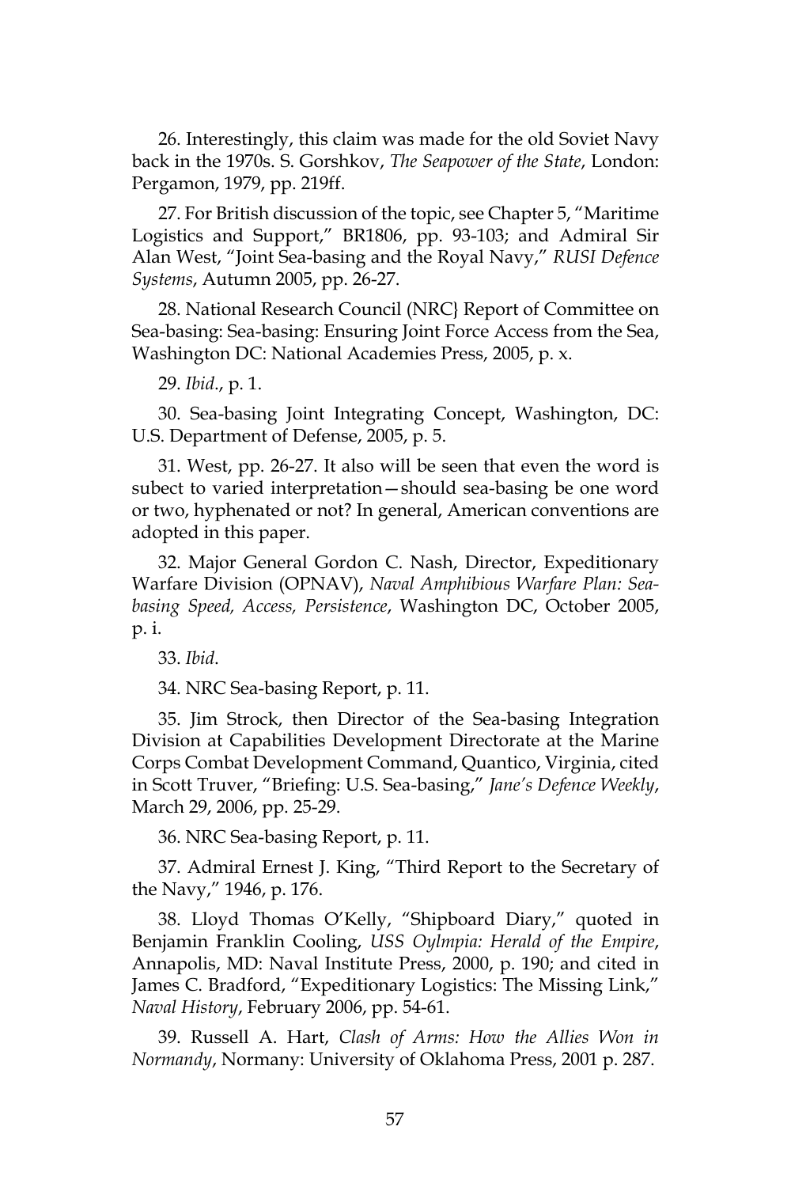26. Interestingly, this claim was made for the old Soviet Navy back in the 1970s. S. Gorshkov, *The Seapower of the State*, London: Pergamon, 1979, pp. 219ff.

27. For British discussion of the topic, see Chapter 5, "Maritime Logistics and Support," BR1806, pp. 93-103; and Admiral Sir Alan West, "Joint Sea-basing and the Royal Navy," *RUSI Defence Systems*, Autumn 2005, pp. 26-27.

28. National Research Council (NRC} Report of Committee on Sea-basing: Sea-basing: Ensuring Joint Force Access from the Sea, Washington DC: National Academies Press, 2005, p. x.

29. *Ibid*., p. 1.

30. Sea-basing Joint Integrating Concept, Washington, DC: U.S. Department of Defense, 2005, p. 5.

31. West, pp. 26-27. It also will be seen that even the word is subect to varied interpretation—should sea-basing be one word or two, hyphenated or not? In general, American conventions are adopted in this paper.

32. Major General Gordon C. Nash, Director, Expeditionary Warfare Division (OPNAV), *Naval Amphibious Warfare Plan: Sea-basing Speed, Access, Persistence*, Washington DC, October 2005, p. i.

33. *Ibid*.

34. NRC Sea-basing Report, p. 11.

35. Jim Strock, then Director of the Sea-basing Integration Division at Capabilities Development Directorate at the Marine Corps Combat Development Command, Quantico, Virginia, cited in Scott Truver, "Briefing: U.S. Sea-basing," *Jane's Defence Weekly*, March 29, 2006, pp. 25-29.

36. NRC Sea-basing Report, p. 11.

37. Admiral Ernest J. King, "Third Report to the Secretary of the Navy," 1946, p. 176.

38. Lloyd Thomas O'Kelly, "Shipboard Diary," quoted in Benjamin Franklin Cooling, *USS Oylmpia: Herald of the Empire*, Annapolis, MD: Naval Institute Press, 2000, p. 190; and cited in James C. Bradford, "Expeditionary Logistics: The Missing Link," *Naval History*, February 2006, pp. 54-61.

39. Russell A. Hart, *Clash of Arms: How the Allies Won in Normandy*, Normany: University of Oklahoma Press, 2001 p. 287.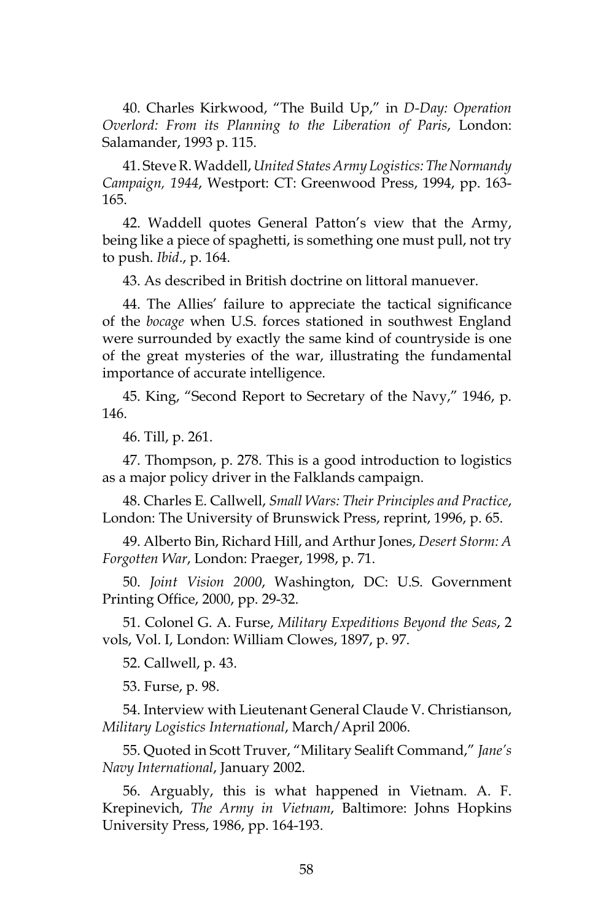40. Charles Kirkwood, "The Build Up," in *D-Day: Operation Overlord: From its Planning to the Liberation of Paris*, London: Salamander, 1993 p. 115.

41. Steve R. Waddell, *United States Army Logistics: The Normandy Campaign, 1944*, Westport: CT: Greenwood Press, 1994, pp. 163-165.

42. Waddell quotes General Patton's view that the Army, being like a piece of spaghetti, is something one must pull, not try to push. *Ibid*., p. 164.

43. As described in British doctrine on littoral manuever.

44. The Allies' failure to appreciate the tactical significance of the *bocage* when U.S. forces stationed in southwest England were surrounded by exactly the same kind of countryside is one of the great mysteries of the war, illustrating the fundamental importance of accurate intelligence.

45. King, "Second Report to Secretary of the Navy," 1946, p. 146.

46. Till, p. 261.

47. Thompson, p. 278. This is a good introduction to logistics as a major policy driver in the Falklands campaign.

48. Charles E. Callwell, *Small Wars: Their Principles and Practice*, London: The University of Brunswick Press, reprint, 1996, p. 65.

49. Alberto Bin, Richard Hill, and Arthur Jones, *Desert Storm: A Forgotten War*, London: Praeger, 1998, p. 71.

50. *Joint Vision 2000*, Washington, DC: U.S. Government Printing Office, 2000, pp. 29-32.

51. Colonel G. A. Furse, *Military Expeditions Beyond the Seas*, 2 vols, Vol. I, London: William Clowes, 1897, p. 97.

52. Callwell, p. 43.

53. Furse, p. 98.

54. Interview with Lieutenant General Claude V. Christianson, *Military Logistics International*, March/April 2006.

55. Quoted in Scott Truver, "Military Sealift Command," *Jane's Navy International*, January 2002.

56. Arguably, this is what happened in Vietnam. A. F. Krepinevich, *The Army in Vietnam*, Baltimore: Johns Hopkins University Press, 1986, pp. 164-193.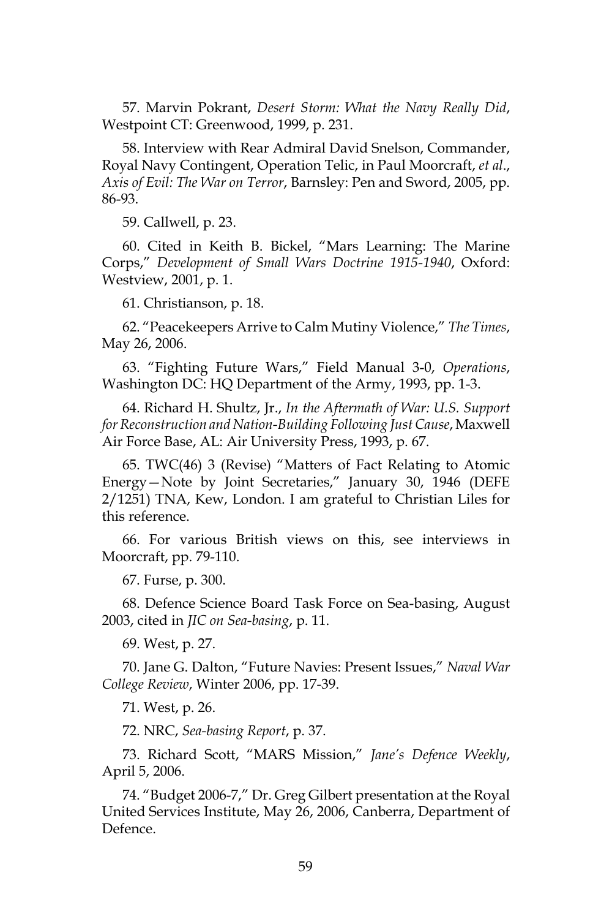57. Marvin Pokrant, *Desert Storm: What the Navy Really Did*, Westpoint CT: Greenwood, 1999, p. 231.

58. Interview with Rear Admiral David Snelson, Commander, Royal Navy Contingent, Operation Telic, in Paul Moorcraft, *et al*., *Axis of Evil: The War on Terror*, Barnsley: Pen and Sword, 2005, pp. 86-93.

59. Callwell, p. 23.

60. Cited in Keith B. Bickel, "Mars Learning: The Marine Corps," *Development of Small Wars Doctrine 1915-1940*, Oxford: Westview, 2001, p. 1.

61. Christianson, p. 18.

62. "Peacekeepers Arrive to Calm Mutiny Violence," *The Times*, May 26, 2006.

63. "Fighting Future Wars," Field Manual 3-0, *Operations*, Washington DC: HQ Department of the Army, 1993, pp. 1-3.

64. Richard H. Shultz, Jr., *In the Aftermath of War: U.S. Support for Reconstruction and Nation-Building Following Just Cause*, Maxwell Air Force Base, AL: Air University Press, 1993, p. 67.

65. TWC(46) 3 (Revise) "Matters of Fact Relating to Atomic Energy—Note by Joint Secretaries," January 30, 1946 (DEFE 2/1251) TNA, Kew, London. I am grateful to Christian Liles for this reference.

66. For various British views on this, see interviews in Moorcraft, pp. 79-110.

67. Furse, p. 300.

68. Defence Science Board Task Force on Sea-basing, August 2003, cited in *JIC on Sea-basing*, p. 11.

69. West, p. 27.

70. Jane G. Dalton, "Future Navies: Present Issues," *Naval War College Review*, Winter 2006, pp. 17-39.

71. West, p. 26.

72. NRC, *Sea-basing Report*, p. 37.

73. Richard Scott, "MARS Mission," *Jane's Defence Weekly*, April 5, 2006.

74. "Budget 2006-7," Dr. Greg Gilbert presentation at the Royal United Services Institute, May 26, 2006, Canberra, Department of Defence.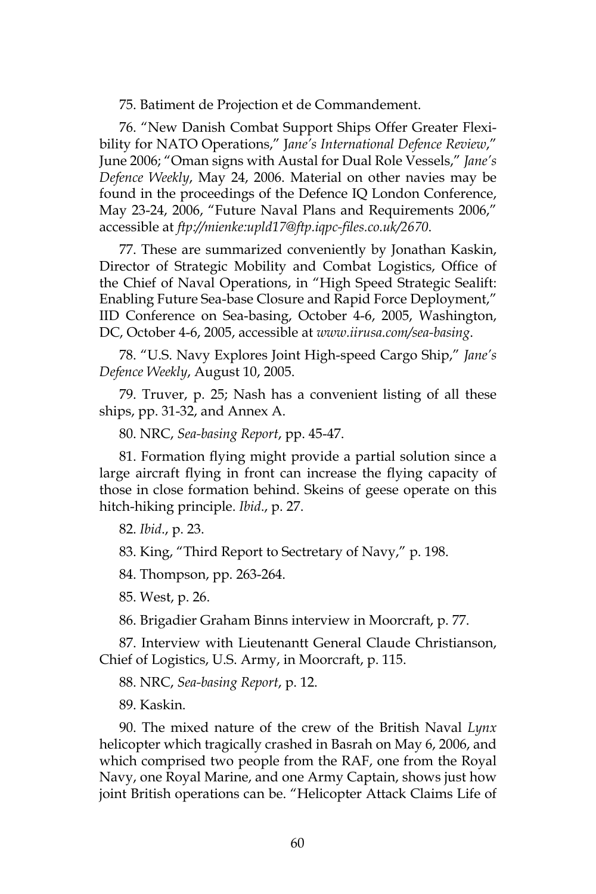75. Batiment de Projection et de Commandement.

76. "New Danish Combat Support Ships Offer Greater Flexibility for NATO Operations," J*ane's International Defence Review*," June 2006; "Oman signs with Austal for Dual Role Vessels," *Jane's Defence Weekly*, May 24, 2006. Material on other navies may be found in the proceedings of the Defence IQ London Conference, May 23-24, 2006, "Future Naval Plans and Requirements 2006," accessible at *ftp://mienke:upld17@ftp.iqpc-files.co.uk/2670*.

77. These are summarized conveniently by Jonathan Kaskin, Director of Strategic Mobility and Combat Logistics, Office of the Chief of Naval Operations, in "High Speed Strategic Sealift: Enabling Future Sea-base Closure and Rapid Force Deployment," IID Conference on Sea-basing, October 4-6, 2005, Washington, DC, October 4-6, 2005, accessible at *www.iirusa.com/sea-basing*.

78. "U.S. Navy Explores Joint High-speed Cargo Ship," *Jane's Defence Weekly*, August 10, 2005.

79. Truver, p. 25; Nash has a convenient listing of all these ships, pp. 31-32, and Annex A.

80. NRC, *Sea-basing Report*, pp. 45-47.

81. Formation flying might provide a partial solution since a large aircraft flying in front can increase the flying capacity of those in close formation behind. Skeins of geese operate on this hitch-hiking principle. *Ibid*., p. 27.

82. *Ibid*., p. 23.

83. King, "Third Report to Sectretary of Navy," p. 198.

84. Thompson, pp. 263-264.

85. West, p. 26.

86. Brigadier Graham Binns interview in Moorcraft, p. 77.

87. Interview with Lieutenantt General Claude Christianson, Chief of Logistics, U.S. Army, in Moorcraft, p. 115.

88. NRC, *Sea-basing Report*, p. 12.

89. Kaskin.

90. The mixed nature of the crew of the British Naval *Lynx* helicopter which tragically crashed in Basrah on May 6, 2006, and which comprised two people from the RAF, one from the Royal Navy, one Royal Marine, and one Army Captain, shows just how joint British operations can be. "Helicopter Attack Claims Life of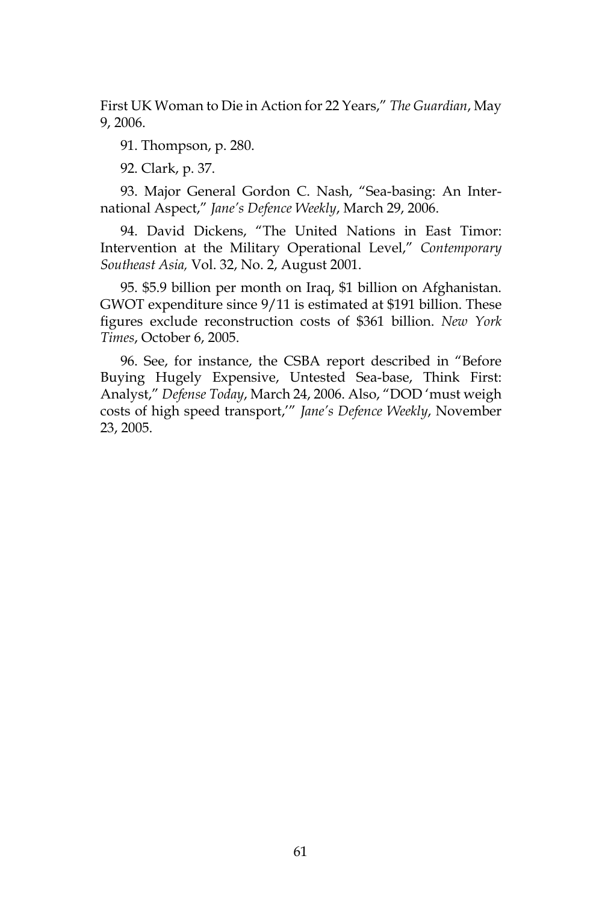First UK Woman to Die in Action for 22 Years," *The Guardian*, May 9, 2006.

91. Thompson, p. 280.

92. Clark, p. 37.

93. Major General Gordon C. Nash, "Sea-basing: An International Aspect," *Jane's Defence Weekly*, March 29, 2006.

94. David Dickens, "The United Nations in East Timor: Intervention at the Military Operational Level," *Contemporary Southeast Asia,* Vol. 32, No. 2, August 2001.

95. $5.9 billion per month on Iraq, $1 billion on Afghanistan. GWOT expenditure since 9/11 is estimated at $191 billion. These figures exclude reconstruction costs of $361 billion. *New York Times*, October 6, 2005.

96. See, for instance, the CSBA report described in "Before Buying Hugely Expensive, Untested Sea-base, Think First: Analyst," *Defense Today*, March 24, 2006. Also, "DOD 'must weigh costs of high speed transport,'" *Jane's Defence Weekly*, November 23, 2005.